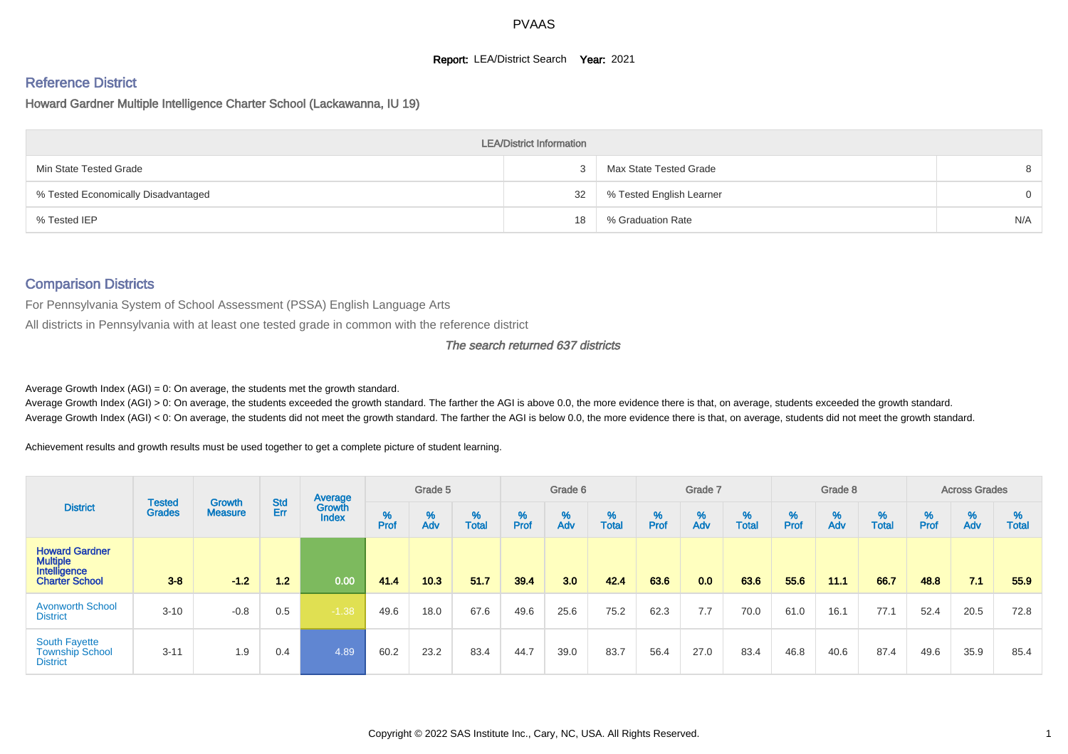# PVAAS

**Report:** LEA/District Search **Year:** 2021

## Reference District

Howard Gardner Multiple Intelligence Charter School (Lackawanna, IU 19)

| LEA/District Information | | | |
|---|---|---|---|
| Min State Tested Grade | 3 | Max State Tested Grade | 8 |
| % Tested Economically Disadvantaged | 32 | % Tested English Learner | 0 |
| % Tested IEP | 18 | % Graduation Rate | N/A |

## Comparison Districts

For Pennsylvania System of School Assessment (PSSA) English Language Arts

All districts in Pennsylvania with at least one tested grade in common with the reference district

*The search returned 637 districts*

Average Growth Index (AGI) = 0: On average, the students met the growth standard.

Average Growth Index (AGI) > 0: On average, the students exceeded the growth standard. The farther the AGI is above 0.0, the more evidence there is that, on average, students exceeded the growth standard.

Average Growth Index (AGI) < 0: On average, the students did not meet the growth standard. The farther the AGI is below 0.0, the more evidence there is that, on average, students did not meet the growth standard.

Achievement results and growth results must be used together to get a complete picture of student learning.

| District | Tested Grades | Growth Measure | Std Err | Average Growth Index | Grade 5 | | | Grade 6 | | | Grade 7 | | | Grade 8 | | | Across Grades | | |
|---|---|---|---|---|---|---|---|---|---|---|---|---|---|---|---|---|---|---|---|
| | | | | | % Prof | % Adv | % Total | % Prof | % Adv | % Total | % Prof | % Adv | % Total | % Prof | % Adv | % Total | % Prof | % Adv | % Total |
| **Howard Gardner Multiple Intelligence Charter School** | **3-8** | **-1.2** | **1.2** | **0.00** | **41.4** | **10.3** | **51.7** | **39.4** | **3.0** | **42.4** | **63.6** | **0.0** | **63.6** | **55.6** | **11.1** | **66.7** | **48.8** | **7.1** | **55.9** |
| Avonworth School District | 3-10 | -0.8 | 0.5 | -1.38 | 49.6 | 18.0 | 67.6 | 49.6 | 25.6 | 75.2 | 62.3 | 7.7 | 70.0 | 61.0 | 16.1 | 77.1 | 52.4 | 20.5 | 72.8 |
| South Fayette Township School District | 3-11 | 1.9 | 0.4 | 4.89 | 60.2 | 23.2 | 83.4 | 44.7 | 39.0 | 83.7 | 56.4 | 27.0 | 83.4 | 46.8 | 40.6 | 87.4 | 49.6 | 35.9 | 85.4 |

Copyright © 2022 SAS Institute Inc., Cary, NC, USA. All Rights Reserved.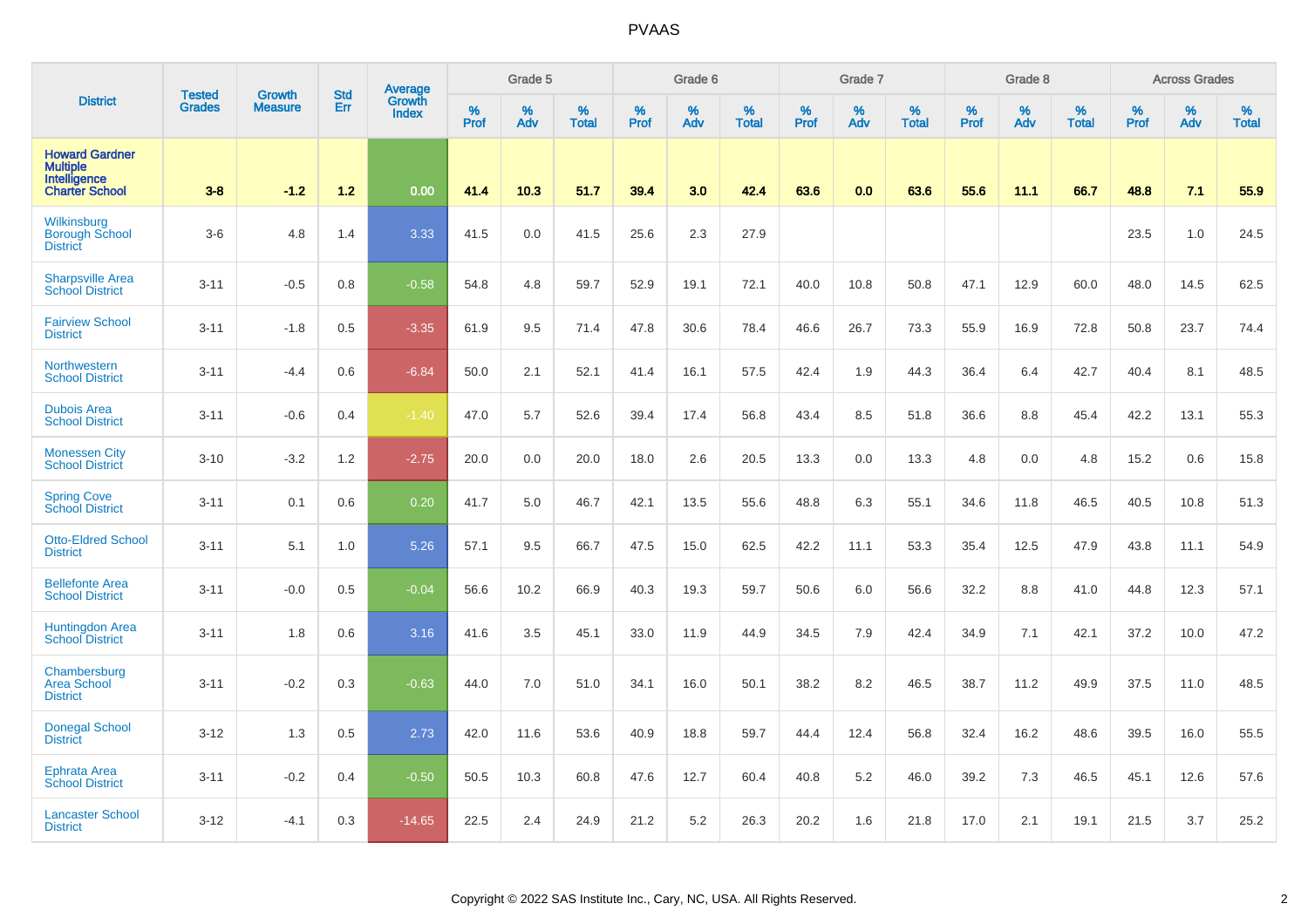# PVAAS

| District | Tested Grades | Growth Measure | Std Err | Average Growth Index | Grade 5 | | | Grade 6 | | | Grade 7 | | | Grade 8 | | | Across Grades | | |
|---|---|---|---|---|---|---|---|---|---|---|---|---|---|---|---|---|---|---|---|
| | | | | | % Prof | % Adv | % Total | % Prof | % Adv | % Total | % Prof | % Adv | % Total | % Prof | % Adv | % Total | % Prof | % Adv | % Total |
| **Howard Gardner Multiple Intelligence Charter School** | **3-8** | **-1.2** | **1.2** | **0.00** | **41.4** | **10.3** | **51.7** | **39.4** | **3.0** | **42.4** | **63.6** | **0.0** | **63.6** | **55.6** | **11.1** | **66.7** | **48.8** | **7.1** | **55.9** |
| Wilkinsburg Borough School District | 3-6 | 4.8 | 1.4 | 3.33 | 41.5 | 0.0 | 41.5 | 25.6 | 2.3 | 27.9 | | | | | | | 23.5 | 1.0 | 24.5 |
| Sharpsville Area School District | 3-11 | -0.5 | 0.8 | -0.58 | 54.8 | 4.8 | 59.7 | 52.9 | 19.1 | 72.1 | 40.0 | 10.8 | 50.8 | 47.1 | 12.9 | 60.0 | 48.0 | 14.5 | 62.5 |
| Fairview School District | 3-11 | -1.8 | 0.5 | -3.35 | 61.9 | 9.5 | 71.4 | 47.8 | 30.6 | 78.4 | 46.6 | 26.7 | 73.3 | 55.9 | 16.9 | 72.8 | 50.8 | 23.7 | 74.4 |
| Northwestern School District | 3-11 | -4.4 | 0.6 | -6.84 | 50.0 | 2.1 | 52.1 | 41.4 | 16.1 | 57.5 | 42.4 | 1.9 | 44.3 | 36.4 | 6.4 | 42.7 | 40.4 | 8.1 | 48.5 |
| Dubois Area School District | 3-11 | -0.6 | 0.4 | -1.40 | 47.0 | 5.7 | 52.6 | 39.4 | 17.4 | 56.8 | 43.4 | 8.5 | 51.8 | 36.6 | 8.8 | 45.4 | 42.2 | 13.1 | 55.3 |
| Monessen City School District | 3-10 | -3.2 | 1.2 | -2.75 | 20.0 | 0.0 | 20.0 | 18.0 | 2.6 | 20.5 | 13.3 | 0.0 | 13.3 | 4.8 | 0.0 | 4.8 | 15.2 | 0.6 | 15.8 |
| Spring Cove School District | 3-11 | 0.1 | 0.6 | 0.20 | 41.7 | 5.0 | 46.7 | 42.1 | 13.5 | 55.6 | 48.8 | 6.3 | 55.1 | 34.6 | 11.8 | 46.5 | 40.5 | 10.8 | 51.3 |
| Otto-Eldred School District | 3-11 | 5.1 | 1.0 | 5.26 | 57.1 | 9.5 | 66.7 | 47.5 | 15.0 | 62.5 | 42.2 | 11.1 | 53.3 | 35.4 | 12.5 | 47.9 | 43.8 | 11.1 | 54.9 |
| Bellefonte Area School District | 3-11 | -0.0 | 0.5 | -0.04 | 56.6 | 10.2 | 66.9 | 40.3 | 19.3 | 59.7 | 50.6 | 6.0 | 56.6 | 32.2 | 8.8 | 41.0 | 44.8 | 12.3 | 57.1 |
| Huntingdon Area School District | 3-11 | 1.8 | 0.6 | 3.16 | 41.6 | 3.5 | 45.1 | 33.0 | 11.9 | 44.9 | 34.5 | 7.9 | 42.4 | 34.9 | 7.1 | 42.1 | 37.2 | 10.0 | 47.2 |
| Chambersburg Area School District | 3-11 | -0.2 | 0.3 | -0.63 | 44.0 | 7.0 | 51.0 | 34.1 | 16.0 | 50.1 | 38.2 | 8.2 | 46.5 | 38.7 | 11.2 | 49.9 | 37.5 | 11.0 | 48.5 |
| Donegal School District | 3-12 | 1.3 | 0.5 | 2.73 | 42.0 | 11.6 | 53.6 | 40.9 | 18.8 | 59.7 | 44.4 | 12.4 | 56.8 | 32.4 | 16.2 | 48.6 | 39.5 | 16.0 | 55.5 |
| Ephrata Area School District | 3-11 | -0.2 | 0.4 | -0.50 | 50.5 | 10.3 | 60.8 | 47.6 | 12.7 | 60.4 | 40.8 | 5.2 | 46.0 | 39.2 | 7.3 | 46.5 | 45.1 | 12.6 | 57.6 |
| Lancaster School District | 3-12 | -4.1 | 0.3 | -14.65 | 22.5 | 2.4 | 24.9 | 21.2 | 5.2 | 26.3 | 20.2 | 1.6 | 21.8 | 17.0 | 2.1 | 19.1 | 21.5 | 3.7 | 25.2 |

Copyright © 2022 SAS Institute Inc., Cary, NC, USA. All Rights Reserved.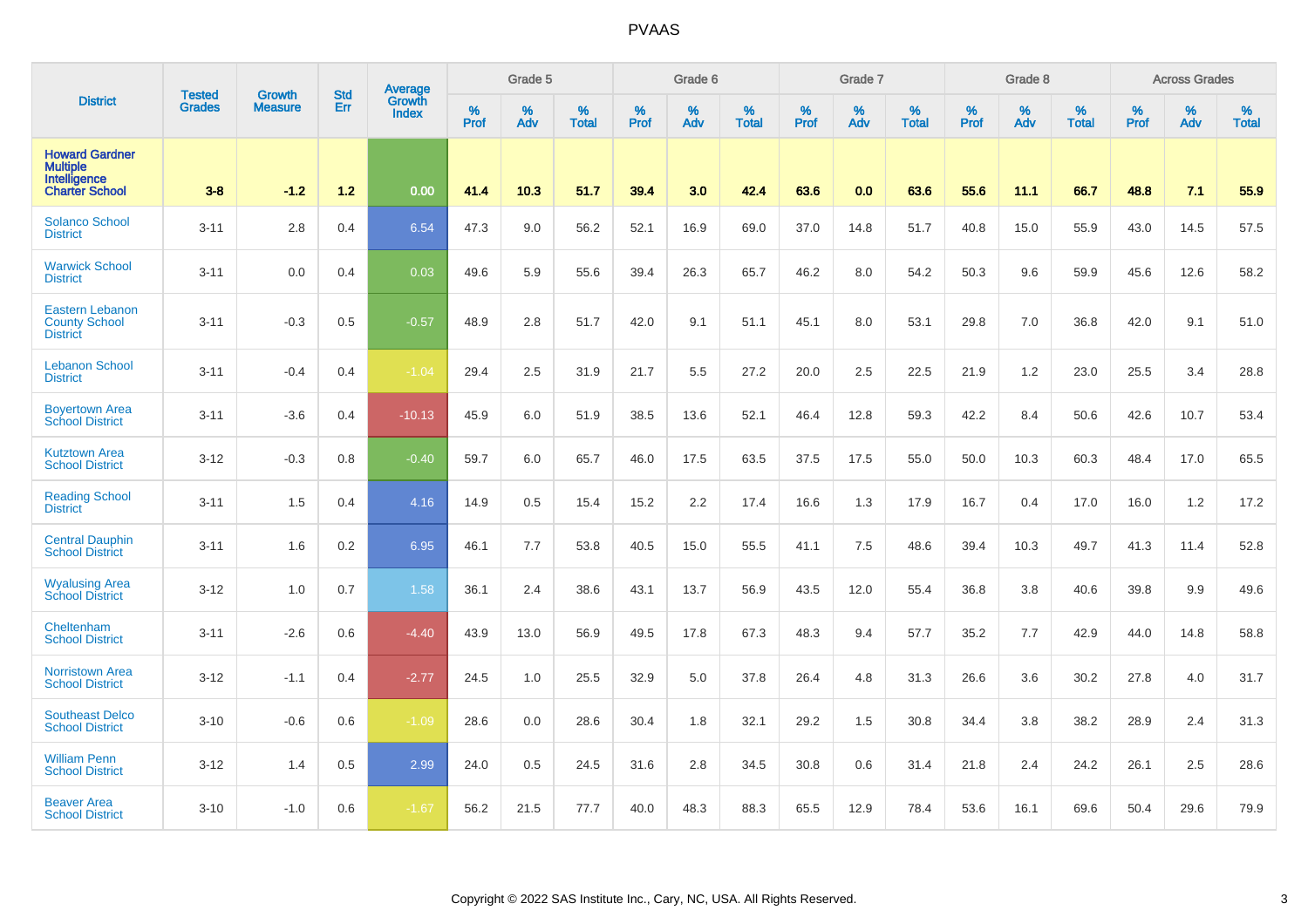# PVAAS

| District | Tested Grades | Growth Measure | Std Err | Average Growth Index | Grade 5 | | | Grade 6 | | | Grade 7 | | | Grade 8 | | | Across Grades | | |
|---|---|---|---|---|---|---|---|---|---|---|---|---|---|---|---|---|---|---|---|
| | | | | | % Prof | % Adv | % Total | % Prof | % Adv | % Total | % Prof | % Adv | % Total | % Prof | % Adv | % Total | % Prof | % Adv | % Total |
| **Howard Gardner Multiple Intelligence Charter School** | **3-8** | **-1.2** | **1.2** | **0.00** | **41.4** | **10.3** | **51.7** | **39.4** | **3.0** | **42.4** | **63.6** | **0.0** | **63.6** | **55.6** | **11.1** | **66.7** | **48.8** | **7.1** | **55.9** |
| Solanco School District | 3-11 | 2.8 | 0.4 | 6.54 | 47.3 | 9.0 | 56.2 | 52.1 | 16.9 | 69.0 | 37.0 | 14.8 | 51.7 | 40.8 | 15.0 | 55.9 | 43.0 | 14.5 | 57.5 |
| Warwick School District | 3-11 | 0.0 | 0.4 | 0.03 | 49.6 | 5.9 | 55.6 | 39.4 | 26.3 | 65.7 | 46.2 | 8.0 | 54.2 | 50.3 | 9.6 | 59.9 | 45.6 | 12.6 | 58.2 |
| Eastern Lebanon County School District | 3-11 | -0.3 | 0.5 | -0.57 | 48.9 | 2.8 | 51.7 | 42.0 | 9.1 | 51.1 | 45.1 | 8.0 | 53.1 | 29.8 | 7.0 | 36.8 | 42.0 | 9.1 | 51.0 |
| Lebanon School District | 3-11 | -0.4 | 0.4 | -1.04 | 29.4 | 2.5 | 31.9 | 21.7 | 5.5 | 27.2 | 20.0 | 2.5 | 22.5 | 21.9 | 1.2 | 23.0 | 25.5 | 3.4 | 28.8 |
| Boyertown Area School District | 3-11 | -3.6 | 0.4 | -10.13 | 45.9 | 6.0 | 51.9 | 38.5 | 13.6 | 52.1 | 46.4 | 12.8 | 59.3 | 42.2 | 8.4 | 50.6 | 42.6 | 10.7 | 53.4 |
| Kutztown Area School District | 3-12 | -0.3 | 0.8 | -0.40 | 59.7 | 6.0 | 65.7 | 46.0 | 17.5 | 63.5 | 37.5 | 17.5 | 55.0 | 50.0 | 10.3 | 60.3 | 48.4 | 17.0 | 65.5 |
| Reading School District | 3-11 | 1.5 | 0.4 | 4.16 | 14.9 | 0.5 | 15.4 | 15.2 | 2.2 | 17.4 | 16.6 | 1.3 | 17.9 | 16.7 | 0.4 | 17.0 | 16.0 | 1.2 | 17.2 |
| Central Dauphin School District | 3-11 | 1.6 | 0.2 | 6.95 | 46.1 | 7.7 | 53.8 | 40.5 | 15.0 | 55.5 | 41.1 | 7.5 | 48.6 | 39.4 | 10.3 | 49.7 | 41.3 | 11.4 | 52.8 |
| Wyalusing Area School District | 3-12 | 1.0 | 0.7 | 1.58 | 36.1 | 2.4 | 38.6 | 43.1 | 13.7 | 56.9 | 43.5 | 12.0 | 55.4 | 36.8 | 3.8 | 40.6 | 39.8 | 9.9 | 49.6 |
| Cheltenham School District | 3-11 | -2.6 | 0.6 | -4.40 | 43.9 | 13.0 | 56.9 | 49.5 | 17.8 | 67.3 | 48.3 | 9.4 | 57.7 | 35.2 | 7.7 | 42.9 | 44.0 | 14.8 | 58.8 |
| Norristown Area School District | 3-12 | -1.1 | 0.4 | -2.77 | 24.5 | 1.0 | 25.5 | 32.9 | 5.0 | 37.8 | 26.4 | 4.8 | 31.3 | 26.6 | 3.6 | 30.2 | 27.8 | 4.0 | 31.7 |
| Southeast Delco School District | 3-10 | -0.6 | 0.6 | -1.09 | 28.6 | 0.0 | 28.6 | 30.4 | 1.8 | 32.1 | 29.2 | 1.5 | 30.8 | 34.4 | 3.8 | 38.2 | 28.9 | 2.4 | 31.3 |
| William Penn School District | 3-12 | 1.4 | 0.5 | 2.99 | 24.0 | 0.5 | 24.5 | 31.6 | 2.8 | 34.5 | 30.8 | 0.6 | 31.4 | 21.8 | 2.4 | 24.2 | 26.1 | 2.5 | 28.6 |
| Beaver Area School District | 3-10 | -1.0 | 0.6 | -1.67 | 56.2 | 21.5 | 77.7 | 40.0 | 48.3 | 88.3 | 65.5 | 12.9 | 78.4 | 53.6 | 16.1 | 69.6 | 50.4 | 29.6 | 79.9 |

Copyright © 2022 SAS Institute Inc., Cary, NC, USA. All Rights Reserved.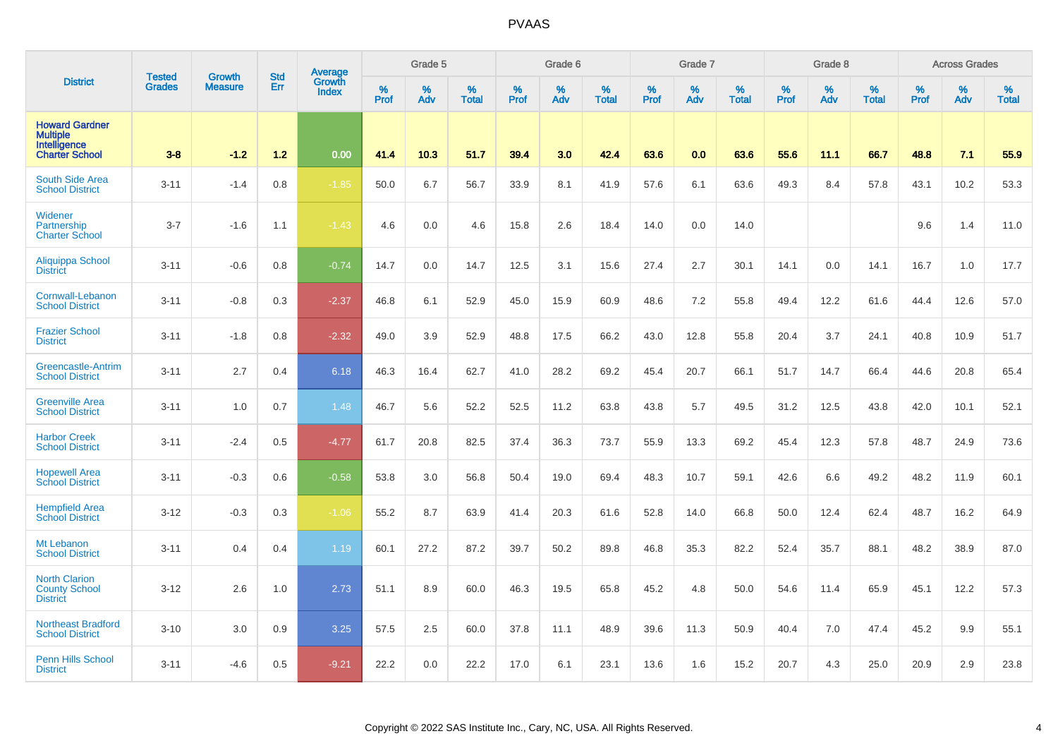# PVAAS

| District | Tested Grades | Growth Measure | Std Err | Average Growth Index | Grade 5 | | | Grade 6 | | | Grade 7 | | | Grade 8 | | | Across Grades | | |
|---|---|---|---|---|---|---|---|---|---|---|---|---|---|---|---|---|---|---|---|
| | | | | | % Prof | % Adv | % Total | % Prof | % Adv | % Total | % Prof | % Adv | % Total | % Prof | % Adv | % Total | % Prof | % Adv | % Total |
| **Howard Gardner Multiple Intelligence Charter School** | **3-8** | **-1.2** | **1.2** | **0.00** | **41.4** | **10.3** | **51.7** | **39.4** | **3.0** | **42.4** | **63.6** | **0.0** | **63.6** | **55.6** | **11.1** | **66.7** | **48.8** | **7.1** | **55.9** |
| South Side Area School District | 3-11 | -1.4 | 0.8 | -1.85 | 50.0 | 6.7 | 56.7 | 33.9 | 8.1 | 41.9 | 57.6 | 6.1 | 63.6 | 49.3 | 8.4 | 57.8 | 43.1 | 10.2 | 53.3 |
| Widener Partnership Charter School | 3-7 | -1.6 | 1.1 | -1.43 | 4.6 | 0.0 | 4.6 | 15.8 | 2.6 | 18.4 | 14.0 | 0.0 | 14.0 | | | | 9.6 | 1.4 | 11.0 |
| Aliquippa School District | 3-11 | -0.6 | 0.8 | -0.74 | 14.7 | 0.0 | 14.7 | 12.5 | 3.1 | 15.6 | 27.4 | 2.7 | 30.1 | 14.1 | 0.0 | 14.1 | 16.7 | 1.0 | 17.7 |
| Cornwall-Lebanon School District | 3-11 | -0.8 | 0.3 | -2.37 | 46.8 | 6.1 | 52.9 | 45.0 | 15.9 | 60.9 | 48.6 | 7.2 | 55.8 | 49.4 | 12.2 | 61.6 | 44.4 | 12.6 | 57.0 |
| Frazier School District | 3-11 | -1.8 | 0.8 | -2.32 | 49.0 | 3.9 | 52.9 | 48.8 | 17.5 | 66.2 | 43.0 | 12.8 | 55.8 | 20.4 | 3.7 | 24.1 | 40.8 | 10.9 | 51.7 |
| Greencastle-Antrim School District | 3-11 | 2.7 | 0.4 | 6.18 | 46.3 | 16.4 | 62.7 | 41.0 | 28.2 | 69.2 | 45.4 | 20.7 | 66.1 | 51.7 | 14.7 | 66.4 | 44.6 | 20.8 | 65.4 |
| Greenville Area School District | 3-11 | 1.0 | 0.7 | 1.48 | 46.7 | 5.6 | 52.2 | 52.5 | 11.2 | 63.8 | 43.8 | 5.7 | 49.5 | 31.2 | 12.5 | 43.8 | 42.0 | 10.1 | 52.1 |
| Harbor Creek School District | 3-11 | -2.4 | 0.5 | -4.77 | 61.7 | 20.8 | 82.5 | 37.4 | 36.3 | 73.7 | 55.9 | 13.3 | 69.2 | 45.4 | 12.3 | 57.8 | 48.7 | 24.9 | 73.6 |
| Hopewell Area School District | 3-11 | -0.3 | 0.6 | -0.58 | 53.8 | 3.0 | 56.8 | 50.4 | 19.0 | 69.4 | 48.3 | 10.7 | 59.1 | 42.6 | 6.6 | 49.2 | 48.2 | 11.9 | 60.1 |
| Hempfield Area School District | 3-12 | -0.3 | 0.3 | -1.06 | 55.2 | 8.7 | 63.9 | 41.4 | 20.3 | 61.6 | 52.8 | 14.0 | 66.8 | 50.0 | 12.4 | 62.4 | 48.7 | 16.2 | 64.9 |
| Mt Lebanon School District | 3-11 | 0.4 | 0.4 | 1.19 | 60.1 | 27.2 | 87.2 | 39.7 | 50.2 | 89.8 | 46.8 | 35.3 | 82.2 | 52.4 | 35.7 | 88.1 | 48.2 | 38.9 | 87.0 |
| North Clarion County School District | 3-12 | 2.6 | 1.0 | 2.73 | 51.1 | 8.9 | 60.0 | 46.3 | 19.5 | 65.8 | 45.2 | 4.8 | 50.0 | 54.6 | 11.4 | 65.9 | 45.1 | 12.2 | 57.3 |
| Northeast Bradford School District | 3-10 | 3.0 | 0.9 | 3.25 | 57.5 | 2.5 | 60.0 | 37.8 | 11.1 | 48.9 | 39.6 | 11.3 | 50.9 | 40.4 | 7.0 | 47.4 | 45.2 | 9.9 | 55.1 |
| Penn Hills School District | 3-11 | -4.6 | 0.5 | -9.21 | 22.2 | 0.0 | 22.2 | 17.0 | 6.1 | 23.1 | 13.6 | 1.6 | 15.2 | 20.7 | 4.3 | 25.0 | 20.9 | 2.9 | 23.8 |

Copyright © 2022 SAS Institute Inc., Cary, NC, USA. All Rights Reserved.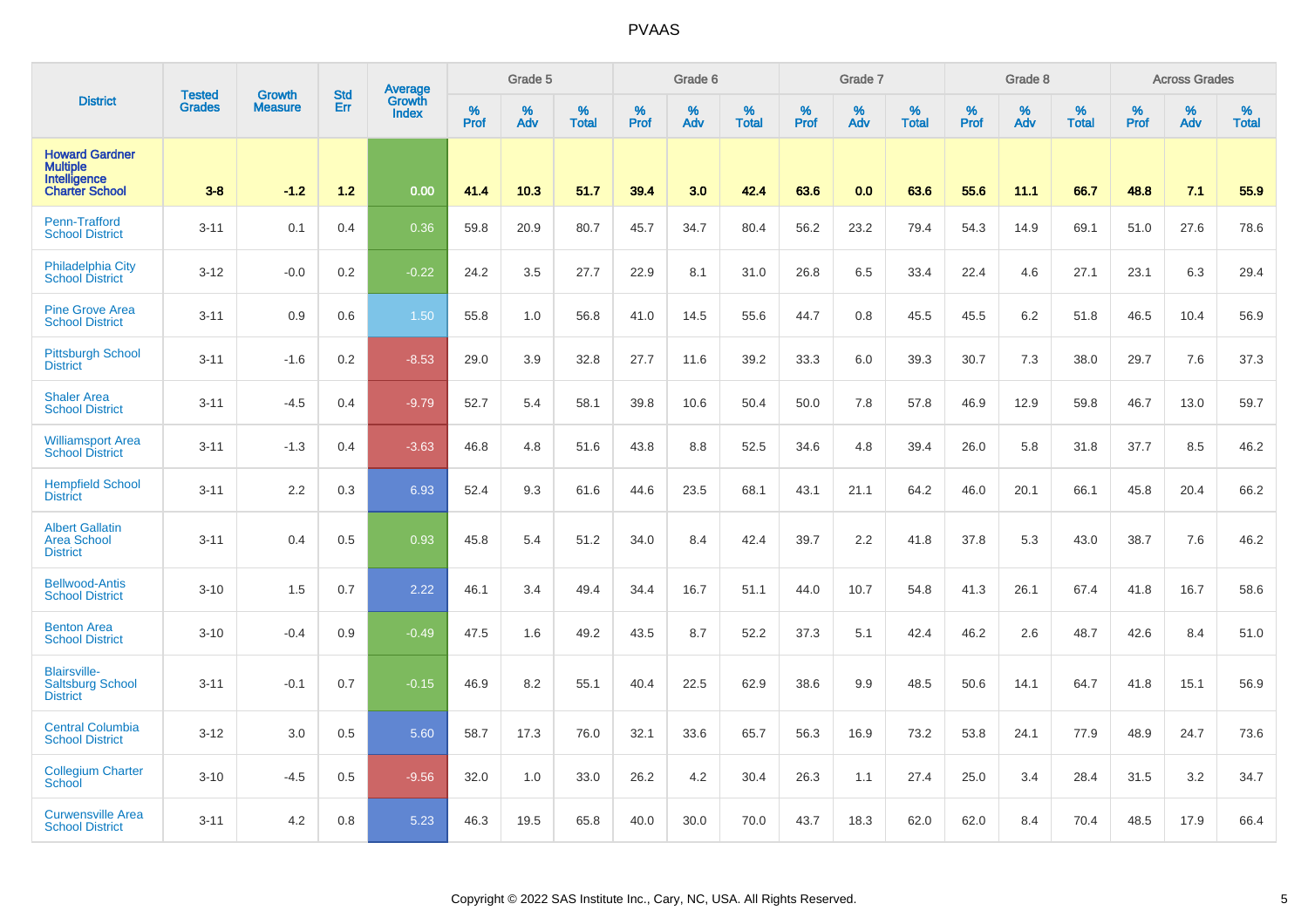# PVAAS

| District | Tested Grades | Growth Measure | Std Err | Average Growth Index | Grade 5 | | | Grade 6 | | | Grade 7 | | | Grade 8 | | | Across Grades | | |
|---|---|---|---|---|---|---|---|---|---|---|---|---|---|---|---|---|---|---|---|
| | | | | | % Prof | % Adv | % Total | % Prof | % Adv | % Total | % Prof | % Adv | % Total | % Prof | % Adv | % Total | % Prof | % Adv | % Total |
| **Howard Gardner Multiple Intelligence Charter School** | **3-8** | **-1.2** | **1.2** | **0.00** | **41.4** | **10.3** | **51.7** | **39.4** | **3.0** | **42.4** | **63.6** | **0.0** | **63.6** | **55.6** | **11.1** | **66.7** | **48.8** | **7.1** | **55.9** |
| Penn-Trafford School District | 3-11 | 0.1 | 0.4 | 0.36 | 59.8 | 20.9 | 80.7 | 45.7 | 34.7 | 80.4 | 56.2 | 23.2 | 79.4 | 54.3 | 14.9 | 69.1 | 51.0 | 27.6 | 78.6 |
| Philadelphia City School District | 3-12 | -0.0 | 0.2 | -0.22 | 24.2 | 3.5 | 27.7 | 22.9 | 8.1 | 31.0 | 26.8 | 6.5 | 33.4 | 22.4 | 4.6 | 27.1 | 23.1 | 6.3 | 29.4 |
| Pine Grove Area School District | 3-11 | 0.9 | 0.6 | 1.50 | 55.8 | 1.0 | 56.8 | 41.0 | 14.5 | 55.6 | 44.7 | 0.8 | 45.5 | 45.5 | 6.2 | 51.8 | 46.5 | 10.4 | 56.9 |
| Pittsburgh School District | 3-11 | -1.6 | 0.2 | -8.53 | 29.0 | 3.9 | 32.8 | 27.7 | 11.6 | 39.2 | 33.3 | 6.0 | 39.3 | 30.7 | 7.3 | 38.0 | 29.7 | 7.6 | 37.3 |
| Shaler Area School District | 3-11 | -4.5 | 0.4 | -9.79 | 52.7 | 5.4 | 58.1 | 39.8 | 10.6 | 50.4 | 50.0 | 7.8 | 57.8 | 46.9 | 12.9 | 59.8 | 46.7 | 13.0 | 59.7 |
| Williamsport Area School District | 3-11 | -1.3 | 0.4 | -3.63 | 46.8 | 4.8 | 51.6 | 43.8 | 8.8 | 52.5 | 34.6 | 4.8 | 39.4 | 26.0 | 5.8 | 31.8 | 37.7 | 8.5 | 46.2 |
| Hempfield School District | 3-11 | 2.2 | 0.3 | 6.93 | 52.4 | 9.3 | 61.6 | 44.6 | 23.5 | 68.1 | 43.1 | 21.1 | 64.2 | 46.0 | 20.1 | 66.1 | 45.8 | 20.4 | 66.2 |
| Albert Gallatin Area School District | 3-11 | 0.4 | 0.5 | 0.93 | 45.8 | 5.4 | 51.2 | 34.0 | 8.4 | 42.4 | 39.7 | 2.2 | 41.8 | 37.8 | 5.3 | 43.0 | 38.7 | 7.6 | 46.2 |
| Bellwood-Antis School District | 3-10 | 1.5 | 0.7 | 2.22 | 46.1 | 3.4 | 49.4 | 34.4 | 16.7 | 51.1 | 44.0 | 10.7 | 54.8 | 41.3 | 26.1 | 67.4 | 41.8 | 16.7 | 58.6 |
| Benton Area School District | 3-10 | -0.4 | 0.9 | -0.49 | 47.5 | 1.6 | 49.2 | 43.5 | 8.7 | 52.2 | 37.3 | 5.1 | 42.4 | 46.2 | 2.6 | 48.7 | 42.6 | 8.4 | 51.0 |
| Blairsville-Saltsburg School District | 3-11 | -0.1 | 0.7 | -0.15 | 46.9 | 8.2 | 55.1 | 40.4 | 22.5 | 62.9 | 38.6 | 9.9 | 48.5 | 50.6 | 14.1 | 64.7 | 41.8 | 15.1 | 56.9 |
| Central Columbia School District | 3-12 | 3.0 | 0.5 | 5.60 | 58.7 | 17.3 | 76.0 | 32.1 | 33.6 | 65.7 | 56.3 | 16.9 | 73.2 | 53.8 | 24.1 | 77.9 | 48.9 | 24.7 | 73.6 |
| Collegium Charter School | 3-10 | -4.5 | 0.5 | -9.56 | 32.0 | 1.0 | 33.0 | 26.2 | 4.2 | 30.4 | 26.3 | 1.1 | 27.4 | 25.0 | 3.4 | 28.4 | 31.5 | 3.2 | 34.7 |
| Curwensville Area School District | 3-11 | 4.2 | 0.8 | 5.23 | 46.3 | 19.5 | 65.8 | 40.0 | 30.0 | 70.0 | 43.7 | 18.3 | 62.0 | 62.0 | 8.4 | 70.4 | 48.5 | 17.9 | 66.4 |

Copyright © 2022 SAS Institute Inc., Cary, NC, USA. All Rights Reserved.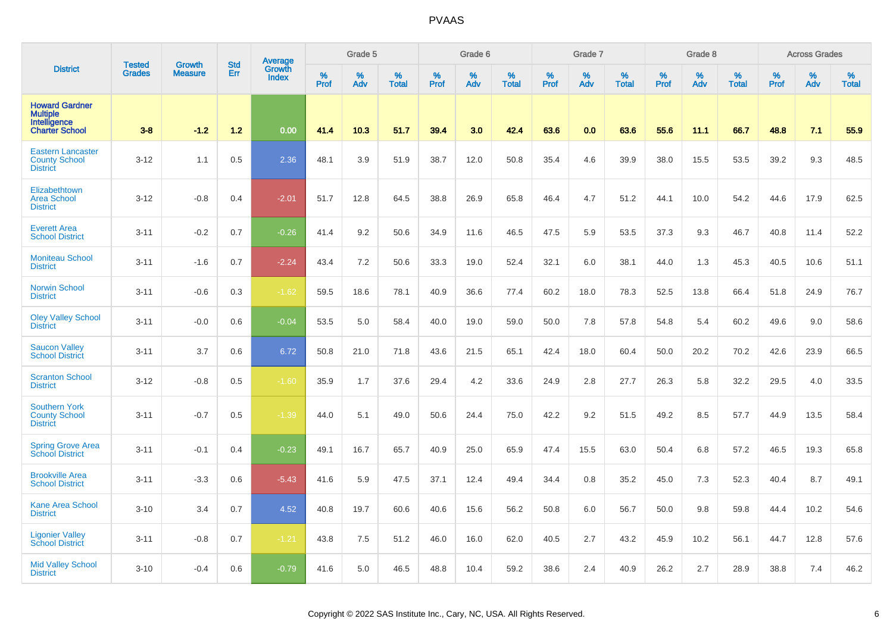# PVAAS

| District | Tested Grades | Growth Measure | Std Err | Average Growth Index | Grade 5 | | | Grade 6 | | | Grade 7 | | | Grade 8 | | | Across Grades | | |
|---|---|---|---|---|---|---|---|---|---|---|---|---|---|---|---|---|---|---|---|
| | | | | | % Prof | % Adv | % Total | % Prof | % Adv | % Total | % Prof | % Adv | % Total | % Prof | % Adv | % Total | % Prof | % Adv | % Total |
| **Howard Gardner Multiple Intelligence Charter School** | **3-8** | **-1.2** | **1.2** | **0.00** | **41.4** | **10.3** | **51.7** | **39.4** | **3.0** | **42.4** | **63.6** | **0.0** | **63.6** | **55.6** | **11.1** | **66.7** | **48.8** | **7.1** | **55.9** |
| Eastern Lancaster County School District | 3-12 | 1.1 | 0.5 | 2.36 | 48.1 | 3.9 | 51.9 | 38.7 | 12.0 | 50.8 | 35.4 | 4.6 | 39.9 | 38.0 | 15.5 | 53.5 | 39.2 | 9.3 | 48.5 |
| Elizabethtown Area School District | 3-12 | -0.8 | 0.4 | -2.01 | 51.7 | 12.8 | 64.5 | 38.8 | 26.9 | 65.8 | 46.4 | 4.7 | 51.2 | 44.1 | 10.0 | 54.2 | 44.6 | 17.9 | 62.5 |
| Everett Area School District | 3-11 | -0.2 | 0.7 | -0.26 | 41.4 | 9.2 | 50.6 | 34.9 | 11.6 | 46.5 | 47.5 | 5.9 | 53.5 | 37.3 | 9.3 | 46.7 | 40.8 | 11.4 | 52.2 |
| Moniteau School District | 3-11 | -1.6 | 0.7 | -2.24 | 43.4 | 7.2 | 50.6 | 33.3 | 19.0 | 52.4 | 32.1 | 6.0 | 38.1 | 44.0 | 1.3 | 45.3 | 40.5 | 10.6 | 51.1 |
| Norwin School District | 3-11 | -0.6 | 0.3 | -1.62 | 59.5 | 18.6 | 78.1 | 40.9 | 36.6 | 77.4 | 60.2 | 18.0 | 78.3 | 52.5 | 13.8 | 66.4 | 51.8 | 24.9 | 76.7 |
| Oley Valley School District | 3-11 | -0.0 | 0.6 | -0.04 | 53.5 | 5.0 | 58.4 | 40.0 | 19.0 | 59.0 | 50.0 | 7.8 | 57.8 | 54.8 | 5.4 | 60.2 | 49.6 | 9.0 | 58.6 |
| Saucon Valley School District | 3-11 | 3.7 | 0.6 | 6.72 | 50.8 | 21.0 | 71.8 | 43.6 | 21.5 | 65.1 | 42.4 | 18.0 | 60.4 | 50.0 | 20.2 | 70.2 | 42.6 | 23.9 | 66.5 |
| Scranton School District | 3-12 | -0.8 | 0.5 | -1.60 | 35.9 | 1.7 | 37.6 | 29.4 | 4.2 | 33.6 | 24.9 | 2.8 | 27.7 | 26.3 | 5.8 | 32.2 | 29.5 | 4.0 | 33.5 |
| Southern York County School District | 3-11 | -0.7 | 0.5 | -1.39 | 44.0 | 5.1 | 49.0 | 50.6 | 24.4 | 75.0 | 42.2 | 9.2 | 51.5 | 49.2 | 8.5 | 57.7 | 44.9 | 13.5 | 58.4 |
| Spring Grove Area School District | 3-11 | -0.1 | 0.4 | -0.23 | 49.1 | 16.7 | 65.7 | 40.9 | 25.0 | 65.9 | 47.4 | 15.5 | 63.0 | 50.4 | 6.8 | 57.2 | 46.5 | 19.3 | 65.8 |
| Brookville Area School District | 3-11 | -3.3 | 0.6 | -5.43 | 41.6 | 5.9 | 47.5 | 37.1 | 12.4 | 49.4 | 34.4 | 0.8 | 35.2 | 45.0 | 7.3 | 52.3 | 40.4 | 8.7 | 49.1 |
| Kane Area School District | 3-10 | 3.4 | 0.7 | 4.52 | 40.8 | 19.7 | 60.6 | 40.6 | 15.6 | 56.2 | 50.8 | 6.0 | 56.7 | 50.0 | 9.8 | 59.8 | 44.4 | 10.2 | 54.6 |
| Ligonier Valley School District | 3-11 | -0.8 | 0.7 | -1.21 | 43.8 | 7.5 | 51.2 | 46.0 | 16.0 | 62.0 | 40.5 | 2.7 | 43.2 | 45.9 | 10.2 | 56.1 | 44.7 | 12.8 | 57.6 |
| Mid Valley School District | 3-10 | -0.4 | 0.6 | -0.79 | 41.6 | 5.0 | 46.5 | 48.8 | 10.4 | 59.2 | 38.6 | 2.4 | 40.9 | 26.2 | 2.7 | 28.9 | 38.8 | 7.4 | 46.2 |

Copyright © 2022 SAS Institute Inc., Cary, NC, USA. All Rights Reserved.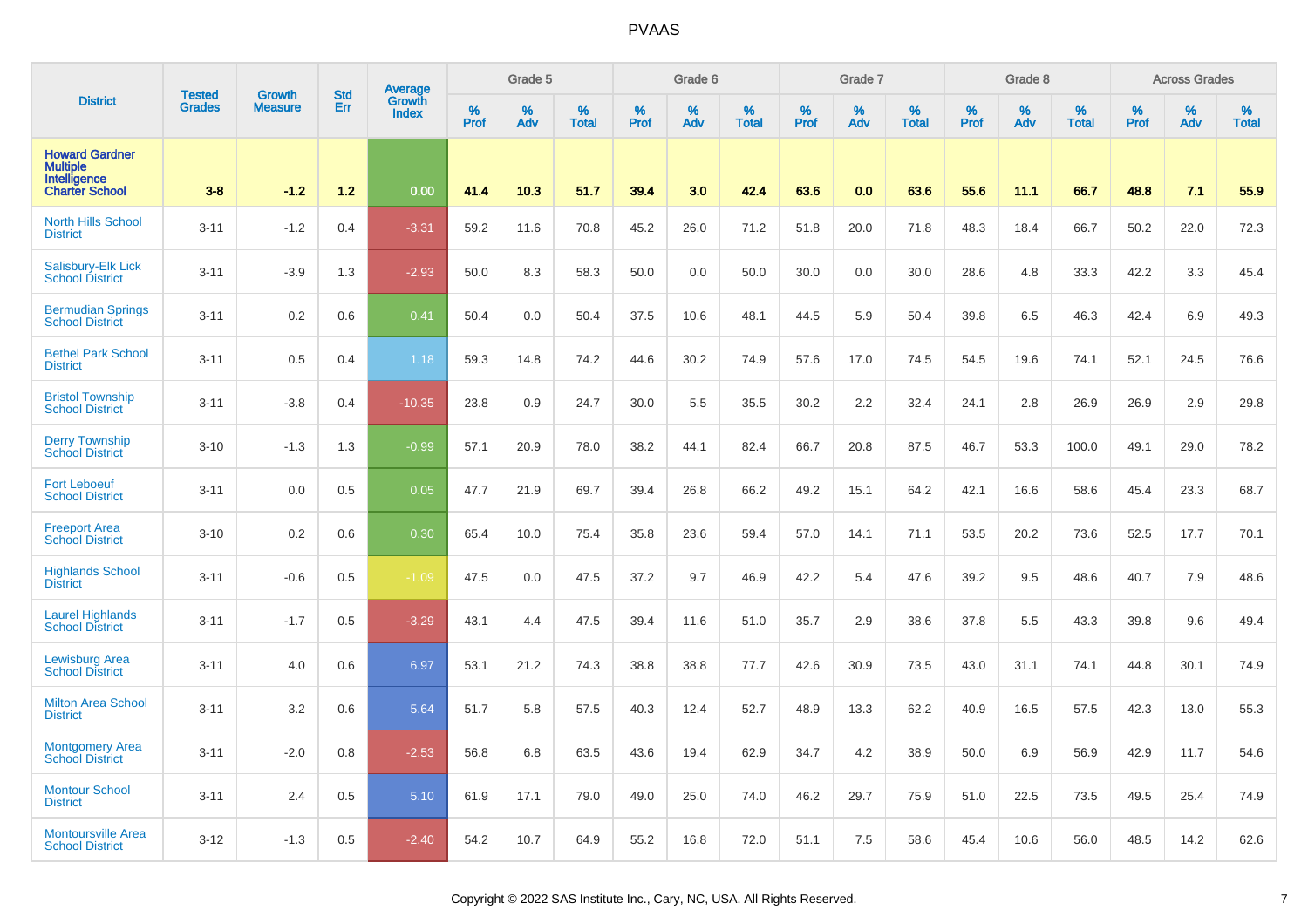# PVAAS

| District | Tested Grades | Growth Measure | Std Err | Average Growth Index | Grade 5 | | | Grade 6 | | | Grade 7 | | | Grade 8 | | | Across Grades | | |
|---|---|---|---|---|---|---|---|---|---|---|---|---|---|---|---|---|---|---|---|
| | | | | | % Prof | % Adv | % Total | % Prof | % Adv | % Total | % Prof | % Adv | % Total | % Prof | % Adv | % Total | % Prof | % Adv | % Total |
| **Howard Gardner Multiple Intelligence Charter School** | **3-8** | **-1.2** | **1.2** | **0.00** | **41.4** | **10.3** | **51.7** | **39.4** | **3.0** | **42.4** | **63.6** | **0.0** | **63.6** | **55.6** | **11.1** | **66.7** | **48.8** | **7.1** | **55.9** |
| North Hills School District | 3-11 | -1.2 | 0.4 | -3.31 | 59.2 | 11.6 | 70.8 | 45.2 | 26.0 | 71.2 | 51.8 | 20.0 | 71.8 | 48.3 | 18.4 | 66.7 | 50.2 | 22.0 | 72.3 |
| Salisbury-Elk Lick School District | 3-11 | -3.9 | 1.3 | -2.93 | 50.0 | 8.3 | 58.3 | 50.0 | 0.0 | 50.0 | 30.0 | 0.0 | 30.0 | 28.6 | 4.8 | 33.3 | 42.2 | 3.3 | 45.4 |
| Bermudian Springs School District | 3-11 | 0.2 | 0.6 | 0.41 | 50.4 | 0.0 | 50.4 | 37.5 | 10.6 | 48.1 | 44.5 | 5.9 | 50.4 | 39.8 | 6.5 | 46.3 | 42.4 | 6.9 | 49.3 |
| Bethel Park School District | 3-11 | 0.5 | 0.4 | 1.18 | 59.3 | 14.8 | 74.2 | 44.6 | 30.2 | 74.9 | 57.6 | 17.0 | 74.5 | 54.5 | 19.6 | 74.1 | 52.1 | 24.5 | 76.6 |
| Bristol Township School District | 3-11 | -3.8 | 0.4 | -10.35 | 23.8 | 0.9 | 24.7 | 30.0 | 5.5 | 35.5 | 30.2 | 2.2 | 32.4 | 24.1 | 2.8 | 26.9 | 26.9 | 2.9 | 29.8 |
| Derry Township School District | 3-10 | -1.3 | 1.3 | -0.99 | 57.1 | 20.9 | 78.0 | 38.2 | 44.1 | 82.4 | 66.7 | 20.8 | 87.5 | 46.7 | 53.3 | 100.0 | 49.1 | 29.0 | 78.2 |
| Fort Leboeuf School District | 3-11 | 0.0 | 0.5 | 0.05 | 47.7 | 21.9 | 69.7 | 39.4 | 26.8 | 66.2 | 49.2 | 15.1 | 64.2 | 42.1 | 16.6 | 58.6 | 45.4 | 23.3 | 68.7 |
| Freeport Area School District | 3-10 | 0.2 | 0.6 | 0.30 | 65.4 | 10.0 | 75.4 | 35.8 | 23.6 | 59.4 | 57.0 | 14.1 | 71.1 | 53.5 | 20.2 | 73.6 | 52.5 | 17.7 | 70.1 |
| Highlands School District | 3-11 | -0.6 | 0.5 | -1.09 | 47.5 | 0.0 | 47.5 | 37.2 | 9.7 | 46.9 | 42.2 | 5.4 | 47.6 | 39.2 | 9.5 | 48.6 | 40.7 | 7.9 | 48.6 |
| Laurel Highlands School District | 3-11 | -1.7 | 0.5 | -3.29 | 43.1 | 4.4 | 47.5 | 39.4 | 11.6 | 51.0 | 35.7 | 2.9 | 38.6 | 37.8 | 5.5 | 43.3 | 39.8 | 9.6 | 49.4 |
| Lewisburg Area School District | 3-11 | 4.0 | 0.6 | 6.97 | 53.1 | 21.2 | 74.3 | 38.8 | 38.8 | 77.7 | 42.6 | 30.9 | 73.5 | 43.0 | 31.1 | 74.1 | 44.8 | 30.1 | 74.9 |
| Milton Area School District | 3-11 | 3.2 | 0.6 | 5.64 | 51.7 | 5.8 | 57.5 | 40.3 | 12.4 | 52.7 | 48.9 | 13.3 | 62.2 | 40.9 | 16.5 | 57.5 | 42.3 | 13.0 | 55.3 |
| Montgomery Area School District | 3-11 | -2.0 | 0.8 | -2.53 | 56.8 | 6.8 | 63.5 | 43.6 | 19.4 | 62.9 | 34.7 | 4.2 | 38.9 | 50.0 | 6.9 | 56.9 | 42.9 | 11.7 | 54.6 |
| Montour School District | 3-11 | 2.4 | 0.5 | 5.10 | 61.9 | 17.1 | 79.0 | 49.0 | 25.0 | 74.0 | 46.2 | 29.7 | 75.9 | 51.0 | 22.5 | 73.5 | 49.5 | 25.4 | 74.9 |
| Montoursville Area School District | 3-12 | -1.3 | 0.5 | -2.40 | 54.2 | 10.7 | 64.9 | 55.2 | 16.8 | 72.0 | 51.1 | 7.5 | 58.6 | 45.4 | 10.6 | 56.0 | 48.5 | 14.2 | 62.6 |

Copyright © 2022 SAS Institute Inc., Cary, NC, USA. All Rights Reserved.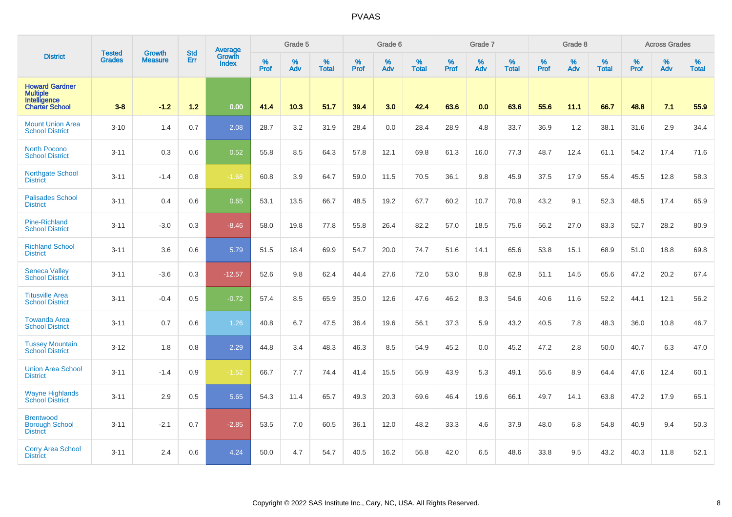# PVAAS

| District | Tested Grades | Growth Measure | Std Err | Average Growth Index | Grade 5 | | | Grade 6 | | | Grade 7 | | | Grade 8 | | | Across Grades | | |
|---|---|---|---|---|---|---|---|---|---|---|---|---|---|---|---|---|---|---|---|
| | | | | | % Prof | % Adv | % Total | % Prof | % Adv | % Total | % Prof | % Adv | % Total | % Prof | % Adv | % Total | % Prof | % Adv | % Total |
| **Howard Gardner Multiple Intelligence Charter School** | **3-8** | **-1.2** | **1.2** | **0.00** | **41.4** | **10.3** | **51.7** | **39.4** | **3.0** | **42.4** | **63.6** | **0.0** | **63.6** | **55.6** | **11.1** | **66.7** | **48.8** | **7.1** | **55.9** |
| Mount Union Area School District | 3-10 | 1.4 | 0.7 | 2.08 | 28.7 | 3.2 | 31.9 | 28.4 | 0.0 | 28.4 | 28.9 | 4.8 | 33.7 | 36.9 | 1.2 | 38.1 | 31.6 | 2.9 | 34.4 |
| North Pocono School District | 3-11 | 0.3 | 0.6 | 0.52 | 55.8 | 8.5 | 64.3 | 57.8 | 12.1 | 69.8 | 61.3 | 16.0 | 77.3 | 48.7 | 12.4 | 61.1 | 54.2 | 17.4 | 71.6 |
| Northgate School District | 3-11 | -1.4 | 0.8 | -1.68 | 60.8 | 3.9 | 64.7 | 59.0 | 11.5 | 70.5 | 36.1 | 9.8 | 45.9 | 37.5 | 17.9 | 55.4 | 45.5 | 12.8 | 58.3 |
| Palisades School District | 3-11 | 0.4 | 0.6 | 0.65 | 53.1 | 13.5 | 66.7 | 48.5 | 19.2 | 67.7 | 60.2 | 10.7 | 70.9 | 43.2 | 9.1 | 52.3 | 48.5 | 17.4 | 65.9 |
| Pine-Richland School District | 3-11 | -3.0 | 0.3 | -8.46 | 58.0 | 19.8 | 77.8 | 55.8 | 26.4 | 82.2 | 57.0 | 18.5 | 75.6 | 56.2 | 27.0 | 83.3 | 52.7 | 28.2 | 80.9 |
| Richland School District | 3-11 | 3.6 | 0.6 | 5.79 | 51.5 | 18.4 | 69.9 | 54.7 | 20.0 | 74.7 | 51.6 | 14.1 | 65.6 | 53.8 | 15.1 | 68.9 | 51.0 | 18.8 | 69.8 |
| Seneca Valley School District | 3-11 | -3.6 | 0.3 | -12.57 | 52.6 | 9.8 | 62.4 | 44.4 | 27.6 | 72.0 | 53.0 | 9.8 | 62.9 | 51.1 | 14.5 | 65.6 | 47.2 | 20.2 | 67.4 |
| Titusville Area School District | 3-11 | -0.4 | 0.5 | -0.72 | 57.4 | 8.5 | 65.9 | 35.0 | 12.6 | 47.6 | 46.2 | 8.3 | 54.6 | 40.6 | 11.6 | 52.2 | 44.1 | 12.1 | 56.2 |
| Towanda Area School District | 3-11 | 0.7 | 0.6 | 1.26 | 40.8 | 6.7 | 47.5 | 36.4 | 19.6 | 56.1 | 37.3 | 5.9 | 43.2 | 40.5 | 7.8 | 48.3 | 36.0 | 10.8 | 46.7 |
| Tussey Mountain School District | 3-12 | 1.8 | 0.8 | 2.29 | 44.8 | 3.4 | 48.3 | 46.3 | 8.5 | 54.9 | 45.2 | 0.0 | 45.2 | 47.2 | 2.8 | 50.0 | 40.7 | 6.3 | 47.0 |
| Union Area School District | 3-11 | -1.4 | 0.9 | -1.52 | 66.7 | 7.7 | 74.4 | 41.4 | 15.5 | 56.9 | 43.9 | 5.3 | 49.1 | 55.6 | 8.9 | 64.4 | 47.6 | 12.4 | 60.1 |
| Wayne Highlands School District | 3-11 | 2.9 | 0.5 | 5.65 | 54.3 | 11.4 | 65.7 | 49.3 | 20.3 | 69.6 | 46.4 | 19.6 | 66.1 | 49.7 | 14.1 | 63.8 | 47.2 | 17.9 | 65.1 |
| Brentwood Borough School District | 3-11 | -2.1 | 0.7 | -2.85 | 53.5 | 7.0 | 60.5 | 36.1 | 12.0 | 48.2 | 33.3 | 4.6 | 37.9 | 48.0 | 6.8 | 54.8 | 40.9 | 9.4 | 50.3 |
| Corry Area School District | 3-11 | 2.4 | 0.6 | 4.24 | 50.0 | 4.7 | 54.7 | 40.5 | 16.2 | 56.8 | 42.0 | 6.5 | 48.6 | 33.8 | 9.5 | 43.2 | 40.3 | 11.8 | 52.1 |

Copyright © 2022 SAS Institute Inc., Cary, NC, USA. All Rights Reserved.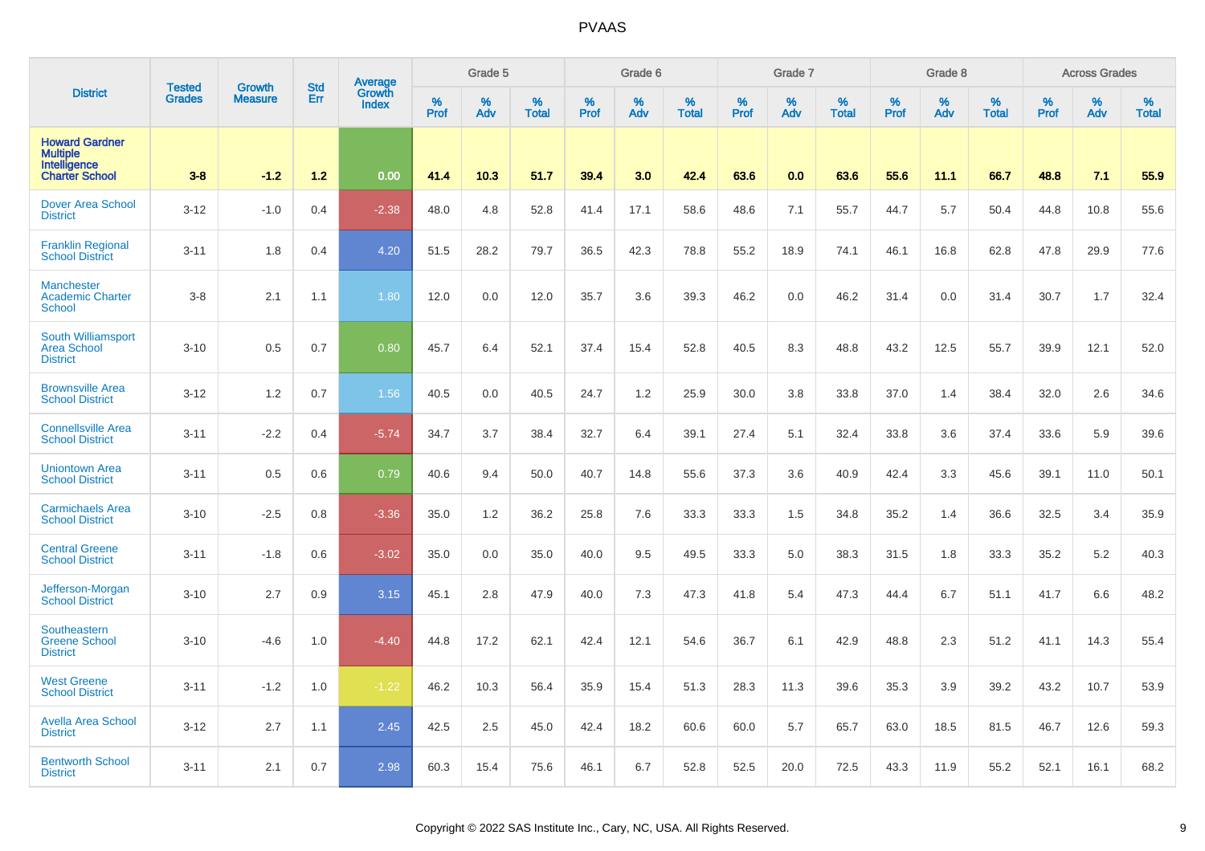# PVAAS

| District | Tested Grades | Growth Measure | Std Err | Average Growth Index | Grade 5 | | | Grade 6 | | | Grade 7 | | | Grade 8 | | | Across Grades | | |
|---|---|---|---|---|---|---|---|---|---|---|---|---|---|---|---|---|---|---|---|
| | | | | | % Prof | % Adv | % Total | % Prof | % Adv | % Total | % Prof | % Adv | % Total | % Prof | % Adv | % Total | % Prof | % Adv | % Total |
| **Howard Gardner Multiple Intelligence Charter School** | **3-8** | **-1.2** | **1.2** | **0.00** | **41.4** | **10.3** | **51.7** | **39.4** | **3.0** | **42.4** | **63.6** | **0.0** | **63.6** | **55.6** | **11.1** | **66.7** | **48.8** | **7.1** | **55.9** |
| Dover Area School District | 3-12 | -1.0 | 0.4 | -2.38 | 48.0 | 4.8 | 52.8 | 41.4 | 17.1 | 58.6 | 48.6 | 7.1 | 55.7 | 44.7 | 5.7 | 50.4 | 44.8 | 10.8 | 55.6 |
| Franklin Regional School District | 3-11 | 1.8 | 0.4 | 4.20 | 51.5 | 28.2 | 79.7 | 36.5 | 42.3 | 78.8 | 55.2 | 18.9 | 74.1 | 46.1 | 16.8 | 62.8 | 47.8 | 29.9 | 77.6 |
| Manchester Academic Charter School | 3-8 | 2.1 | 1.1 | 1.80 | 12.0 | 0.0 | 12.0 | 35.7 | 3.6 | 39.3 | 46.2 | 0.0 | 46.2 | 31.4 | 0.0 | 31.4 | 30.7 | 1.7 | 32.4 |
| South Williamsport Area School District | 3-10 | 0.5 | 0.7 | 0.80 | 45.7 | 6.4 | 52.1 | 37.4 | 15.4 | 52.8 | 40.5 | 8.3 | 48.8 | 43.2 | 12.5 | 55.7 | 39.9 | 12.1 | 52.0 |
| Brownsville Area School District | 3-12 | 1.2 | 0.7 | 1.56 | 40.5 | 0.0 | 40.5 | 24.7 | 1.2 | 25.9 | 30.0 | 3.8 | 33.8 | 37.0 | 1.4 | 38.4 | 32.0 | 2.6 | 34.6 |
| Connellsville Area School District | 3-11 | -2.2 | 0.4 | -5.74 | 34.7 | 3.7 | 38.4 | 32.7 | 6.4 | 39.1 | 27.4 | 5.1 | 32.4 | 33.8 | 3.6 | 37.4 | 33.6 | 5.9 | 39.6 |
| Uniontown Area School District | 3-11 | 0.5 | 0.6 | 0.79 | 40.6 | 9.4 | 50.0 | 40.7 | 14.8 | 55.6 | 37.3 | 3.6 | 40.9 | 42.4 | 3.3 | 45.6 | 39.1 | 11.0 | 50.1 |
| Carmichaels Area School District | 3-10 | -2.5 | 0.8 | -3.36 | 35.0 | 1.2 | 36.2 | 25.8 | 7.6 | 33.3 | 33.3 | 1.5 | 34.8 | 35.2 | 1.4 | 36.6 | 32.5 | 3.4 | 35.9 |
| Central Greene School District | 3-11 | -1.8 | 0.6 | -3.02 | 35.0 | 0.0 | 35.0 | 40.0 | 9.5 | 49.5 | 33.3 | 5.0 | 38.3 | 31.5 | 1.8 | 33.3 | 35.2 | 5.2 | 40.3 |
| Jefferson-Morgan School District | 3-10 | 2.7 | 0.9 | 3.15 | 45.1 | 2.8 | 47.9 | 40.0 | 7.3 | 47.3 | 41.8 | 5.4 | 47.3 | 44.4 | 6.7 | 51.1 | 41.7 | 6.6 | 48.2 |
| Southeastern Greene School District | 3-10 | -4.6 | 1.0 | -4.40 | 44.8 | 17.2 | 62.1 | 42.4 | 12.1 | 54.6 | 36.7 | 6.1 | 42.9 | 48.8 | 2.3 | 51.2 | 41.1 | 14.3 | 55.4 |
| West Greene School District | 3-11 | -1.2 | 1.0 | -1.22 | 46.2 | 10.3 | 56.4 | 35.9 | 15.4 | 51.3 | 28.3 | 11.3 | 39.6 | 35.3 | 3.9 | 39.2 | 43.2 | 10.7 | 53.9 |
| Avella Area School District | 3-12 | 2.7 | 1.1 | 2.45 | 42.5 | 2.5 | 45.0 | 42.4 | 18.2 | 60.6 | 60.0 | 5.7 | 65.7 | 63.0 | 18.5 | 81.5 | 46.7 | 12.6 | 59.3 |
| Bentworth School District | 3-11 | 2.1 | 0.7 | 2.98 | 60.3 | 15.4 | 75.6 | 46.1 | 6.7 | 52.8 | 52.5 | 20.0 | 72.5 | 43.3 | 11.9 | 55.2 | 52.1 | 16.1 | 68.2 |

Copyright © 2022 SAS Institute Inc., Cary, NC, USA. All Rights Reserved.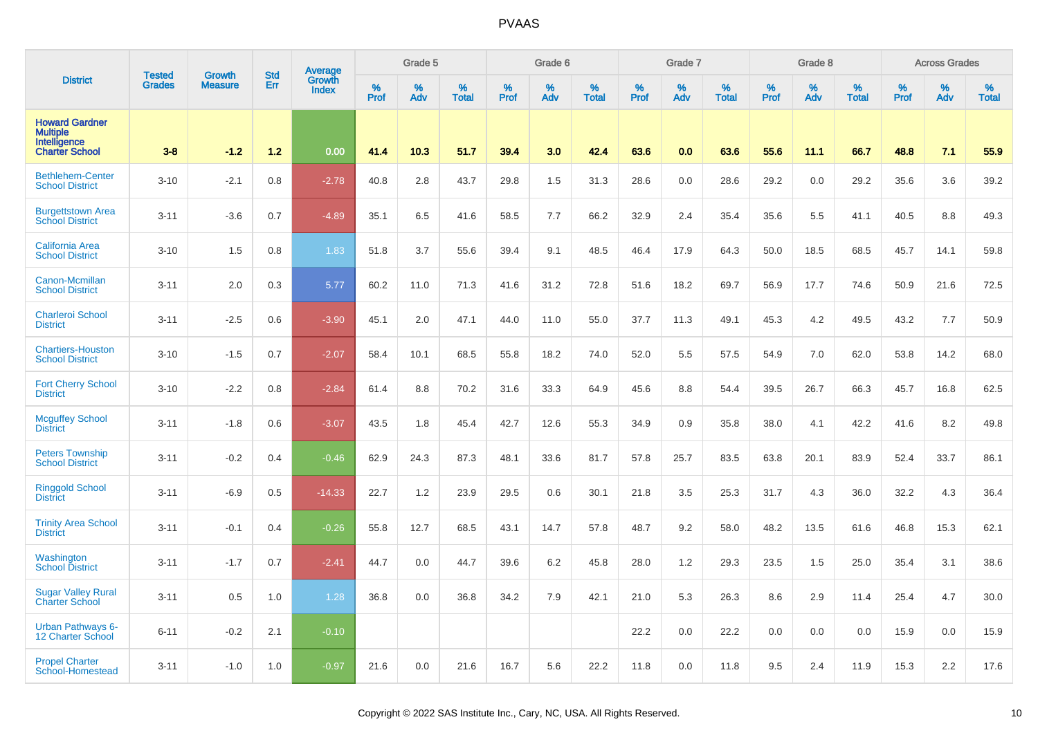# PVAAS

| District | Tested Grades | Growth Measure | Std Err | Average Growth Index | Grade 5 | | | Grade 6 | | | Grade 7 | | | Grade 8 | | | Across Grades | | |
|---|---|---|---|---|---|---|---|---|---|---|---|---|---|---|---|---|---|---|---|
| | | | | | % Prof | % Adv | % Total | % Prof | % Adv | % Total | % Prof | % Adv | % Total | % Prof | % Adv | % Total | % Prof | % Adv | % Total |
| **Howard Gardner Multiple Intelligence Charter School** | **3-8** | **-1.2** | **1.2** | **0.00** | **41.4** | **10.3** | **51.7** | **39.4** | **3.0** | **42.4** | **63.6** | **0.0** | **63.6** | **55.6** | **11.1** | **66.7** | **48.8** | **7.1** | **55.9** |
| Bethlehem-Center School District | 3-10 | -2.1 | 0.8 | -2.78 | 40.8 | 2.8 | 43.7 | 29.8 | 1.5 | 31.3 | 28.6 | 0.0 | 28.6 | 29.2 | 0.0 | 29.2 | 35.6 | 3.6 | 39.2 |
| Burgettstown Area School District | 3-11 | -3.6 | 0.7 | -4.89 | 35.1 | 6.5 | 41.6 | 58.5 | 7.7 | 66.2 | 32.9 | 2.4 | 35.4 | 35.6 | 5.5 | 41.1 | 40.5 | 8.8 | 49.3 |
| California Area School District | 3-10 | 1.5 | 0.8 | 1.83 | 51.8 | 3.7 | 55.6 | 39.4 | 9.1 | 48.5 | 46.4 | 17.9 | 64.3 | 50.0 | 18.5 | 68.5 | 45.7 | 14.1 | 59.8 |
| Canon-Mcmillan School District | 3-11 | 2.0 | 0.3 | 5.77 | 60.2 | 11.0 | 71.3 | 41.6 | 31.2 | 72.8 | 51.6 | 18.2 | 69.7 | 56.9 | 17.7 | 74.6 | 50.9 | 21.6 | 72.5 |
| Charleroi School District | 3-11 | -2.5 | 0.6 | -3.90 | 45.1 | 2.0 | 47.1 | 44.0 | 11.0 | 55.0 | 37.7 | 11.3 | 49.1 | 45.3 | 4.2 | 49.5 | 43.2 | 7.7 | 50.9 |
| Chartiers-Houston School District | 3-10 | -1.5 | 0.7 | -2.07 | 58.4 | 10.1 | 68.5 | 55.8 | 18.2 | 74.0 | 52.0 | 5.5 | 57.5 | 54.9 | 7.0 | 62.0 | 53.8 | 14.2 | 68.0 |
| Fort Cherry School District | 3-10 | -2.2 | 0.8 | -2.84 | 61.4 | 8.8 | 70.2 | 31.6 | 33.3 | 64.9 | 45.6 | 8.8 | 54.4 | 39.5 | 26.7 | 66.3 | 45.7 | 16.8 | 62.5 |
| Mcguffey School District | 3-11 | -1.8 | 0.6 | -3.07 | 43.5 | 1.8 | 45.4 | 42.7 | 12.6 | 55.3 | 34.9 | 0.9 | 35.8 | 38.0 | 4.1 | 42.2 | 41.6 | 8.2 | 49.8 |
| Peters Township School District | 3-11 | -0.2 | 0.4 | -0.46 | 62.9 | 24.3 | 87.3 | 48.1 | 33.6 | 81.7 | 57.8 | 25.7 | 83.5 | 63.8 | 20.1 | 83.9 | 52.4 | 33.7 | 86.1 |
| Ringgold School District | 3-11 | -6.9 | 0.5 | -14.33 | 22.7 | 1.2 | 23.9 | 29.5 | 0.6 | 30.1 | 21.8 | 3.5 | 25.3 | 31.7 | 4.3 | 36.0 | 32.2 | 4.3 | 36.4 |
| Trinity Area School District | 3-11 | -0.1 | 0.4 | -0.26 | 55.8 | 12.7 | 68.5 | 43.1 | 14.7 | 57.8 | 48.7 | 9.2 | 58.0 | 48.2 | 13.5 | 61.6 | 46.8 | 15.3 | 62.1 |
| Washington School District | 3-11 | -1.7 | 0.7 | -2.41 | 44.7 | 0.0 | 44.7 | 39.6 | 6.2 | 45.8 | 28.0 | 1.2 | 29.3 | 23.5 | 1.5 | 25.0 | 35.4 | 3.1 | 38.6 |
| Sugar Valley Rural Charter School | 3-11 | 0.5 | 1.0 | 1.28 | 36.8 | 0.0 | 36.8 | 34.2 | 7.9 | 42.1 | 21.0 | 5.3 | 26.3 | 8.6 | 2.9 | 11.4 | 25.4 | 4.7 | 30.0 |
| Urban Pathways 6-12 Charter School | 6-11 | -0.2 | 2.1 | -0.10 | | | | | | | 22.2 | 0.0 | 22.2 | 0.0 | 0.0 | 0.0 | 15.9 | 0.0 | 15.9 |
| Propel Charter School-Homestead | 3-11 | -1.0 | 1.0 | -0.97 | 21.6 | 0.0 | 21.6 | 16.7 | 5.6 | 22.2 | 11.8 | 0.0 | 11.8 | 9.5 | 2.4 | 11.9 | 15.3 | 2.2 | 17.6 |

Copyright © 2022 SAS Institute Inc., Cary, NC, USA. All Rights Reserved.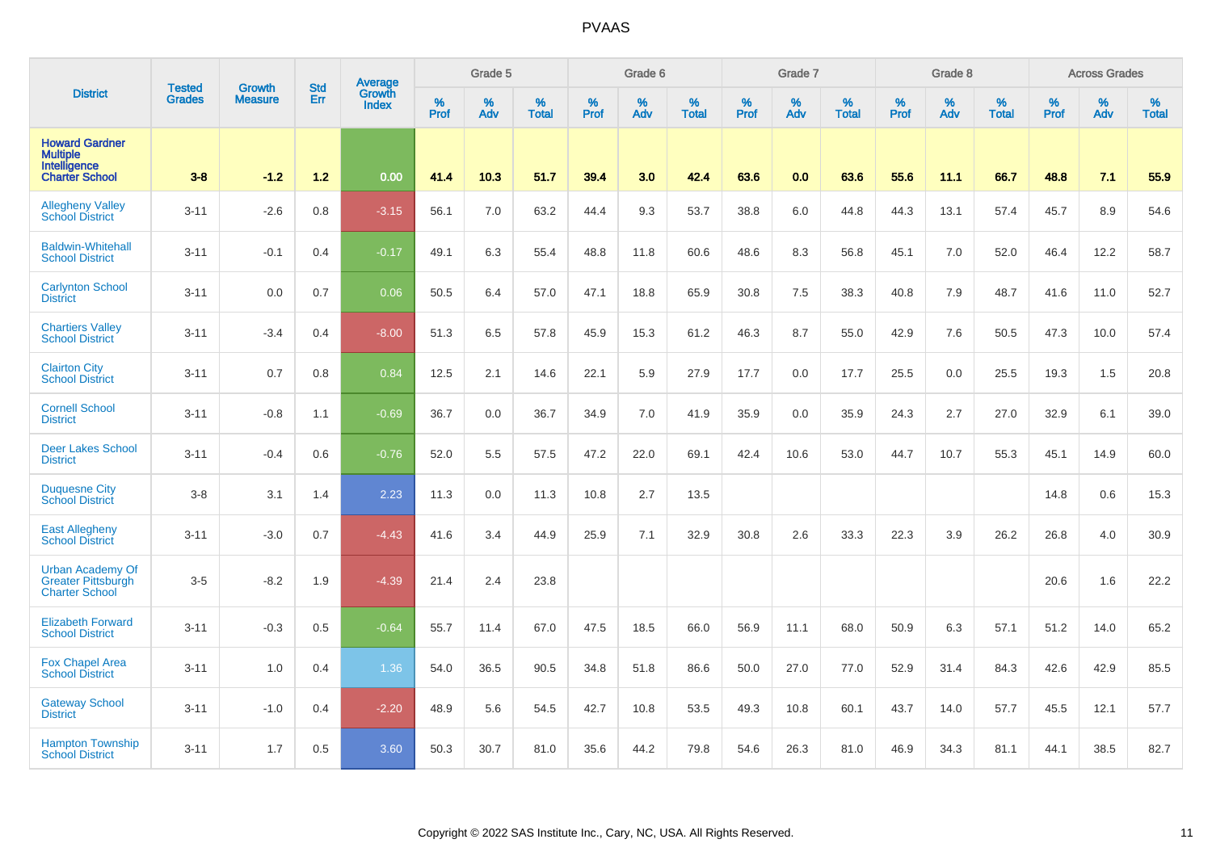| District | Tested Grades | Growth Measure | Std Err | Average Growth Index | Grade 5 | | | Grade 6 | | | Grade 7 | | | Grade 8 | | | Across Grades | | |
|---|---|---|---|---|---|---|---|---|---|---|---|---|---|---|---|---|---|---|---|
| | | | | | % Prof | % Adv | % Total | % Prof | % Adv | % Total | % Prof | % Adv | % Total | % Prof | % Adv | % Total | % Prof | % Adv | % Total |
| **Howard Gardner Multiple Intelligence Charter School** | **3-8** | **-1.2** | **1.2** | **0.00** | **41.4** | **10.3** | **51.7** | **39.4** | **3.0** | **42.4** | **63.6** | **0.0** | **63.6** | **55.6** | **11.1** | **66.7** | **48.8** | **7.1** | **55.9** |
| Allegheny Valley School District | 3-11 | -2.6 | 0.8 | -3.15 | 56.1 | 7.0 | 63.2 | 44.4 | 9.3 | 53.7 | 38.8 | 6.0 | 44.8 | 44.3 | 13.1 | 57.4 | 45.7 | 8.9 | 54.6 |
| Baldwin-Whitehall School District | 3-11 | -0.1 | 0.4 | -0.17 | 49.1 | 6.3 | 55.4 | 48.8 | 11.8 | 60.6 | 48.6 | 8.3 | 56.8 | 45.1 | 7.0 | 52.0 | 46.4 | 12.2 | 58.7 |
| Carlynton School District | 3-11 | 0.0 | 0.7 | 0.06 | 50.5 | 6.4 | 57.0 | 47.1 | 18.8 | 65.9 | 30.8 | 7.5 | 38.3 | 40.8 | 7.9 | 48.7 | 41.6 | 11.0 | 52.7 |
| Chartiers Valley School District | 3-11 | -3.4 | 0.4 | -8.00 | 51.3 | 6.5 | 57.8 | 45.9 | 15.3 | 61.2 | 46.3 | 8.7 | 55.0 | 42.9 | 7.6 | 50.5 | 47.3 | 10.0 | 57.4 |
| Clairton City School District | 3-11 | 0.7 | 0.8 | 0.84 | 12.5 | 2.1 | 14.6 | 22.1 | 5.9 | 27.9 | 17.7 | 0.0 | 17.7 | 25.5 | 0.0 | 25.5 | 19.3 | 1.5 | 20.8 |
| Cornell School District | 3-11 | -0.8 | 1.1 | -0.69 | 36.7 | 0.0 | 36.7 | 34.9 | 7.0 | 41.9 | 35.9 | 0.0 | 35.9 | 24.3 | 2.7 | 27.0 | 32.9 | 6.1 | 39.0 |
| Deer Lakes School District | 3-11 | -0.4 | 0.6 | -0.76 | 52.0 | 5.5 | 57.5 | 47.2 | 22.0 | 69.1 | 42.4 | 10.6 | 53.0 | 44.7 | 10.7 | 55.3 | 45.1 | 14.9 | 60.0 |
| Duquesne City School District | 3-8 | 3.1 | 1.4 | 2.23 | 11.3 | 0.0 | 11.3 | 10.8 | 2.7 | 13.5 | | | | | | | 14.8 | 0.6 | 15.3 |
| East Allegheny School District | 3-11 | -3.0 | 0.7 | -4.43 | 41.6 | 3.4 | 44.9 | 25.9 | 7.1 | 32.9 | 30.8 | 2.6 | 33.3 | 22.3 | 3.9 | 26.2 | 26.8 | 4.0 | 30.9 |
| Urban Academy Of Greater Pittsburgh Charter School | 3-5 | -8.2 | 1.9 | -4.39 | 21.4 | 2.4 | 23.8 | | | | | | | | | | 20.6 | 1.6 | 22.2 |
| Elizabeth Forward School District | 3-11 | -0.3 | 0.5 | -0.64 | 55.7 | 11.4 | 67.0 | 47.5 | 18.5 | 66.0 | 56.9 | 11.1 | 68.0 | 50.9 | 6.3 | 57.1 | 51.2 | 14.0 | 65.2 |
| Fox Chapel Area School District | 3-11 | 1.0 | 0.4 | 1.36 | 54.0 | 36.5 | 90.5 | 34.8 | 51.8 | 86.6 | 50.0 | 27.0 | 77.0 | 52.9 | 31.4 | 84.3 | 42.6 | 42.9 | 85.5 |
| Gateway School District | 3-11 | -1.0 | 0.4 | -2.20 | 48.9 | 5.6 | 54.5 | 42.7 | 10.8 | 53.5 | 49.3 | 10.8 | 60.1 | 43.7 | 14.0 | 57.7 | 45.5 | 12.1 | 57.7 |
| Hampton Township School District | 3-11 | 1.7 | 0.5 | 3.60 | 50.3 | 30.7 | 81.0 | 35.6 | 44.2 | 79.8 | 54.6 | 26.3 | 81.0 | 46.9 | 34.3 | 81.1 | 44.1 | 38.5 | 82.7 |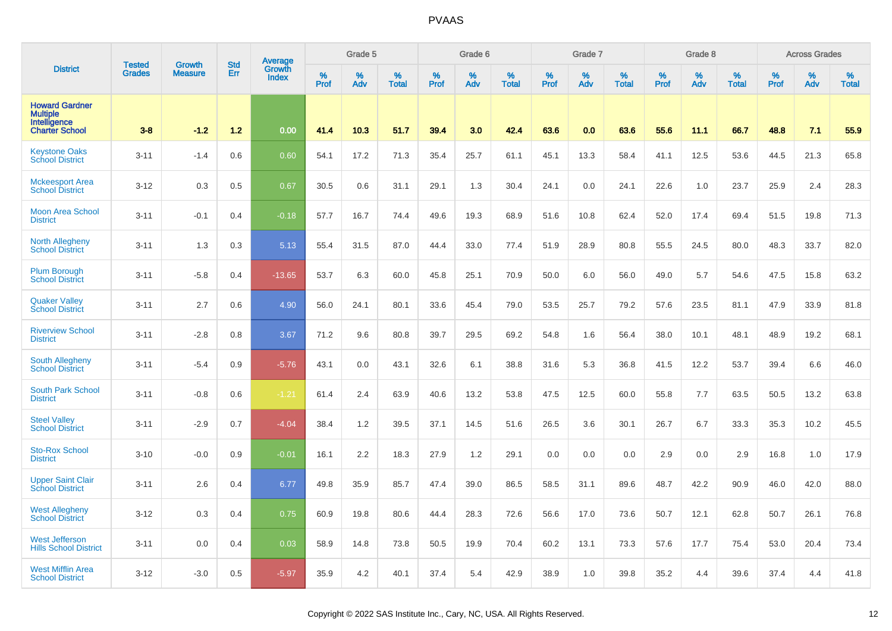# PVAAS

| District | Tested Grades | Growth Measure | Std Err | Average Growth Index | Grade 5 | | | Grade 6 | | | Grade 7 | | | Grade 8 | | | Across Grades | | |
|---|---|---|---|---|---|---|---|---|---|---|---|---|---|---|---|---|---|---|---|
| | | | | | % Prof | % Adv | % Total | % Prof | % Adv | % Total | % Prof | % Adv | % Total | % Prof | % Adv | % Total | % Prof | % Adv | % Total |
| **Howard Gardner Multiple Intelligence Charter School** | **3-8** | **-1.2** | **1.2** | **0.00** | **41.4** | **10.3** | **51.7** | **39.4** | **3.0** | **42.4** | **63.6** | **0.0** | **63.6** | **55.6** | **11.1** | **66.7** | **48.8** | **7.1** | **55.9** |
| Keystone Oaks School District | 3-11 | -1.4 | 0.6 | 0.60 | 54.1 | 17.2 | 71.3 | 35.4 | 25.7 | 61.1 | 45.1 | 13.3 | 58.4 | 41.1 | 12.5 | 53.6 | 44.5 | 21.3 | 65.8 |
| Mckeesport Area School District | 3-12 | 0.3 | 0.5 | 0.67 | 30.5 | 0.6 | 31.1 | 29.1 | 1.3 | 30.4 | 24.1 | 0.0 | 24.1 | 22.6 | 1.0 | 23.7 | 25.9 | 2.4 | 28.3 |
| Moon Area School District | 3-11 | -0.1 | 0.4 | -0.18 | 57.7 | 16.7 | 74.4 | 49.6 | 19.3 | 68.9 | 51.6 | 10.8 | 62.4 | 52.0 | 17.4 | 69.4 | 51.5 | 19.8 | 71.3 |
| North Allegheny School District | 3-11 | 1.3 | 0.3 | 5.13 | 55.4 | 31.5 | 87.0 | 44.4 | 33.0 | 77.4 | 51.9 | 28.9 | 80.8 | 55.5 | 24.5 | 80.0 | 48.3 | 33.7 | 82.0 |
| Plum Borough School District | 3-11 | -5.8 | 0.4 | -13.65 | 53.7 | 6.3 | 60.0 | 45.8 | 25.1 | 70.9 | 50.0 | 6.0 | 56.0 | 49.0 | 5.7 | 54.6 | 47.5 | 15.8 | 63.2 |
| Quaker Valley School District | 3-11 | 2.7 | 0.6 | 4.90 | 56.0 | 24.1 | 80.1 | 33.6 | 45.4 | 79.0 | 53.5 | 25.7 | 79.2 | 57.6 | 23.5 | 81.1 | 47.9 | 33.9 | 81.8 |
| Riverview School District | 3-11 | -2.8 | 0.8 | 3.67 | 71.2 | 9.6 | 80.8 | 39.7 | 29.5 | 69.2 | 54.8 | 1.6 | 56.4 | 38.0 | 10.1 | 48.1 | 48.9 | 19.2 | 68.1 |
| South Allegheny School District | 3-11 | -5.4 | 0.9 | -5.76 | 43.1 | 0.0 | 43.1 | 32.6 | 6.1 | 38.8 | 31.6 | 5.3 | 36.8 | 41.5 | 12.2 | 53.7 | 39.4 | 6.6 | 46.0 |
| South Park School District | 3-11 | -0.8 | 0.6 | -1.21 | 61.4 | 2.4 | 63.9 | 40.6 | 13.2 | 53.8 | 47.5 | 12.5 | 60.0 | 55.8 | 7.7 | 63.5 | 50.5 | 13.2 | 63.8 |
| Steel Valley School District | 3-11 | -2.9 | 0.7 | -4.04 | 38.4 | 1.2 | 39.5 | 37.1 | 14.5 | 51.6 | 26.5 | 3.6 | 30.1 | 26.7 | 6.7 | 33.3 | 35.3 | 10.2 | 45.5 |
| Sto-Rox School District | 3-10 | -0.0 | 0.9 | -0.01 | 16.1 | 2.2 | 18.3 | 27.9 | 1.2 | 29.1 | 0.0 | 0.0 | 0.0 | 2.9 | 0.0 | 2.9 | 16.8 | 1.0 | 17.9 |
| Upper Saint Clair School District | 3-11 | 2.6 | 0.4 | 6.77 | 49.8 | 35.9 | 85.7 | 47.4 | 39.0 | 86.5 | 58.5 | 31.1 | 89.6 | 48.7 | 42.2 | 90.9 | 46.0 | 42.0 | 88.0 |
| West Allegheny School District | 3-12 | 0.3 | 0.4 | 0.75 | 60.9 | 19.8 | 80.6 | 44.4 | 28.3 | 72.6 | 56.6 | 17.0 | 73.6 | 50.7 | 12.1 | 62.8 | 50.7 | 26.1 | 76.8 |
| West Jefferson Hills School District | 3-11 | 0.0 | 0.4 | 0.03 | 58.9 | 14.8 | 73.8 | 50.5 | 19.9 | 70.4 | 60.2 | 13.1 | 73.3 | 57.6 | 17.7 | 75.4 | 53.0 | 20.4 | 73.4 |
| West Mifflin Area School District | 3-12 | -3.0 | 0.5 | -5.97 | 35.9 | 4.2 | 40.1 | 37.4 | 5.4 | 42.9 | 38.9 | 1.0 | 39.8 | 35.2 | 4.4 | 39.6 | 37.4 | 4.4 | 41.8 |

Copyright © 2022 SAS Institute Inc., Cary, NC, USA. All Rights Reserved.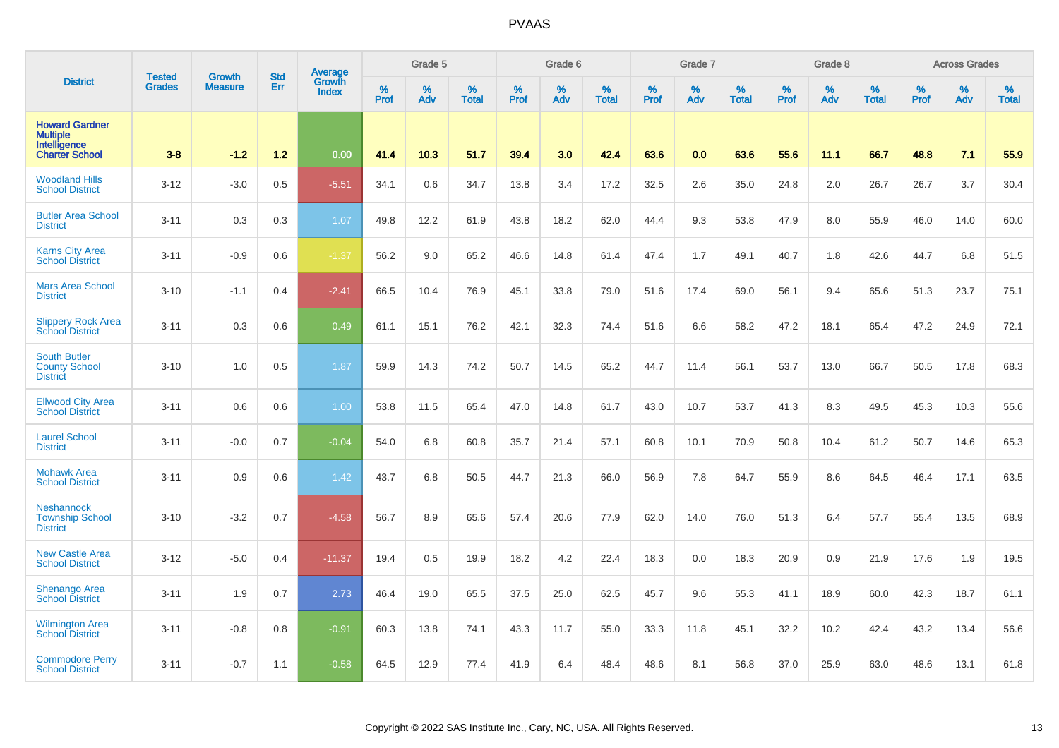| District | Tested Grades | Growth Measure | Std Err | Average Growth Index | Grade 5 | | | Grade 6 | | | Grade 7 | | | Grade 8 | | | Across Grades | | |
|---|---|---|---|---|---|---|---|---|---|---|---|---|---|---|---|---|---|---|---|
| | | | | | % Prof | % Adv | % Total | % Prof | % Adv | % Total | % Prof | % Adv | % Total | % Prof | % Adv | % Total | % Prof | % Adv | % Total |
| **Howard Gardner Multiple Intelligence Charter School** | **3-8** | **-1.2** | **1.2** | **0.00** | **41.4** | **10.3** | **51.7** | **39.4** | **3.0** | **42.4** | **63.6** | **0.0** | **63.6** | **55.6** | **11.1** | **66.7** | **48.8** | **7.1** | **55.9** |
| Woodland Hills School District | 3-12 | -3.0 | 0.5 | -5.51 | 34.1 | 0.6 | 34.7 | 13.8 | 3.4 | 17.2 | 32.5 | 2.6 | 35.0 | 24.8 | 2.0 | 26.7 | 26.7 | 3.7 | 30.4 |
| Butler Area School District | 3-11 | 0.3 | 0.3 | 1.07 | 49.8 | 12.2 | 61.9 | 43.8 | 18.2 | 62.0 | 44.4 | 9.3 | 53.8 | 47.9 | 8.0 | 55.9 | 46.0 | 14.0 | 60.0 |
| Karns City Area School District | 3-11 | -0.9 | 0.6 | -1.37 | 56.2 | 9.0 | 65.2 | 46.6 | 14.8 | 61.4 | 47.4 | 1.7 | 49.1 | 40.7 | 1.8 | 42.6 | 44.7 | 6.8 | 51.5 |
| Mars Area School District | 3-10 | -1.1 | 0.4 | -2.41 | 66.5 | 10.4 | 76.9 | 45.1 | 33.8 | 79.0 | 51.6 | 17.4 | 69.0 | 56.1 | 9.4 | 65.6 | 51.3 | 23.7 | 75.1 |
| Slippery Rock Area School District | 3-11 | 0.3 | 0.6 | 0.49 | 61.1 | 15.1 | 76.2 | 42.1 | 32.3 | 74.4 | 51.6 | 6.6 | 58.2 | 47.2 | 18.1 | 65.4 | 47.2 | 24.9 | 72.1 |
| South Butler County School District | 3-10 | 1.0 | 0.5 | 1.87 | 59.9 | 14.3 | 74.2 | 50.7 | 14.5 | 65.2 | 44.7 | 11.4 | 56.1 | 53.7 | 13.0 | 66.7 | 50.5 | 17.8 | 68.3 |
| Ellwood City Area School District | 3-11 | 0.6 | 0.6 | 1.00 | 53.8 | 11.5 | 65.4 | 47.0 | 14.8 | 61.7 | 43.0 | 10.7 | 53.7 | 41.3 | 8.3 | 49.5 | 45.3 | 10.3 | 55.6 |
| Laurel School District | 3-11 | -0.0 | 0.7 | -0.04 | 54.0 | 6.8 | 60.8 | 35.7 | 21.4 | 57.1 | 60.8 | 10.1 | 70.9 | 50.8 | 10.4 | 61.2 | 50.7 | 14.6 | 65.3 |
| Mohawk Area School District | 3-11 | 0.9 | 0.6 | 1.42 | 43.7 | 6.8 | 50.5 | 44.7 | 21.3 | 66.0 | 56.9 | 7.8 | 64.7 | 55.9 | 8.6 | 64.5 | 46.4 | 17.1 | 63.5 |
| Neshannock Township School District | 3-10 | -3.2 | 0.7 | -4.58 | 56.7 | 8.9 | 65.6 | 57.4 | 20.6 | 77.9 | 62.0 | 14.0 | 76.0 | 51.3 | 6.4 | 57.7 | 55.4 | 13.5 | 68.9 |
| New Castle Area School District | 3-12 | -5.0 | 0.4 | -11.37 | 19.4 | 0.5 | 19.9 | 18.2 | 4.2 | 22.4 | 18.3 | 0.0 | 18.3 | 20.9 | 0.9 | 21.9 | 17.6 | 1.9 | 19.5 |
| Shenango Area School District | 3-11 | 1.9 | 0.7 | 2.73 | 46.4 | 19.0 | 65.5 | 37.5 | 25.0 | 62.5 | 45.7 | 9.6 | 55.3 | 41.1 | 18.9 | 60.0 | 42.3 | 18.7 | 61.1 |
| Wilmington Area School District | 3-11 | -0.8 | 0.8 | -0.91 | 60.3 | 13.8 | 74.1 | 43.3 | 11.7 | 55.0 | 33.3 | 11.8 | 45.1 | 32.2 | 10.2 | 42.4 | 43.2 | 13.4 | 56.6 |
| Commodore Perry School District | 3-11 | -0.7 | 1.1 | -0.58 | 64.5 | 12.9 | 77.4 | 41.9 | 6.4 | 48.4 | 48.6 | 8.1 | 56.8 | 37.0 | 25.9 | 63.0 | 48.6 | 13.1 | 61.8 |

Copyright © 2022 SAS Institute Inc., Cary, NC, USA. All Rights Reserved.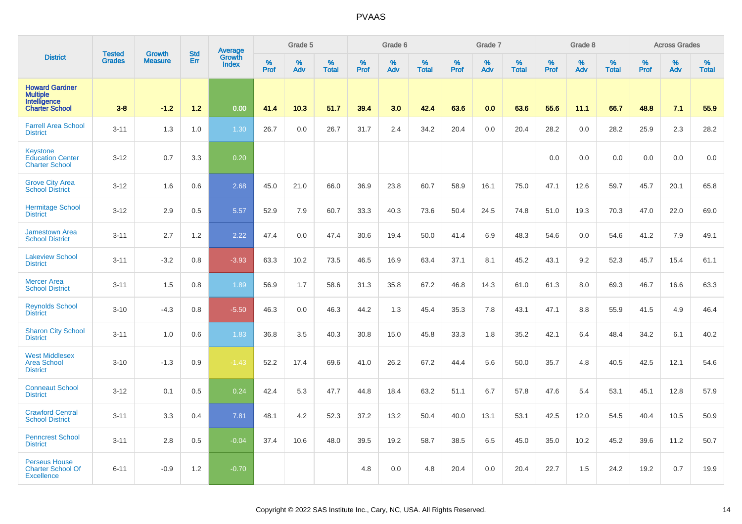# PVAAS

| District | Tested Grades | Growth Measure | Std Err | Average Growth Index | Grade 5 | | | Grade 6 | | | Grade 7 | | | Grade 8 | | | Across Grades | | |
|---|---|---|---|---|---|---|---|---|---|---|---|---|---|---|---|---|---|---|---|
| | | | | | % Prof | % Adv | % Total | % Prof | % Adv | % Total | % Prof | % Adv | % Total | % Prof | % Adv | % Total | % Prof | % Adv | % Total |
| **Howard Gardner Multiple Intelligence Charter School** | **3-8** | **-1.2** | **1.2** | **0.00** | **41.4** | **10.3** | **51.7** | **39.4** | **3.0** | **42.4** | **63.6** | **0.0** | **63.6** | **55.6** | **11.1** | **66.7** | **48.8** | **7.1** | **55.9** |
| Farrell Area School District | 3-11 | 1.3 | 1.0 | 1.30 | 26.7 | 0.0 | 26.7 | 31.7 | 2.4 | 34.2 | 20.4 | 0.0 | 20.4 | 28.2 | 0.0 | 28.2 | 25.9 | 2.3 | 28.2 |
| Keystone Education Center Charter School | 3-12 | 0.7 | 3.3 | 0.20 | | | | | | | | | | 0.0 | 0.0 | 0.0 | 0.0 | 0.0 | 0.0 |
| Grove City Area School District | 3-12 | 1.6 | 0.6 | 2.68 | 45.0 | 21.0 | 66.0 | 36.9 | 23.8 | 60.7 | 58.9 | 16.1 | 75.0 | 47.1 | 12.6 | 59.7 | 45.7 | 20.1 | 65.8 |
| Hermitage School District | 3-12 | 2.9 | 0.5 | 5.57 | 52.9 | 7.9 | 60.7 | 33.3 | 40.3 | 73.6 | 50.4 | 24.5 | 74.8 | 51.0 | 19.3 | 70.3 | 47.0 | 22.0 | 69.0 |
| Jamestown Area School District | 3-11 | 2.7 | 1.2 | 2.22 | 47.4 | 0.0 | 47.4 | 30.6 | 19.4 | 50.0 | 41.4 | 6.9 | 48.3 | 54.6 | 0.0 | 54.6 | 41.2 | 7.9 | 49.1 |
| Lakeview School District | 3-11 | -3.2 | 0.8 | -3.93 | 63.3 | 10.2 | 73.5 | 46.5 | 16.9 | 63.4 | 37.1 | 8.1 | 45.2 | 43.1 | 9.2 | 52.3 | 45.7 | 15.4 | 61.1 |
| Mercer Area School District | 3-11 | 1.5 | 0.8 | 1.89 | 56.9 | 1.7 | 58.6 | 31.3 | 35.8 | 67.2 | 46.8 | 14.3 | 61.0 | 61.3 | 8.0 | 69.3 | 46.7 | 16.6 | 63.3 |
| Reynolds School District | 3-10 | -4.3 | 0.8 | -5.50 | 46.3 | 0.0 | 46.3 | 44.2 | 1.3 | 45.4 | 35.3 | 7.8 | 43.1 | 47.1 | 8.8 | 55.9 | 41.5 | 4.9 | 46.4 |
| Sharon City School District | 3-11 | 1.0 | 0.6 | 1.83 | 36.8 | 3.5 | 40.3 | 30.8 | 15.0 | 45.8 | 33.3 | 1.8 | 35.2 | 42.1 | 6.4 | 48.4 | 34.2 | 6.1 | 40.2 |
| West Middlesex Area School District | 3-10 | -1.3 | 0.9 | -1.43 | 52.2 | 17.4 | 69.6 | 41.0 | 26.2 | 67.2 | 44.4 | 5.6 | 50.0 | 35.7 | 4.8 | 40.5 | 42.5 | 12.1 | 54.6 |
| Conneaut School District | 3-12 | 0.1 | 0.5 | 0.24 | 42.4 | 5.3 | 47.7 | 44.8 | 18.4 | 63.2 | 51.1 | 6.7 | 57.8 | 47.6 | 5.4 | 53.1 | 45.1 | 12.8 | 57.9 |
| Crawford Central School District | 3-11 | 3.3 | 0.4 | 7.81 | 48.1 | 4.2 | 52.3 | 37.2 | 13.2 | 50.4 | 40.0 | 13.1 | 53.1 | 42.5 | 12.0 | 54.5 | 40.4 | 10.5 | 50.9 |
| Penncrest School District | 3-11 | 2.8 | 0.5 | -0.04 | 37.4 | 10.6 | 48.0 | 39.5 | 19.2 | 58.7 | 38.5 | 6.5 | 45.0 | 35.0 | 10.2 | 45.2 | 39.6 | 11.2 | 50.7 |
| Perseus House Charter School Of Excellence | 6-11 | -0.9 | 1.2 | -0.70 | | | | 4.8 | 0.0 | 4.8 | 20.4 | 0.0 | 20.4 | 22.7 | 1.5 | 24.2 | 19.2 | 0.7 | 19.9 |

Copyright © 2022 SAS Institute Inc., Cary, NC, USA. All Rights Reserved.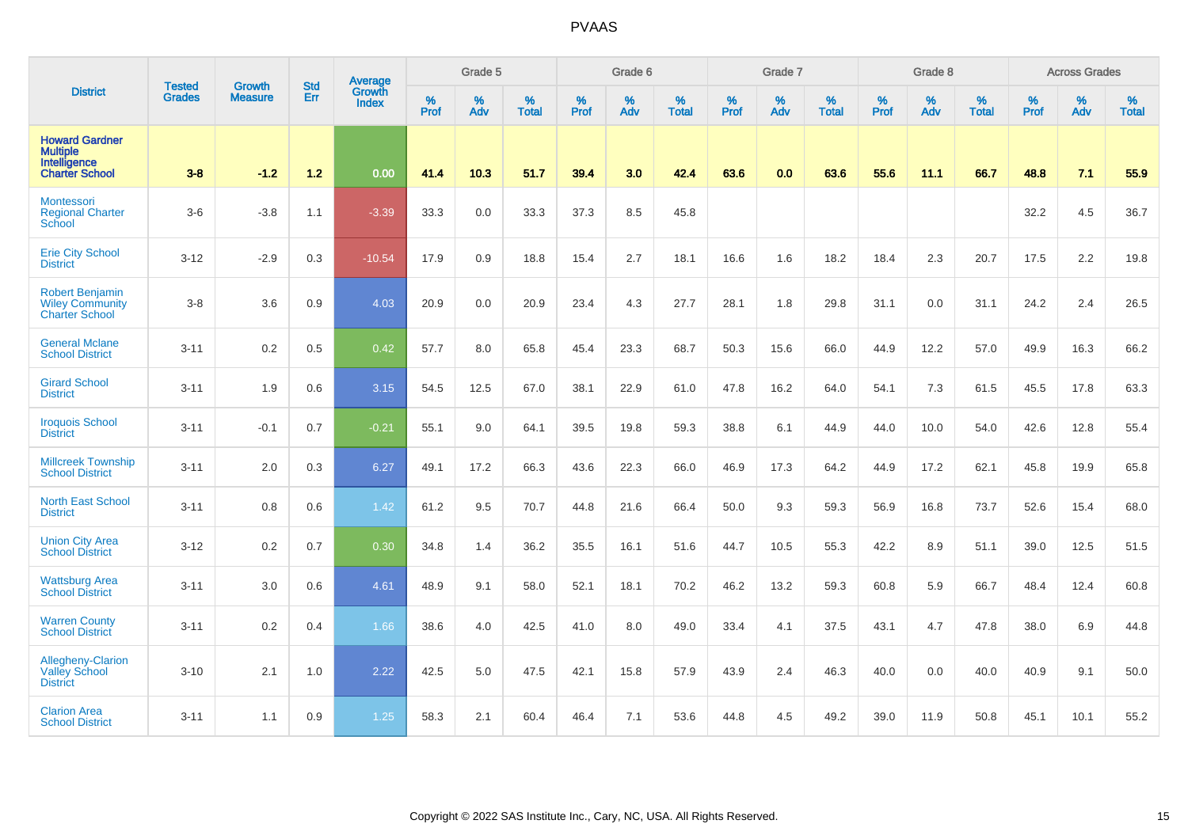# PVAAS

| District | Tested Grades | Growth Measure | Std Err | Average Growth Index | Grade 5 | | | Grade 6 | | | Grade 7 | | | Grade 8 | | | Across Grades | | |
|---|---|---|---|---|---|---|---|---|---|---|---|---|---|---|---|---|---|---|---|
| | | | | | % Prof | % Adv | % Total | % Prof | % Adv | % Total | % Prof | % Adv | % Total | % Prof | % Adv | % Total | % Prof | % Adv | % Total |
| **Howard Gardner Multiple Intelligence Charter School** | **3-8** | **-1.2** | **1.2** | **0.00** | **41.4** | **10.3** | **51.7** | **39.4** | **3.0** | **42.4** | **63.6** | **0.0** | **63.6** | **55.6** | **11.1** | **66.7** | **48.8** | **7.1** | **55.9** |
| Montessori Regional Charter School | 3-6 | -3.8 | 1.1 | -3.39 | 33.3 | 0.0 | 33.3 | 37.3 | 8.5 | 45.8 | | | | | | | 32.2 | 4.5 | 36.7 |
| Erie City School District | 3-12 | -2.9 | 0.3 | -10.54 | 17.9 | 0.9 | 18.8 | 15.4 | 2.7 | 18.1 | 16.6 | 1.6 | 18.2 | 18.4 | 2.3 | 20.7 | 17.5 | 2.2 | 19.8 |
| Robert Benjamin Wiley Community Charter School | 3-8 | 3.6 | 0.9 | 4.03 | 20.9 | 0.0 | 20.9 | 23.4 | 4.3 | 27.7 | 28.1 | 1.8 | 29.8 | 31.1 | 0.0 | 31.1 | 24.2 | 2.4 | 26.5 |
| General Mclane School District | 3-11 | 0.2 | 0.5 | 0.42 | 57.7 | 8.0 | 65.8 | 45.4 | 23.3 | 68.7 | 50.3 | 15.6 | 66.0 | 44.9 | 12.2 | 57.0 | 49.9 | 16.3 | 66.2 |
| Girard School District | 3-11 | 1.9 | 0.6 | 3.15 | 54.5 | 12.5 | 67.0 | 38.1 | 22.9 | 61.0 | 47.8 | 16.2 | 64.0 | 54.1 | 7.3 | 61.5 | 45.5 | 17.8 | 63.3 |
| Iroquois School District | 3-11 | -0.1 | 0.7 | -0.21 | 55.1 | 9.0 | 64.1 | 39.5 | 19.8 | 59.3 | 38.8 | 6.1 | 44.9 | 44.0 | 10.0 | 54.0 | 42.6 | 12.8 | 55.4 |
| Millcreek Township School District | 3-11 | 2.0 | 0.3 | 6.27 | 49.1 | 17.2 | 66.3 | 43.6 | 22.3 | 66.0 | 46.9 | 17.3 | 64.2 | 44.9 | 17.2 | 62.1 | 45.8 | 19.9 | 65.8 |
| North East School District | 3-11 | 0.8 | 0.6 | 1.42 | 61.2 | 9.5 | 70.7 | 44.8 | 21.6 | 66.4 | 50.0 | 9.3 | 59.3 | 56.9 | 16.8 | 73.7 | 52.6 | 15.4 | 68.0 |
| Union City Area School District | 3-12 | 0.2 | 0.7 | 0.30 | 34.8 | 1.4 | 36.2 | 35.5 | 16.1 | 51.6 | 44.7 | 10.5 | 55.3 | 42.2 | 8.9 | 51.1 | 39.0 | 12.5 | 51.5 |
| Wattsburg Area School District | 3-11 | 3.0 | 0.6 | 4.61 | 48.9 | 9.1 | 58.0 | 52.1 | 18.1 | 70.2 | 46.2 | 13.2 | 59.3 | 60.8 | 5.9 | 66.7 | 48.4 | 12.4 | 60.8 |
| Warren County School District | 3-11 | 0.2 | 0.4 | 1.66 | 38.6 | 4.0 | 42.5 | 41.0 | 8.0 | 49.0 | 33.4 | 4.1 | 37.5 | 43.1 | 4.7 | 47.8 | 38.0 | 6.9 | 44.8 |
| Allegheny-Clarion Valley School District | 3-10 | 2.1 | 1.0 | 2.22 | 42.5 | 5.0 | 47.5 | 42.1 | 15.8 | 57.9 | 43.9 | 2.4 | 46.3 | 40.0 | 0.0 | 40.0 | 40.9 | 9.1 | 50.0 |
| Clarion Area School District | 3-11 | 1.1 | 0.9 | 1.25 | 58.3 | 2.1 | 60.4 | 46.4 | 7.1 | 53.6 | 44.8 | 4.5 | 49.2 | 39.0 | 11.9 | 50.8 | 45.1 | 10.1 | 55.2 |

Copyright © 2022 SAS Institute Inc., Cary, NC, USA. All Rights Reserved.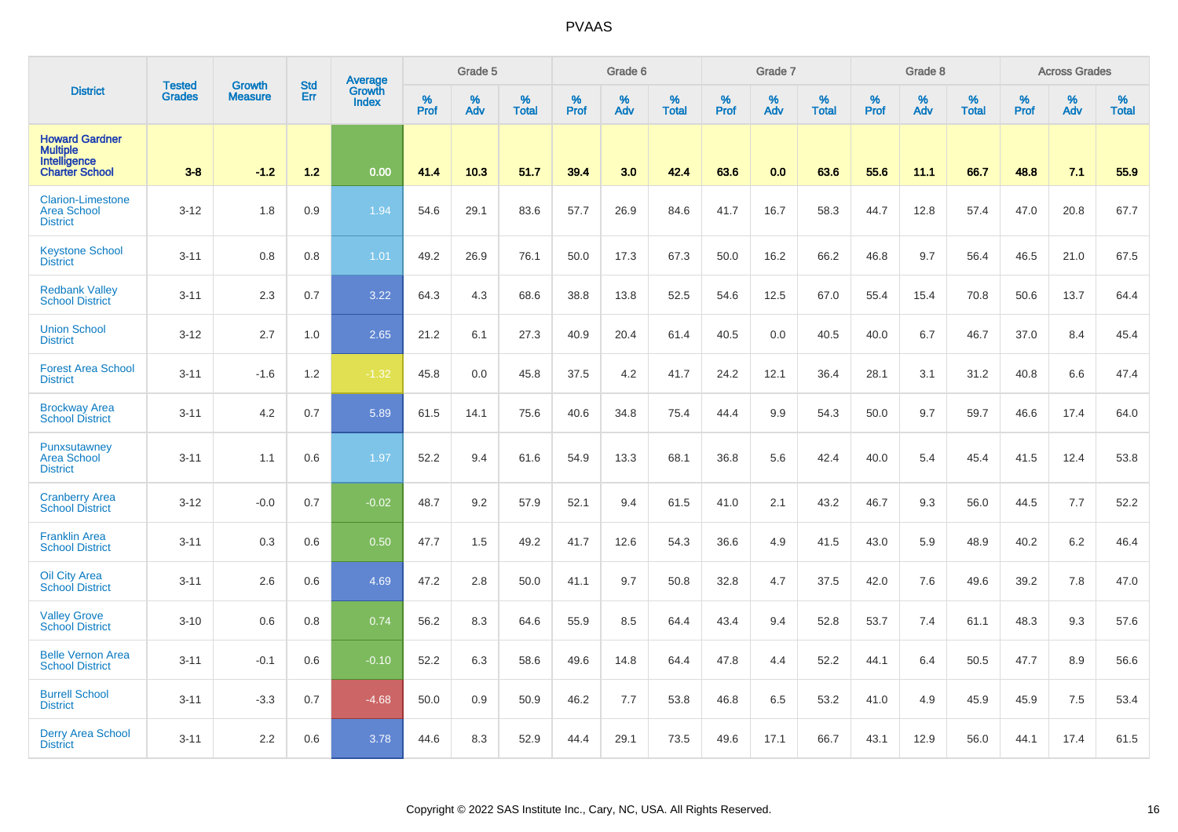# PVAAS

| District | Tested Grades | Growth Measure | Std Err | Average Growth Index | Grade 5 | | | Grade 6 | | | Grade 7 | | | Grade 8 | | | Across Grades | | |
|---|---|---|---|---|---|---|---|---|---|---|---|---|---|---|---|---|---|---|---|
| | | | | | % Prof | % Adv | % Total | % Prof | % Adv | % Total | % Prof | % Adv | % Total | % Prof | % Adv | % Total | % Prof | % Adv | % Total |
| **Howard Gardner Multiple Intelligence Charter School** | **3-8** | **-1.2** | **1.2** | **0.00** | **41.4** | **10.3** | **51.7** | **39.4** | **3.0** | **42.4** | **63.6** | **0.0** | **63.6** | **55.6** | **11.1** | **66.7** | **48.8** | **7.1** | **55.9** |
| Clarion-Limestone Area School District | 3-12 | 1.8 | 0.9 | 1.94 | 54.6 | 29.1 | 83.6 | 57.7 | 26.9 | 84.6 | 41.7 | 16.7 | 58.3 | 44.7 | 12.8 | 57.4 | 47.0 | 20.8 | 67.7 |
| Keystone School District | 3-11 | 0.8 | 0.8 | 1.01 | 49.2 | 26.9 | 76.1 | 50.0 | 17.3 | 67.3 | 50.0 | 16.2 | 66.2 | 46.8 | 9.7 | 56.4 | 46.5 | 21.0 | 67.5 |
| Redbank Valley School District | 3-11 | 2.3 | 0.7 | 3.22 | 64.3 | 4.3 | 68.6 | 38.8 | 13.8 | 52.5 | 54.6 | 12.5 | 67.0 | 55.4 | 15.4 | 70.8 | 50.6 | 13.7 | 64.4 |
| Union School District | 3-12 | 2.7 | 1.0 | 2.65 | 21.2 | 6.1 | 27.3 | 40.9 | 20.4 | 61.4 | 40.5 | 0.0 | 40.5 | 40.0 | 6.7 | 46.7 | 37.0 | 8.4 | 45.4 |
| Forest Area School District | 3-11 | -1.6 | 1.2 | -1.32 | 45.8 | 0.0 | 45.8 | 37.5 | 4.2 | 41.7 | 24.2 | 12.1 | 36.4 | 28.1 | 3.1 | 31.2 | 40.8 | 6.6 | 47.4 |
| Brockway Area School District | 3-11 | 4.2 | 0.7 | 5.89 | 61.5 | 14.1 | 75.6 | 40.6 | 34.8 | 75.4 | 44.4 | 9.9 | 54.3 | 50.0 | 9.7 | 59.7 | 46.6 | 17.4 | 64.0 |
| Punxsutawney Area School District | 3-11 | 1.1 | 0.6 | 1.97 | 52.2 | 9.4 | 61.6 | 54.9 | 13.3 | 68.1 | 36.8 | 5.6 | 42.4 | 40.0 | 5.4 | 45.4 | 41.5 | 12.4 | 53.8 |
| Cranberry Area School District | 3-12 | -0.0 | 0.7 | -0.02 | 48.7 | 9.2 | 57.9 | 52.1 | 9.4 | 61.5 | 41.0 | 2.1 | 43.2 | 46.7 | 9.3 | 56.0 | 44.5 | 7.7 | 52.2 |
| Franklin Area School District | 3-11 | 0.3 | 0.6 | 0.50 | 47.7 | 1.5 | 49.2 | 41.7 | 12.6 | 54.3 | 36.6 | 4.9 | 41.5 | 43.0 | 5.9 | 48.9 | 40.2 | 6.2 | 46.4 |
| Oil City Area School District | 3-11 | 2.6 | 0.6 | 4.69 | 47.2 | 2.8 | 50.0 | 41.1 | 9.7 | 50.8 | 32.8 | 4.7 | 37.5 | 42.0 | 7.6 | 49.6 | 39.2 | 7.8 | 47.0 |
| Valley Grove School District | 3-10 | 0.6 | 0.8 | 0.74 | 56.2 | 8.3 | 64.6 | 55.9 | 8.5 | 64.4 | 43.4 | 9.4 | 52.8 | 53.7 | 7.4 | 61.1 | 48.3 | 9.3 | 57.6 |
| Belle Vernon Area School District | 3-11 | -0.1 | 0.6 | -0.10 | 52.2 | 6.3 | 58.6 | 49.6 | 14.8 | 64.4 | 47.8 | 4.4 | 52.2 | 44.1 | 6.4 | 50.5 | 47.7 | 8.9 | 56.6 |
| Burrell School District | 3-11 | -3.3 | 0.7 | -4.68 | 50.0 | 0.9 | 50.9 | 46.2 | 7.7 | 53.8 | 46.8 | 6.5 | 53.2 | 41.0 | 4.9 | 45.9 | 45.9 | 7.5 | 53.4 |
| Derry Area School District | 3-11 | 2.2 | 0.6 | 3.78 | 44.6 | 8.3 | 52.9 | 44.4 | 29.1 | 73.5 | 49.6 | 17.1 | 66.7 | 43.1 | 12.9 | 56.0 | 44.1 | 17.4 | 61.5 |

Copyright © 2022 SAS Institute Inc., Cary, NC, USA. All Rights Reserved.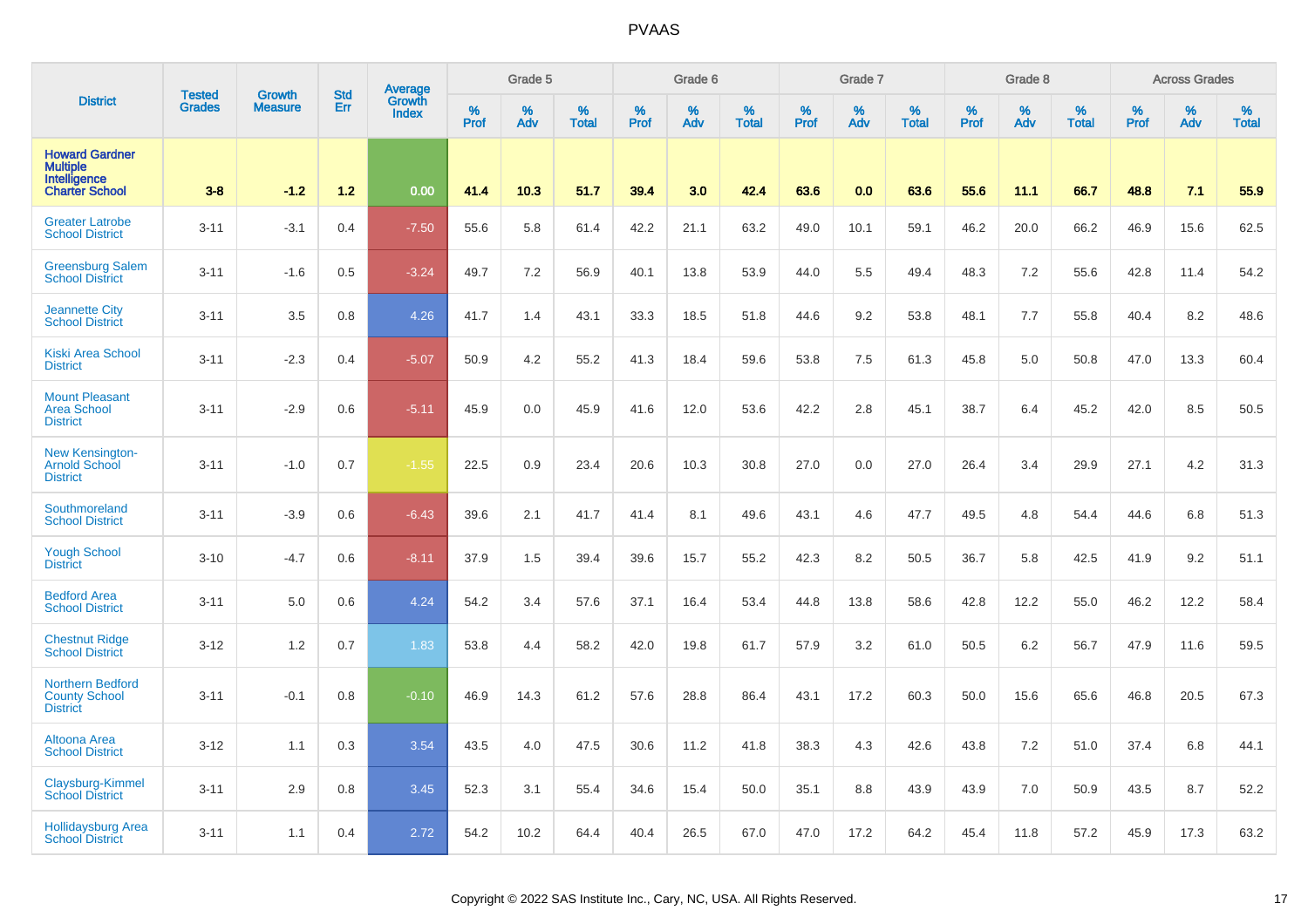# PVAAS

| District | Tested Grades | Growth Measure | Std Err | Average Growth Index | Grade 5 | | | Grade 6 | | | Grade 7 | | | Grade 8 | | | Across Grades | | |
|---|---|---|---|---|---|---|---|---|---|---|---|---|---|---|---|---|---|---|---|
| | | | | | % Prof | % Adv | % Total | % Prof | % Adv | % Total | % Prof | % Adv | % Total | % Prof | % Adv | % Total | % Prof | % Adv | % Total |
| **Howard Gardner Multiple Intelligence Charter School** | **3-8** | **-1.2** | **1.2** | **0.00** | **41.4** | **10.3** | **51.7** | **39.4** | **3.0** | **42.4** | **63.6** | **0.0** | **63.6** | **55.6** | **11.1** | **66.7** | **48.8** | **7.1** | **55.9** |
| Greater Latrobe School District | 3-11 | -3.1 | 0.4 | -7.50 | 55.6 | 5.8 | 61.4 | 42.2 | 21.1 | 63.2 | 49.0 | 10.1 | 59.1 | 46.2 | 20.0 | 66.2 | 46.9 | 15.6 | 62.5 |
| Greensburg Salem School District | 3-11 | -1.6 | 0.5 | -3.24 | 49.7 | 7.2 | 56.9 | 40.1 | 13.8 | 53.9 | 44.0 | 5.5 | 49.4 | 48.3 | 7.2 | 55.6 | 42.8 | 11.4 | 54.2 |
| Jeannette City School District | 3-11 | 3.5 | 0.8 | 4.26 | 41.7 | 1.4 | 43.1 | 33.3 | 18.5 | 51.8 | 44.6 | 9.2 | 53.8 | 48.1 | 7.7 | 55.8 | 40.4 | 8.2 | 48.6 |
| Kiski Area School District | 3-11 | -2.3 | 0.4 | -5.07 | 50.9 | 4.2 | 55.2 | 41.3 | 18.4 | 59.6 | 53.8 | 7.5 | 61.3 | 45.8 | 5.0 | 50.8 | 47.0 | 13.3 | 60.4 |
| Mount Pleasant Area School District | 3-11 | -2.9 | 0.6 | -5.11 | 45.9 | 0.0 | 45.9 | 41.6 | 12.0 | 53.6 | 42.2 | 2.8 | 45.1 | 38.7 | 6.4 | 45.2 | 42.0 | 8.5 | 50.5 |
| New Kensington-Arnold School District | 3-11 | -1.0 | 0.7 | -1.55 | 22.5 | 0.9 | 23.4 | 20.6 | 10.3 | 30.8 | 27.0 | 0.0 | 27.0 | 26.4 | 3.4 | 29.9 | 27.1 | 4.2 | 31.3 |
| Southmoreland School District | 3-11 | -3.9 | 0.6 | -6.43 | 39.6 | 2.1 | 41.7 | 41.4 | 8.1 | 49.6 | 43.1 | 4.6 | 47.7 | 49.5 | 4.8 | 54.4 | 44.6 | 6.8 | 51.3 |
| Yough School District | 3-10 | -4.7 | 0.6 | -8.11 | 37.9 | 1.5 | 39.4 | 39.6 | 15.7 | 55.2 | 42.3 | 8.2 | 50.5 | 36.7 | 5.8 | 42.5 | 41.9 | 9.2 | 51.1 |
| Bedford Area School District | 3-11 | 5.0 | 0.6 | 4.24 | 54.2 | 3.4 | 57.6 | 37.1 | 16.4 | 53.4 | 44.8 | 13.8 | 58.6 | 42.8 | 12.2 | 55.0 | 46.2 | 12.2 | 58.4 |
| Chestnut Ridge School District | 3-12 | 1.2 | 0.7 | 1.83 | 53.8 | 4.4 | 58.2 | 42.0 | 19.8 | 61.7 | 57.9 | 3.2 | 61.0 | 50.5 | 6.2 | 56.7 | 47.9 | 11.6 | 59.5 |
| Northern Bedford County School District | 3-11 | -0.1 | 0.8 | -0.10 | 46.9 | 14.3 | 61.2 | 57.6 | 28.8 | 86.4 | 43.1 | 17.2 | 60.3 | 50.0 | 15.6 | 65.6 | 46.8 | 20.5 | 67.3 |
| Altoona Area School District | 3-12 | 1.1 | 0.3 | 3.54 | 43.5 | 4.0 | 47.5 | 30.6 | 11.2 | 41.8 | 38.3 | 4.3 | 42.6 | 43.8 | 7.2 | 51.0 | 37.4 | 6.8 | 44.1 |
| Claysburg-Kimmel School District | 3-11 | 2.9 | 0.8 | 3.45 | 52.3 | 3.1 | 55.4 | 34.6 | 15.4 | 50.0 | 35.1 | 8.8 | 43.9 | 43.9 | 7.0 | 50.9 | 43.5 | 8.7 | 52.2 |
| Hollidaysburg Area School District | 3-11 | 1.1 | 0.4 | 2.72 | 54.2 | 10.2 | 64.4 | 40.4 | 26.5 | 67.0 | 47.0 | 17.2 | 64.2 | 45.4 | 11.8 | 57.2 | 45.9 | 17.3 | 63.2 |

Copyright © 2022 SAS Institute Inc., Cary, NC, USA. All Rights Reserved.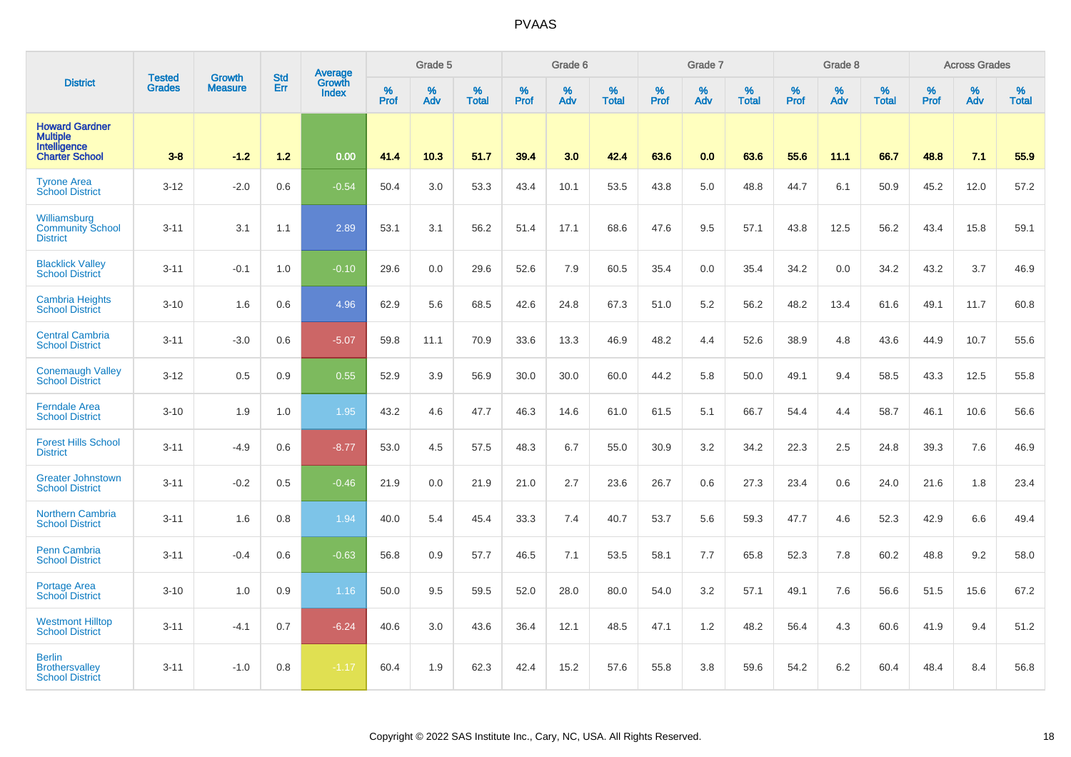# PVAAS

| District | Tested Grades | Growth Measure | Std Err | Average Growth Index | Grade 5 | | | Grade 6 | | | Grade 7 | | | Grade 8 | | | Across Grades | | |
|---|---|---|---|---|---|---|---|---|---|---|---|---|---|---|---|---|---|---|---|
| | | | | | % Prof | % Adv | % Total | % Prof | % Adv | % Total | % Prof | % Adv | % Total | % Prof | % Adv | % Total | % Prof | % Adv | % Total |
| **Howard Gardner Multiple Intelligence Charter School** | **3-8** | **-1.2** | **1.2** | **0.00** | **41.4** | **10.3** | **51.7** | **39.4** | **3.0** | **42.4** | **63.6** | **0.0** | **63.6** | **55.6** | **11.1** | **66.7** | **48.8** | **7.1** | **55.9** |
| Tyrone Area School District | 3-12 | -2.0 | 0.6 | -0.54 | 50.4 | 3.0 | 53.3 | 43.4 | 10.1 | 53.5 | 43.8 | 5.0 | 48.8 | 44.7 | 6.1 | 50.9 | 45.2 | 12.0 | 57.2 |
| Williamsburg Community School District | 3-11 | 3.1 | 1.1 | 2.89 | 53.1 | 3.1 | 56.2 | 51.4 | 17.1 | 68.6 | 47.6 | 9.5 | 57.1 | 43.8 | 12.5 | 56.2 | 43.4 | 15.8 | 59.1 |
| Blacklick Valley School District | 3-11 | -0.1 | 1.0 | -0.10 | 29.6 | 0.0 | 29.6 | 52.6 | 7.9 | 60.5 | 35.4 | 0.0 | 35.4 | 34.2 | 0.0 | 34.2 | 43.2 | 3.7 | 46.9 |
| Cambria Heights School District | 3-10 | 1.6 | 0.6 | 4.96 | 62.9 | 5.6 | 68.5 | 42.6 | 24.8 | 67.3 | 51.0 | 5.2 | 56.2 | 48.2 | 13.4 | 61.6 | 49.1 | 11.7 | 60.8 |
| Central Cambria School District | 3-11 | -3.0 | 0.6 | -5.07 | 59.8 | 11.1 | 70.9 | 33.6 | 13.3 | 46.9 | 48.2 | 4.4 | 52.6 | 38.9 | 4.8 | 43.6 | 44.9 | 10.7 | 55.6 |
| Conemaugh Valley School District | 3-12 | 0.5 | 0.9 | 0.55 | 52.9 | 3.9 | 56.9 | 30.0 | 30.0 | 60.0 | 44.2 | 5.8 | 50.0 | 49.1 | 9.4 | 58.5 | 43.3 | 12.5 | 55.8 |
| Ferndale Area School District | 3-10 | 1.9 | 1.0 | 1.95 | 43.2 | 4.6 | 47.7 | 46.3 | 14.6 | 61.0 | 61.5 | 5.1 | 66.7 | 54.4 | 4.4 | 58.7 | 46.1 | 10.6 | 56.6 |
| Forest Hills School District | 3-11 | -4.9 | 0.6 | -8.77 | 53.0 | 4.5 | 57.5 | 48.3 | 6.7 | 55.0 | 30.9 | 3.2 | 34.2 | 22.3 | 2.5 | 24.8 | 39.3 | 7.6 | 46.9 |
| Greater Johnstown School District | 3-11 | -0.2 | 0.5 | -0.46 | 21.9 | 0.0 | 21.9 | 21.0 | 2.7 | 23.6 | 26.7 | 0.6 | 27.3 | 23.4 | 0.6 | 24.0 | 21.6 | 1.8 | 23.4 |
| Northern Cambria School District | 3-11 | 1.6 | 0.8 | 1.94 | 40.0 | 5.4 | 45.4 | 33.3 | 7.4 | 40.7 | 53.7 | 5.6 | 59.3 | 47.7 | 4.6 | 52.3 | 42.9 | 6.6 | 49.4 |
| Penn Cambria School District | 3-11 | -0.4 | 0.6 | -0.63 | 56.8 | 0.9 | 57.7 | 46.5 | 7.1 | 53.5 | 58.1 | 7.7 | 65.8 | 52.3 | 7.8 | 60.2 | 48.8 | 9.2 | 58.0 |
| Portage Area School District | 3-10 | 1.0 | 0.9 | 1.16 | 50.0 | 9.5 | 59.5 | 52.0 | 28.0 | 80.0 | 54.0 | 3.2 | 57.1 | 49.1 | 7.6 | 56.6 | 51.5 | 15.6 | 67.2 |
| Westmont Hilltop School District | 3-11 | -4.1 | 0.7 | -6.24 | 40.6 | 3.0 | 43.6 | 36.4 | 12.1 | 48.5 | 47.1 | 1.2 | 48.2 | 56.4 | 4.3 | 60.6 | 41.9 | 9.4 | 51.2 |
| Berlin Brothersvalley School District | 3-11 | -1.0 | 0.8 | -1.17 | 60.4 | 1.9 | 62.3 | 42.4 | 15.2 | 57.6 | 55.8 | 3.8 | 59.6 | 54.2 | 6.2 | 60.4 | 48.4 | 8.4 | 56.8 |

Copyright © 2022 SAS Institute Inc., Cary, NC, USA. All Rights Reserved.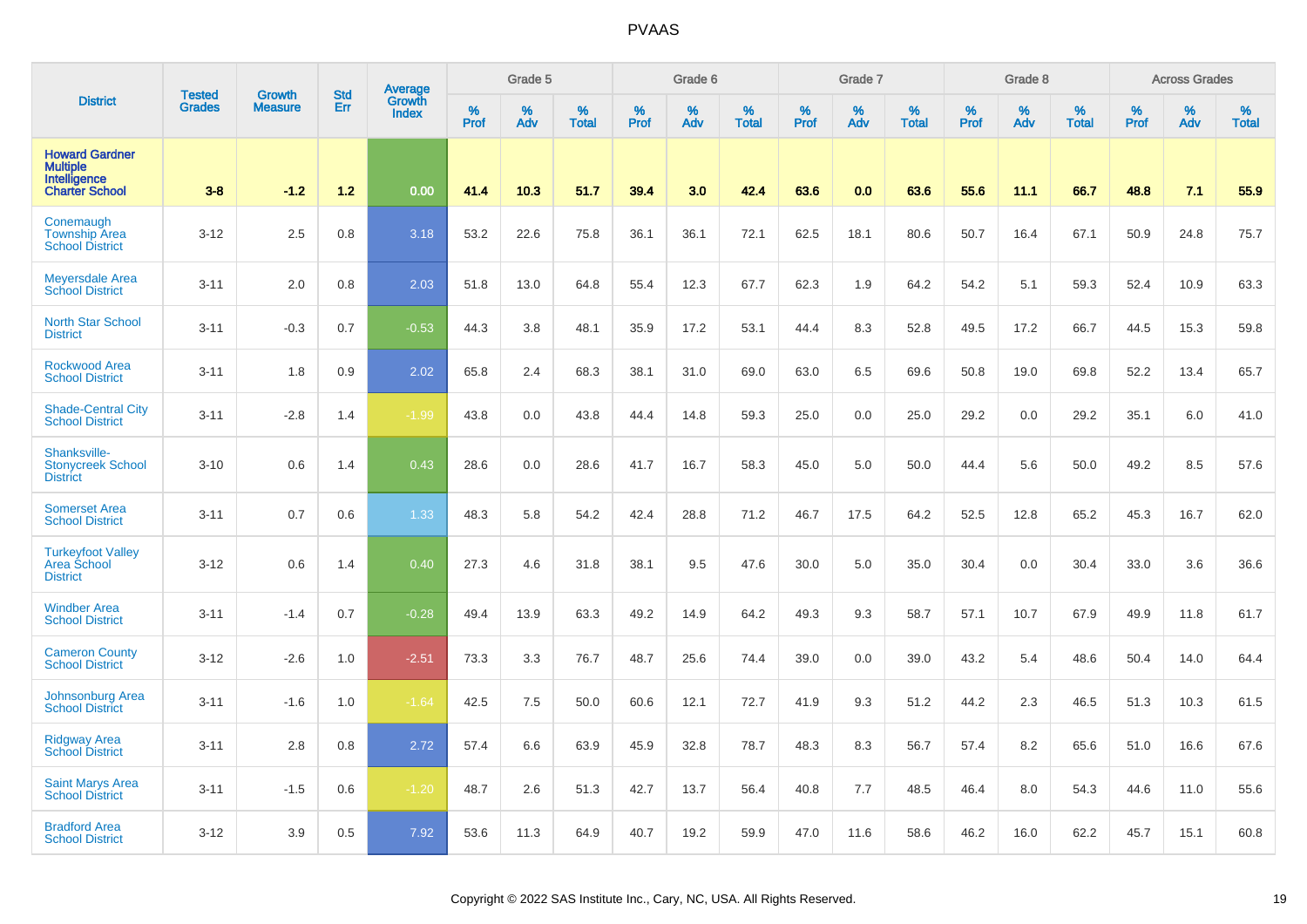# PVAAS

| District | Tested Grades | Growth Measure | Std Err | Average Growth Index | Grade 5 | | | Grade 6 | | | Grade 7 | | | Grade 8 | | | Across Grades | | |
|---|---|---|---|---|---|---|---|---|---|---|---|---|---|---|---|---|---|---|---|
| | | | | | % Prof | % Adv | % Total | % Prof | % Adv | % Total | % Prof | % Adv | % Total | % Prof | % Adv | % Total | % Prof | % Adv | % Total |
| **Howard Gardner Multiple Intelligence Charter School** | **3-8** | **-1.2** | **1.2** | **0.00** | **41.4** | **10.3** | **51.7** | **39.4** | **3.0** | **42.4** | **63.6** | **0.0** | **63.6** | **55.6** | **11.1** | **66.7** | **48.8** | **7.1** | **55.9** |
| Conemaugh Township Area School District | 3-12 | 2.5 | 0.8 | 3.18 | 53.2 | 22.6 | 75.8 | 36.1 | 36.1 | 72.1 | 62.5 | 18.1 | 80.6 | 50.7 | 16.4 | 67.1 | 50.9 | 24.8 | 75.7 |
| Meyersdale Area School District | 3-11 | 2.0 | 0.8 | 2.03 | 51.8 | 13.0 | 64.8 | 55.4 | 12.3 | 67.7 | 62.3 | 1.9 | 64.2 | 54.2 | 5.1 | 59.3 | 52.4 | 10.9 | 63.3 |
| North Star School District | 3-11 | -0.3 | 0.7 | -0.53 | 44.3 | 3.8 | 48.1 | 35.9 | 17.2 | 53.1 | 44.4 | 8.3 | 52.8 | 49.5 | 17.2 | 66.7 | 44.5 | 15.3 | 59.8 |
| Rockwood Area School District | 3-11 | 1.8 | 0.9 | 2.02 | 65.8 | 2.4 | 68.3 | 38.1 | 31.0 | 69.0 | 63.0 | 6.5 | 69.6 | 50.8 | 19.0 | 69.8 | 52.2 | 13.4 | 65.7 |
| Shade-Central City School District | 3-11 | -2.8 | 1.4 | -1.99 | 43.8 | 0.0 | 43.8 | 44.4 | 14.8 | 59.3 | 25.0 | 0.0 | 25.0 | 29.2 | 0.0 | 29.2 | 35.1 | 6.0 | 41.0 |
| Shanksville-Stonycreek School District | 3-10 | 0.6 | 1.4 | 0.43 | 28.6 | 0.0 | 28.6 | 41.7 | 16.7 | 58.3 | 45.0 | 5.0 | 50.0 | 44.4 | 5.6 | 50.0 | 49.2 | 8.5 | 57.6 |
| Somerset Area School District | 3-11 | 0.7 | 0.6 | 1.33 | 48.3 | 5.8 | 54.2 | 42.4 | 28.8 | 71.2 | 46.7 | 17.5 | 64.2 | 52.5 | 12.8 | 65.2 | 45.3 | 16.7 | 62.0 |
| Turkeyfoot Valley Area School District | 3-12 | 0.6 | 1.4 | 0.40 | 27.3 | 4.6 | 31.8 | 38.1 | 9.5 | 47.6 | 30.0 | 5.0 | 35.0 | 30.4 | 0.0 | 30.4 | 33.0 | 3.6 | 36.6 |
| Windber Area School District | 3-11 | -1.4 | 0.7 | -0.28 | 49.4 | 13.9 | 63.3 | 49.2 | 14.9 | 64.2 | 49.3 | 9.3 | 58.7 | 57.1 | 10.7 | 67.9 | 49.9 | 11.8 | 61.7 |
| Cameron County School District | 3-12 | -2.6 | 1.0 | -2.51 | 73.3 | 3.3 | 76.7 | 48.7 | 25.6 | 74.4 | 39.0 | 0.0 | 39.0 | 43.2 | 5.4 | 48.6 | 50.4 | 14.0 | 64.4 |
| Johnsonburg Area School District | 3-11 | -1.6 | 1.0 | -1.64 | 42.5 | 7.5 | 50.0 | 60.6 | 12.1 | 72.7 | 41.9 | 9.3 | 51.2 | 44.2 | 2.3 | 46.5 | 51.3 | 10.3 | 61.5 |
| Ridgway Area School District | 3-11 | 2.8 | 0.8 | 2.72 | 57.4 | 6.6 | 63.9 | 45.9 | 32.8 | 78.7 | 48.3 | 8.3 | 56.7 | 57.4 | 8.2 | 65.6 | 51.0 | 16.6 | 67.6 |
| Saint Marys Area School District | 3-11 | -1.5 | 0.6 | -1.20 | 48.7 | 2.6 | 51.3 | 42.7 | 13.7 | 56.4 | 40.8 | 7.7 | 48.5 | 46.4 | 8.0 | 54.3 | 44.6 | 11.0 | 55.6 |
| Bradford Area School District | 3-12 | 3.9 | 0.5 | 7.92 | 53.6 | 11.3 | 64.9 | 40.7 | 19.2 | 59.9 | 47.0 | 11.6 | 58.6 | 46.2 | 16.0 | 62.2 | 45.7 | 15.1 | 60.8 |

Copyright © 2022 SAS Institute Inc., Cary, NC, USA. All Rights Reserved.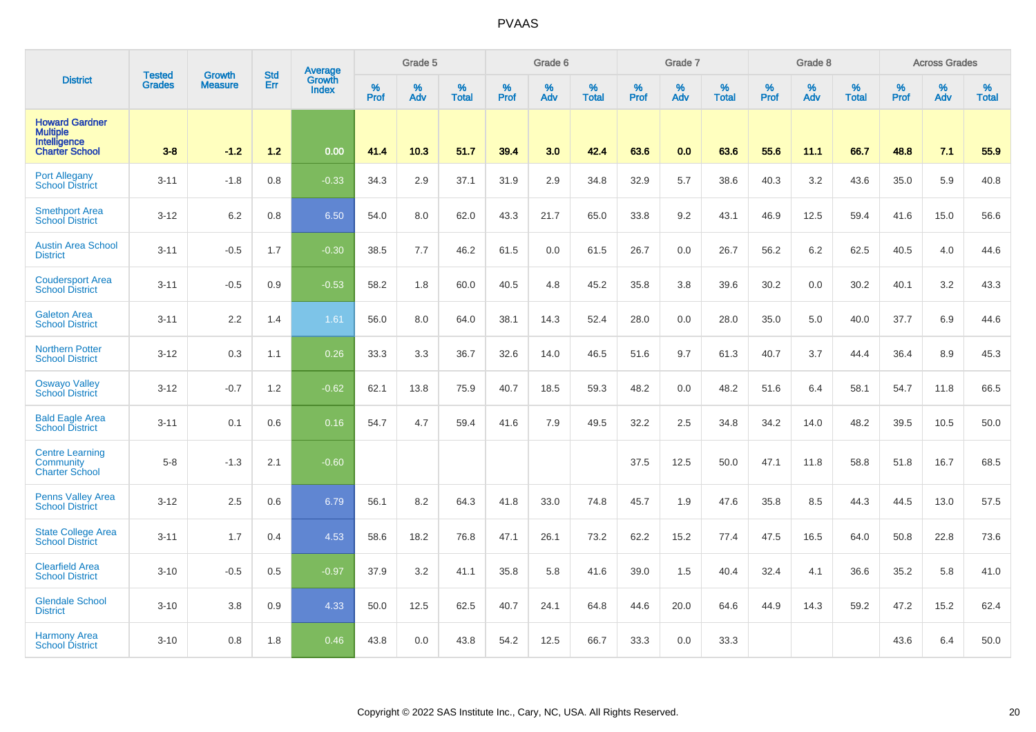# PVAAS

| District | Tested Grades | Growth Measure | Std Err | Average Growth Index | Grade 5 | | | Grade 6 | | | Grade 7 | | | Grade 8 | | | Across Grades | | |
|---|---|---|---|---|---|---|---|---|---|---|---|---|---|---|---|---|---|---|---|
| | | | | | % Prof | % Adv | % Total | % Prof | % Adv | % Total | % Prof | % Adv | % Total | % Prof | % Adv | % Total | % Prof | % Adv | % Total |
| **Howard Gardner Multiple Intelligence Charter School** | **3-8** | **-1.2** | **1.2** | **0.00** | **41.4** | **10.3** | **51.7** | **39.4** | **3.0** | **42.4** | **63.6** | **0.0** | **63.6** | **55.6** | **11.1** | **66.7** | **48.8** | **7.1** | **55.9** |
| Port Allegany School District | 3-11 | -1.8 | 0.8 | -0.33 | 34.3 | 2.9 | 37.1 | 31.9 | 2.9 | 34.8 | 32.9 | 5.7 | 38.6 | 40.3 | 3.2 | 43.6 | 35.0 | 5.9 | 40.8 |
| Smethport Area School District | 3-12 | 6.2 | 0.8 | 6.50 | 54.0 | 8.0 | 62.0 | 43.3 | 21.7 | 65.0 | 33.8 | 9.2 | 43.1 | 46.9 | 12.5 | 59.4 | 41.6 | 15.0 | 56.6 |
| Austin Area School District | 3-11 | -0.5 | 1.7 | -0.30 | 38.5 | 7.7 | 46.2 | 61.5 | 0.0 | 61.5 | 26.7 | 0.0 | 26.7 | 56.2 | 6.2 | 62.5 | 40.5 | 4.0 | 44.6 |
| Coudersport Area School District | 3-11 | -0.5 | 0.9 | -0.53 | 58.2 | 1.8 | 60.0 | 40.5 | 4.8 | 45.2 | 35.8 | 3.8 | 39.6 | 30.2 | 0.0 | 30.2 | 40.1 | 3.2 | 43.3 |
| Galeton Area School District | 3-11 | 2.2 | 1.4 | 1.61 | 56.0 | 8.0 | 64.0 | 38.1 | 14.3 | 52.4 | 28.0 | 0.0 | 28.0 | 35.0 | 5.0 | 40.0 | 37.7 | 6.9 | 44.6 |
| Northern Potter School District | 3-12 | 0.3 | 1.1 | 0.26 | 33.3 | 3.3 | 36.7 | 32.6 | 14.0 | 46.5 | 51.6 | 9.7 | 61.3 | 40.7 | 3.7 | 44.4 | 36.4 | 8.9 | 45.3 |
| Oswayo Valley School District | 3-12 | -0.7 | 1.2 | -0.62 | 62.1 | 13.8 | 75.9 | 40.7 | 18.5 | 59.3 | 48.2 | 0.0 | 48.2 | 51.6 | 6.4 | 58.1 | 54.7 | 11.8 | 66.5 |
| Bald Eagle Area School District | 3-11 | 0.1 | 0.6 | 0.16 | 54.7 | 4.7 | 59.4 | 41.6 | 7.9 | 49.5 | 32.2 | 2.5 | 34.8 | 34.2 | 14.0 | 48.2 | 39.5 | 10.5 | 50.0 |
| Centre Learning Community Charter School | 5-8 | -1.3 | 2.1 | -0.60 | | | | | | | 37.5 | 12.5 | 50.0 | 47.1 | 11.8 | 58.8 | 51.8 | 16.7 | 68.5 |
| Penns Valley Area School District | 3-12 | 2.5 | 0.6 | 6.79 | 56.1 | 8.2 | 64.3 | 41.8 | 33.0 | 74.8 | 45.7 | 1.9 | 47.6 | 35.8 | 8.5 | 44.3 | 44.5 | 13.0 | 57.5 |
| State College Area School District | 3-11 | 1.7 | 0.4 | 4.53 | 58.6 | 18.2 | 76.8 | 47.1 | 26.1 | 73.2 | 62.2 | 15.2 | 77.4 | 47.5 | 16.5 | 64.0 | 50.8 | 22.8 | 73.6 |
| Clearfield Area School District | 3-10 | -0.5 | 0.5 | -0.97 | 37.9 | 3.2 | 41.1 | 35.8 | 5.8 | 41.6 | 39.0 | 1.5 | 40.4 | 32.4 | 4.1 | 36.6 | 35.2 | 5.8 | 41.0 |
| Glendale School District | 3-10 | 3.8 | 0.9 | 4.33 | 50.0 | 12.5 | 62.5 | 40.7 | 24.1 | 64.8 | 44.6 | 20.0 | 64.6 | 44.9 | 14.3 | 59.2 | 47.2 | 15.2 | 62.4 |
| Harmony Area School District | 3-10 | 0.8 | 1.8 | 0.46 | 43.8 | 0.0 | 43.8 | 54.2 | 12.5 | 66.7 | 33.3 | 0.0 | 33.3 | | | | 43.6 | 6.4 | 50.0 |

Copyright © 2022 SAS Institute Inc., Cary, NC, USA. All Rights Reserved.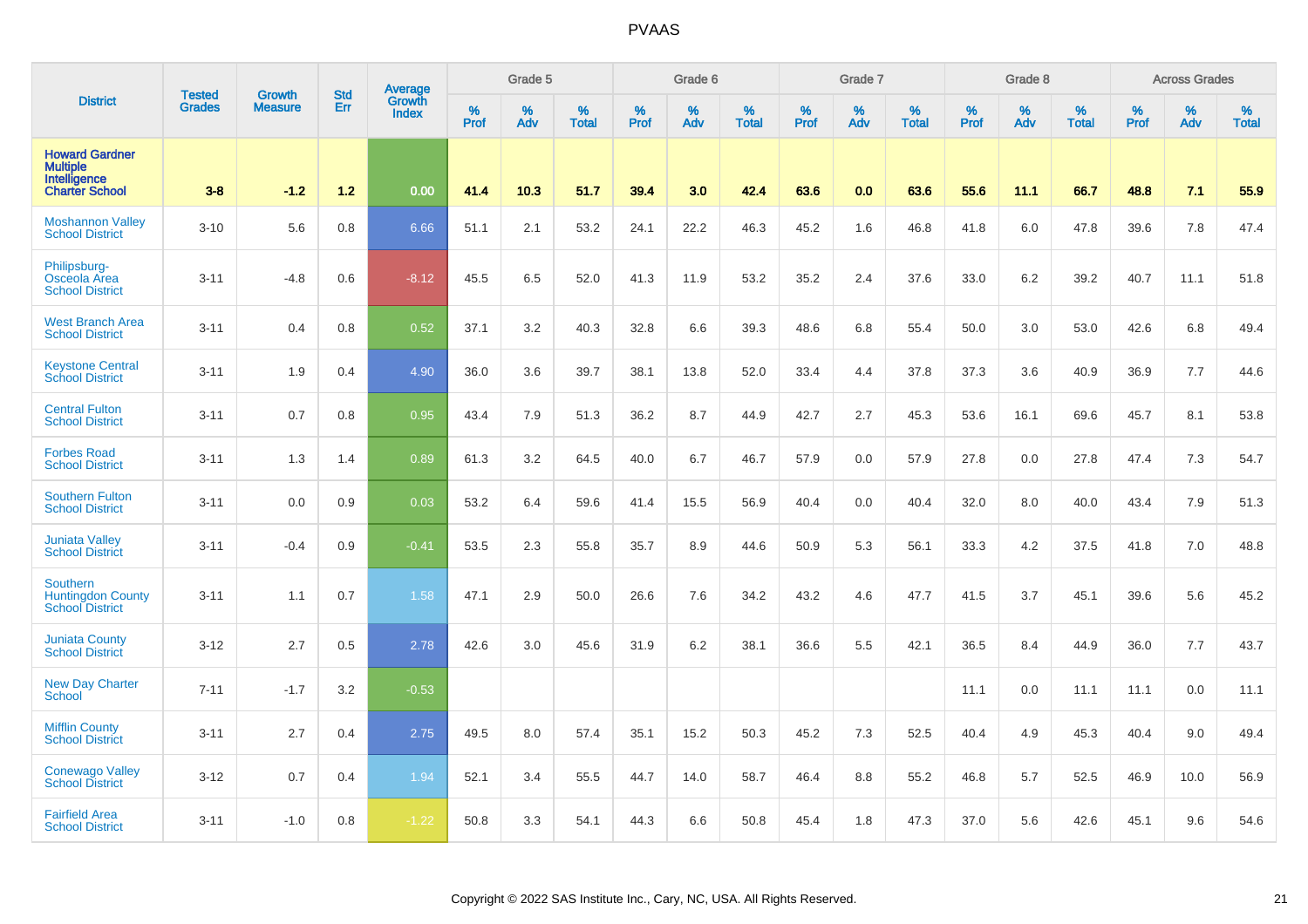# PVAAS

| District | Tested Grades | Growth Measure | Std Err | Average Growth Index | Grade 5 | | | Grade 6 | | | Grade 7 | | | Grade 8 | | | Across Grades | | |
|---|---|---|---|---|---|---|---|---|---|---|---|---|---|---|---|---|---|---|---|
| | | | | | % Prof | % Adv | % Total | % Prof | % Adv | % Total | % Prof | % Adv | % Total | % Prof | % Adv | % Total | % Prof | % Adv | % Total |
| **Howard Gardner Multiple Intelligence Charter School** | **3-8** | **-1.2** | **1.2** | **0.00** | **41.4** | **10.3** | **51.7** | **39.4** | **3.0** | **42.4** | **63.6** | **0.0** | **63.6** | **55.6** | **11.1** | **66.7** | **48.8** | **7.1** | **55.9** |
| Moshannon Valley School District | 3-10 | 5.6 | 0.8 | 6.66 | 51.1 | 2.1 | 53.2 | 24.1 | 22.2 | 46.3 | 45.2 | 1.6 | 46.8 | 41.8 | 6.0 | 47.8 | 39.6 | 7.8 | 47.4 |
| Philipsburg-Osceola Area School District | 3-11 | -4.8 | 0.6 | -8.12 | 45.5 | 6.5 | 52.0 | 41.3 | 11.9 | 53.2 | 35.2 | 2.4 | 37.6 | 33.0 | 6.2 | 39.2 | 40.7 | 11.1 | 51.8 |
| West Branch Area School District | 3-11 | 0.4 | 0.8 | 0.52 | 37.1 | 3.2 | 40.3 | 32.8 | 6.6 | 39.3 | 48.6 | 6.8 | 55.4 | 50.0 | 3.0 | 53.0 | 42.6 | 6.8 | 49.4 |
| Keystone Central School District | 3-11 | 1.9 | 0.4 | 4.90 | 36.0 | 3.6 | 39.7 | 38.1 | 13.8 | 52.0 | 33.4 | 4.4 | 37.8 | 37.3 | 3.6 | 40.9 | 36.9 | 7.7 | 44.6 |
| Central Fulton School District | 3-11 | 0.7 | 0.8 | 0.95 | 43.4 | 7.9 | 51.3 | 36.2 | 8.7 | 44.9 | 42.7 | 2.7 | 45.3 | 53.6 | 16.1 | 69.6 | 45.7 | 8.1 | 53.8 |
| Forbes Road School District | 3-11 | 1.3 | 1.4 | 0.89 | 61.3 | 3.2 | 64.5 | 40.0 | 6.7 | 46.7 | 57.9 | 0.0 | 57.9 | 27.8 | 0.0 | 27.8 | 47.4 | 7.3 | 54.7 |
| Southern Fulton School District | 3-11 | 0.0 | 0.9 | 0.03 | 53.2 | 6.4 | 59.6 | 41.4 | 15.5 | 56.9 | 40.4 | 0.0 | 40.4 | 32.0 | 8.0 | 40.0 | 43.4 | 7.9 | 51.3 |
| Juniata Valley School District | 3-11 | -0.4 | 0.9 | -0.41 | 53.5 | 2.3 | 55.8 | 35.7 | 8.9 | 44.6 | 50.9 | 5.3 | 56.1 | 33.3 | 4.2 | 37.5 | 41.8 | 7.0 | 48.8 |
| Southern Huntingdon County School District | 3-11 | 1.1 | 0.7 | 1.58 | 47.1 | 2.9 | 50.0 | 26.6 | 7.6 | 34.2 | 43.2 | 4.6 | 47.7 | 41.5 | 3.7 | 45.1 | 39.6 | 5.6 | 45.2 |
| Juniata County School District | 3-12 | 2.7 | 0.5 | 2.78 | 42.6 | 3.0 | 45.6 | 31.9 | 6.2 | 38.1 | 36.6 | 5.5 | 42.1 | 36.5 | 8.4 | 44.9 | 36.0 | 7.7 | 43.7 |
| New Day Charter School | 7-11 | -1.7 | 3.2 | -0.53 | | | | | | | | | | 11.1 | 0.0 | 11.1 | 11.1 | 0.0 | 11.1 |
| Mifflin County School District | 3-11 | 2.7 | 0.4 | 2.75 | 49.5 | 8.0 | 57.4 | 35.1 | 15.2 | 50.3 | 45.2 | 7.3 | 52.5 | 40.4 | 4.9 | 45.3 | 40.4 | 9.0 | 49.4 |
| Conewago Valley School District | 3-12 | 0.7 | 0.4 | 1.94 | 52.1 | 3.4 | 55.5 | 44.7 | 14.0 | 58.7 | 46.4 | 8.8 | 55.2 | 46.8 | 5.7 | 52.5 | 46.9 | 10.0 | 56.9 |
| Fairfield Area School District | 3-11 | -1.0 | 0.8 | -1.22 | 50.8 | 3.3 | 54.1 | 44.3 | 6.6 | 50.8 | 45.4 | 1.8 | 47.3 | 37.0 | 5.6 | 42.6 | 45.1 | 9.6 | 54.6 |

Copyright © 2022 SAS Institute Inc., Cary, NC, USA. All Rights Reserved.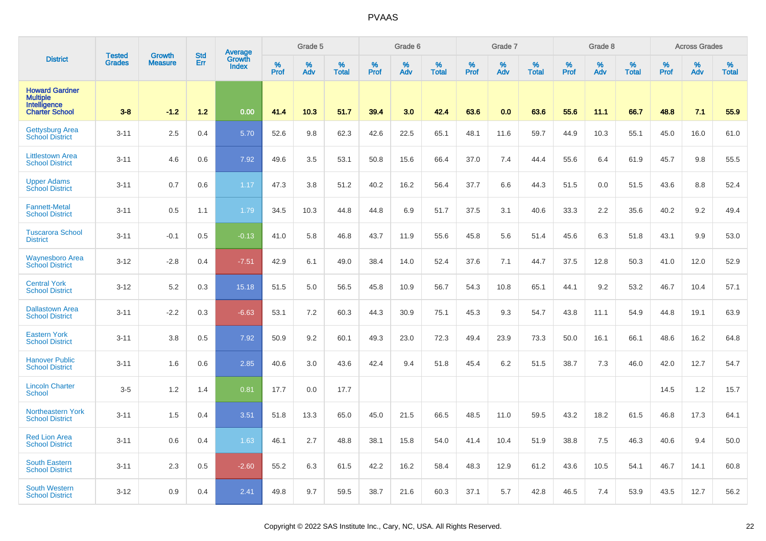# PVAAS

| District | Tested Grades | Growth Measure | Std Err | Average Growth Index | Grade 5 | | | Grade 6 | | | Grade 7 | | | Grade 8 | | | Across Grades | | |
|---|---|---|---|---|---|---|---|---|---|---|---|---|---|---|---|---|---|---|---|
| | | | | | % Prof | % Adv | % Total | % Prof | % Adv | % Total | % Prof | % Adv | % Total | % Prof | % Adv | % Total | % Prof | % Adv | % Total |
| **Howard Gardner Multiple Intelligence Charter School** | **3-8** | **-1.2** | **1.2** | **0.00** | **41.4** | **10.3** | **51.7** | **39.4** | **3.0** | **42.4** | **63.6** | **0.0** | **63.6** | **55.6** | **11.1** | **66.7** | **48.8** | **7.1** | **55.9** |
| Gettysburg Area School District | 3-11 | 2.5 | 0.4 | 5.70 | 52.6 | 9.8 | 62.3 | 42.6 | 22.5 | 65.1 | 48.1 | 11.6 | 59.7 | 44.9 | 10.3 | 55.1 | 45.0 | 16.0 | 61.0 |
| Littlestown Area School District | 3-11 | 4.6 | 0.6 | 7.92 | 49.6 | 3.5 | 53.1 | 50.8 | 15.6 | 66.4 | 37.0 | 7.4 | 44.4 | 55.6 | 6.4 | 61.9 | 45.7 | 9.8 | 55.5 |
| Upper Adams School District | 3-11 | 0.7 | 0.6 | 1.17 | 47.3 | 3.8 | 51.2 | 40.2 | 16.2 | 56.4 | 37.7 | 6.6 | 44.3 | 51.5 | 0.0 | 51.5 | 43.6 | 8.8 | 52.4 |
| Fannett-Metal School District | 3-11 | 0.5 | 1.1 | 1.79 | 34.5 | 10.3 | 44.8 | 44.8 | 6.9 | 51.7 | 37.5 | 3.1 | 40.6 | 33.3 | 2.2 | 35.6 | 40.2 | 9.2 | 49.4 |
| Tuscarora School District | 3-11 | -0.1 | 0.5 | -0.13 | 41.0 | 5.8 | 46.8 | 43.7 | 11.9 | 55.6 | 45.8 | 5.6 | 51.4 | 45.6 | 6.3 | 51.8 | 43.1 | 9.9 | 53.0 |
| Waynesboro Area School District | 3-12 | -2.8 | 0.4 | -7.51 | 42.9 | 6.1 | 49.0 | 38.4 | 14.0 | 52.4 | 37.6 | 7.1 | 44.7 | 37.5 | 12.8 | 50.3 | 41.0 | 12.0 | 52.9 |
| Central York School District | 3-12 | 5.2 | 0.3 | 15.18 | 51.5 | 5.0 | 56.5 | 45.8 | 10.9 | 56.7 | 54.3 | 10.8 | 65.1 | 44.1 | 9.2 | 53.2 | 46.7 | 10.4 | 57.1 |
| Dallastown Area School District | 3-11 | -2.2 | 0.3 | -6.63 | 53.1 | 7.2 | 60.3 | 44.3 | 30.9 | 75.1 | 45.3 | 9.3 | 54.7 | 43.8 | 11.1 | 54.9 | 44.8 | 19.1 | 63.9 |
| Eastern York School District | 3-11 | 3.8 | 0.5 | 7.92 | 50.9 | 9.2 | 60.1 | 49.3 | 23.0 | 72.3 | 49.4 | 23.9 | 73.3 | 50.0 | 16.1 | 66.1 | 48.6 | 16.2 | 64.8 |
| Hanover Public School District | 3-11 | 1.6 | 0.6 | 2.85 | 40.6 | 3.0 | 43.6 | 42.4 | 9.4 | 51.8 | 45.4 | 6.2 | 51.5 | 38.7 | 7.3 | 46.0 | 42.0 | 12.7 | 54.7 |
| Lincoln Charter School | 3-5 | 1.2 | 1.4 | 0.81 | 17.7 | 0.0 | 17.7 | | | | | | | | | | 14.5 | 1.2 | 15.7 |
| Northeastern York School District | 3-11 | 1.5 | 0.4 | 3.51 | 51.8 | 13.3 | 65.0 | 45.0 | 21.5 | 66.5 | 48.5 | 11.0 | 59.5 | 43.2 | 18.2 | 61.5 | 46.8 | 17.3 | 64.1 |
| Red Lion Area School District | 3-11 | 0.6 | 0.4 | 1.63 | 46.1 | 2.7 | 48.8 | 38.1 | 15.8 | 54.0 | 41.4 | 10.4 | 51.9 | 38.8 | 7.5 | 46.3 | 40.6 | 9.4 | 50.0 |
| South Eastern School District | 3-11 | 2.3 | 0.5 | -2.60 | 55.2 | 6.3 | 61.5 | 42.2 | 16.2 | 58.4 | 48.3 | 12.9 | 61.2 | 43.6 | 10.5 | 54.1 | 46.7 | 14.1 | 60.8 |
| South Western School District | 3-12 | 0.9 | 0.4 | 2.41 | 49.8 | 9.7 | 59.5 | 38.7 | 21.6 | 60.3 | 37.1 | 5.7 | 42.8 | 46.5 | 7.4 | 53.9 | 43.5 | 12.7 | 56.2 |

Copyright © 2022 SAS Institute Inc., Cary, NC, USA. All Rights Reserved.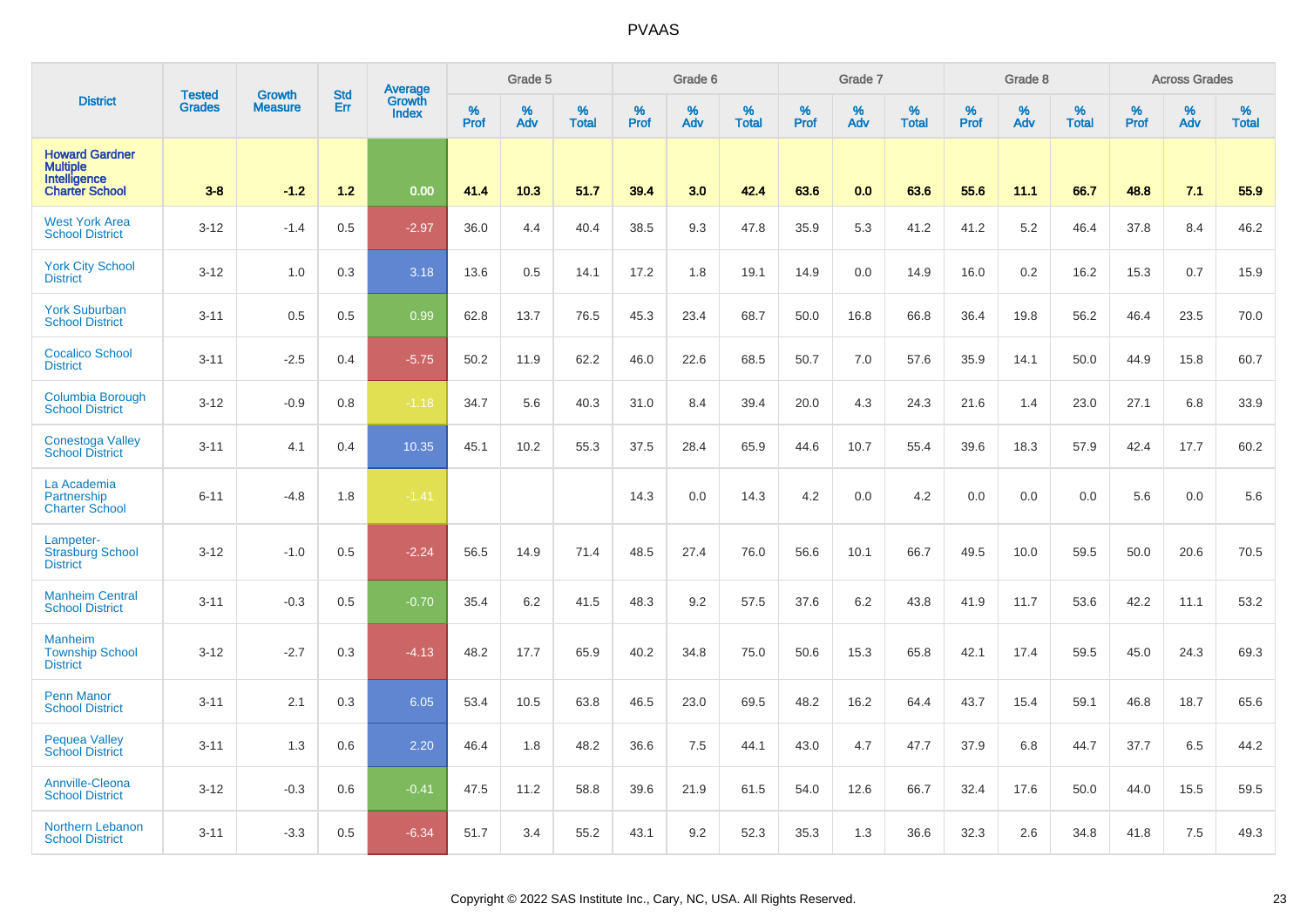# PVAAS

| District | Tested Grades | Growth Measure | Std Err | Average Growth Index | Grade 5 | | | Grade 6 | | | Grade 7 | | | Grade 8 | | | Across Grades | | |
|---|---|---|---|---|---|---|---|---|---|---|---|---|---|---|---|---|---|---|---|
| | | | | | % Prof | % Adv | % Total | % Prof | % Adv | % Total | % Prof | % Adv | % Total | % Prof | % Adv | % Total | % Prof | % Adv | % Total |
| **Howard Gardner Multiple Intelligence Charter School** | **3-8** | **-1.2** | **1.2** | **0.00** | **41.4** | **10.3** | **51.7** | **39.4** | **3.0** | **42.4** | **63.6** | **0.0** | **63.6** | **55.6** | **11.1** | **66.7** | **48.8** | **7.1** | **55.9** |
| West York Area School District | 3-12 | -1.4 | 0.5 | -2.97 | 36.0 | 4.4 | 40.4 | 38.5 | 9.3 | 47.8 | 35.9 | 5.3 | 41.2 | 41.2 | 5.2 | 46.4 | 37.8 | 8.4 | 46.2 |
| York City School District | 3-12 | 1.0 | 0.3 | 3.18 | 13.6 | 0.5 | 14.1 | 17.2 | 1.8 | 19.1 | 14.9 | 0.0 | 14.9 | 16.0 | 0.2 | 16.2 | 15.3 | 0.7 | 15.9 |
| York Suburban School District | 3-11 | 0.5 | 0.5 | 0.99 | 62.8 | 13.7 | 76.5 | 45.3 | 23.4 | 68.7 | 50.0 | 16.8 | 66.8 | 36.4 | 19.8 | 56.2 | 46.4 | 23.5 | 70.0 |
| Cocalico School District | 3-11 | -2.5 | 0.4 | -5.75 | 50.2 | 11.9 | 62.2 | 46.0 | 22.6 | 68.5 | 50.7 | 7.0 | 57.6 | 35.9 | 14.1 | 50.0 | 44.9 | 15.8 | 60.7 |
| Columbia Borough School District | 3-12 | -0.9 | 0.8 | -1.18 | 34.7 | 5.6 | 40.3 | 31.0 | 8.4 | 39.4 | 20.0 | 4.3 | 24.3 | 21.6 | 1.4 | 23.0 | 27.1 | 6.8 | 33.9 |
| Conestoga Valley School District | 3-11 | 4.1 | 0.4 | 10.35 | 45.1 | 10.2 | 55.3 | 37.5 | 28.4 | 65.9 | 44.6 | 10.7 | 55.4 | 39.6 | 18.3 | 57.9 | 42.4 | 17.7 | 60.2 |
| La Academia Partnership Charter School | 6-11 | -4.8 | 1.8 | -1.41 | | | | 14.3 | 0.0 | 14.3 | 4.2 | 0.0 | 4.2 | 0.0 | 0.0 | 0.0 | 5.6 | 0.0 | 5.6 |
| Lampeter-Strasburg School District | 3-12 | -1.0 | 0.5 | -2.24 | 56.5 | 14.9 | 71.4 | 48.5 | 27.4 | 76.0 | 56.6 | 10.1 | 66.7 | 49.5 | 10.0 | 59.5 | 50.0 | 20.6 | 70.5 |
| Manheim Central School District | 3-11 | -0.3 | 0.5 | -0.70 | 35.4 | 6.2 | 41.5 | 48.3 | 9.2 | 57.5 | 37.6 | 6.2 | 43.8 | 41.9 | 11.7 | 53.6 | 42.2 | 11.1 | 53.2 |
| Manheim Township School District | 3-12 | -2.7 | 0.3 | -4.13 | 48.2 | 17.7 | 65.9 | 40.2 | 34.8 | 75.0 | 50.6 | 15.3 | 65.8 | 42.1 | 17.4 | 59.5 | 45.0 | 24.3 | 69.3 |
| Penn Manor School District | 3-11 | 2.1 | 0.3 | 6.05 | 53.4 | 10.5 | 63.8 | 46.5 | 23.0 | 69.5 | 48.2 | 16.2 | 64.4 | 43.7 | 15.4 | 59.1 | 46.8 | 18.7 | 65.6 |
| Pequea Valley School District | 3-11 | 1.3 | 0.6 | 2.20 | 46.4 | 1.8 | 48.2 | 36.6 | 7.5 | 44.1 | 43.0 | 4.7 | 47.7 | 37.9 | 6.8 | 44.7 | 37.7 | 6.5 | 44.2 |
| Annville-Cleona School District | 3-12 | -0.3 | 0.6 | -0.41 | 47.5 | 11.2 | 58.8 | 39.6 | 21.9 | 61.5 | 54.0 | 12.6 | 66.7 | 32.4 | 17.6 | 50.0 | 44.0 | 15.5 | 59.5 |
| Northern Lebanon School District | 3-11 | -3.3 | 0.5 | -6.34 | 51.7 | 3.4 | 55.2 | 43.1 | 9.2 | 52.3 | 35.3 | 1.3 | 36.6 | 32.3 | 2.6 | 34.8 | 41.8 | 7.5 | 49.3 |

Copyright © 2022 SAS Institute Inc., Cary, NC, USA. All Rights Reserved.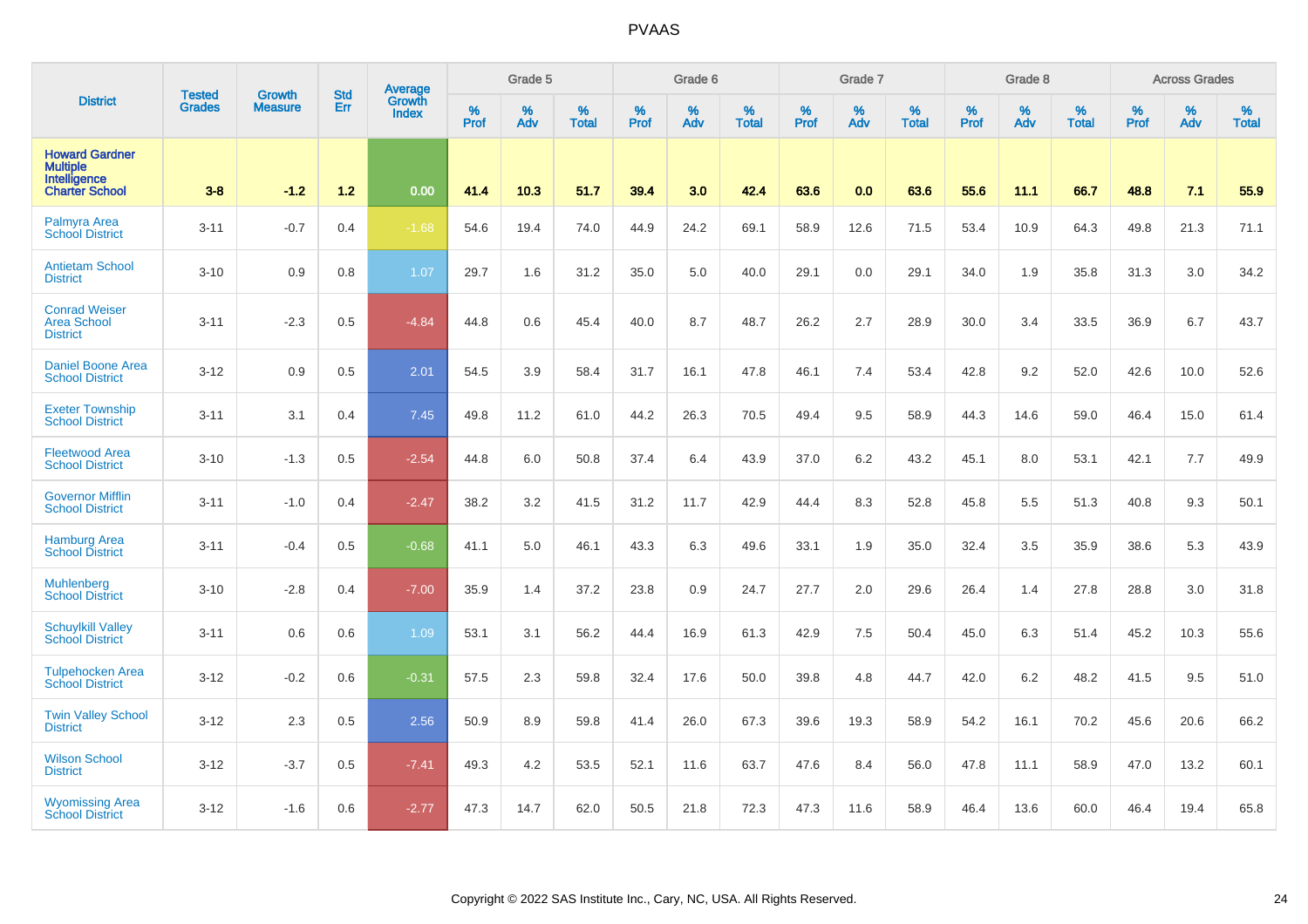# PVAAS

| District | Tested Grades | Growth Measure | Std Err | Average Growth Index | Grade 5 | | | Grade 6 | | | Grade 7 | | | Grade 8 | | | Across Grades | | |
|---|---|---|---|---|---|---|---|---|---|---|---|---|---|---|---|---|---|---|---|
| | | | | | % Prof | % Adv | % Total | % Prof | % Adv | % Total | % Prof | % Adv | % Total | % Prof | % Adv | % Total | % Prof | % Adv | % Total |
| **Howard Gardner Multiple Intelligence Charter School** | **3-8** | **-1.2** | **1.2** | **0.00** | **41.4** | **10.3** | **51.7** | **39.4** | **3.0** | **42.4** | **63.6** | **0.0** | **63.6** | **55.6** | **11.1** | **66.7** | **48.8** | **7.1** | **55.9** |
| Palmyra Area School District | 3-11 | -0.7 | 0.4 | -1.68 | 54.6 | 19.4 | 74.0 | 44.9 | 24.2 | 69.1 | 58.9 | 12.6 | 71.5 | 53.4 | 10.9 | 64.3 | 49.8 | 21.3 | 71.1 |
| Antietam School District | 3-10 | 0.9 | 0.8 | 1.07 | 29.7 | 1.6 | 31.2 | 35.0 | 5.0 | 40.0 | 29.1 | 0.0 | 29.1 | 34.0 | 1.9 | 35.8 | 31.3 | 3.0 | 34.2 |
| Conrad Weiser Area School District | 3-11 | -2.3 | 0.5 | -4.84 | 44.8 | 0.6 | 45.4 | 40.0 | 8.7 | 48.7 | 26.2 | 2.7 | 28.9 | 30.0 | 3.4 | 33.5 | 36.9 | 6.7 | 43.7 |
| Daniel Boone Area School District | 3-12 | 0.9 | 0.5 | 2.01 | 54.5 | 3.9 | 58.4 | 31.7 | 16.1 | 47.8 | 46.1 | 7.4 | 53.4 | 42.8 | 9.2 | 52.0 | 42.6 | 10.0 | 52.6 |
| Exeter Township School District | 3-11 | 3.1 | 0.4 | 7.45 | 49.8 | 11.2 | 61.0 | 44.2 | 26.3 | 70.5 | 49.4 | 9.5 | 58.9 | 44.3 | 14.6 | 59.0 | 46.4 | 15.0 | 61.4 |
| Fleetwood Area School District | 3-10 | -1.3 | 0.5 | -2.54 | 44.8 | 6.0 | 50.8 | 37.4 | 6.4 | 43.9 | 37.0 | 6.2 | 43.2 | 45.1 | 8.0 | 53.1 | 42.1 | 7.7 | 49.9 |
| Governor Mifflin School District | 3-11 | -1.0 | 0.4 | -2.47 | 38.2 | 3.2 | 41.5 | 31.2 | 11.7 | 42.9 | 44.4 | 8.3 | 52.8 | 45.8 | 5.5 | 51.3 | 40.8 | 9.3 | 50.1 |
| Hamburg Area School District | 3-11 | -0.4 | 0.5 | -0.68 | 41.1 | 5.0 | 46.1 | 43.3 | 6.3 | 49.6 | 33.1 | 1.9 | 35.0 | 32.4 | 3.5 | 35.9 | 38.6 | 5.3 | 43.9 |
| Muhlenberg School District | 3-10 | -2.8 | 0.4 | -7.00 | 35.9 | 1.4 | 37.2 | 23.8 | 0.9 | 24.7 | 27.7 | 2.0 | 29.6 | 26.4 | 1.4 | 27.8 | 28.8 | 3.0 | 31.8 |
| Schuylkill Valley School District | 3-11 | 0.6 | 0.6 | 1.09 | 53.1 | 3.1 | 56.2 | 44.4 | 16.9 | 61.3 | 42.9 | 7.5 | 50.4 | 45.0 | 6.3 | 51.4 | 45.2 | 10.3 | 55.6 |
| Tulpehocken Area School District | 3-12 | -0.2 | 0.6 | -0.31 | 57.5 | 2.3 | 59.8 | 32.4 | 17.6 | 50.0 | 39.8 | 4.8 | 44.7 | 42.0 | 6.2 | 48.2 | 41.5 | 9.5 | 51.0 |
| Twin Valley School District | 3-12 | 2.3 | 0.5 | 2.56 | 50.9 | 8.9 | 59.8 | 41.4 | 26.0 | 67.3 | 39.6 | 19.3 | 58.9 | 54.2 | 16.1 | 70.2 | 45.6 | 20.6 | 66.2 |
| Wilson School District | 3-12 | -3.7 | 0.5 | -7.41 | 49.3 | 4.2 | 53.5 | 52.1 | 11.6 | 63.7 | 47.6 | 8.4 | 56.0 | 47.8 | 11.1 | 58.9 | 47.0 | 13.2 | 60.1 |
| Wyomissing Area School District | 3-12 | -1.6 | 0.6 | -2.77 | 47.3 | 14.7 | 62.0 | 50.5 | 21.8 | 72.3 | 47.3 | 11.6 | 58.9 | 46.4 | 13.6 | 60.0 | 46.4 | 19.4 | 65.8 |

Copyright © 2022 SAS Institute Inc., Cary, NC, USA. All Rights Reserved.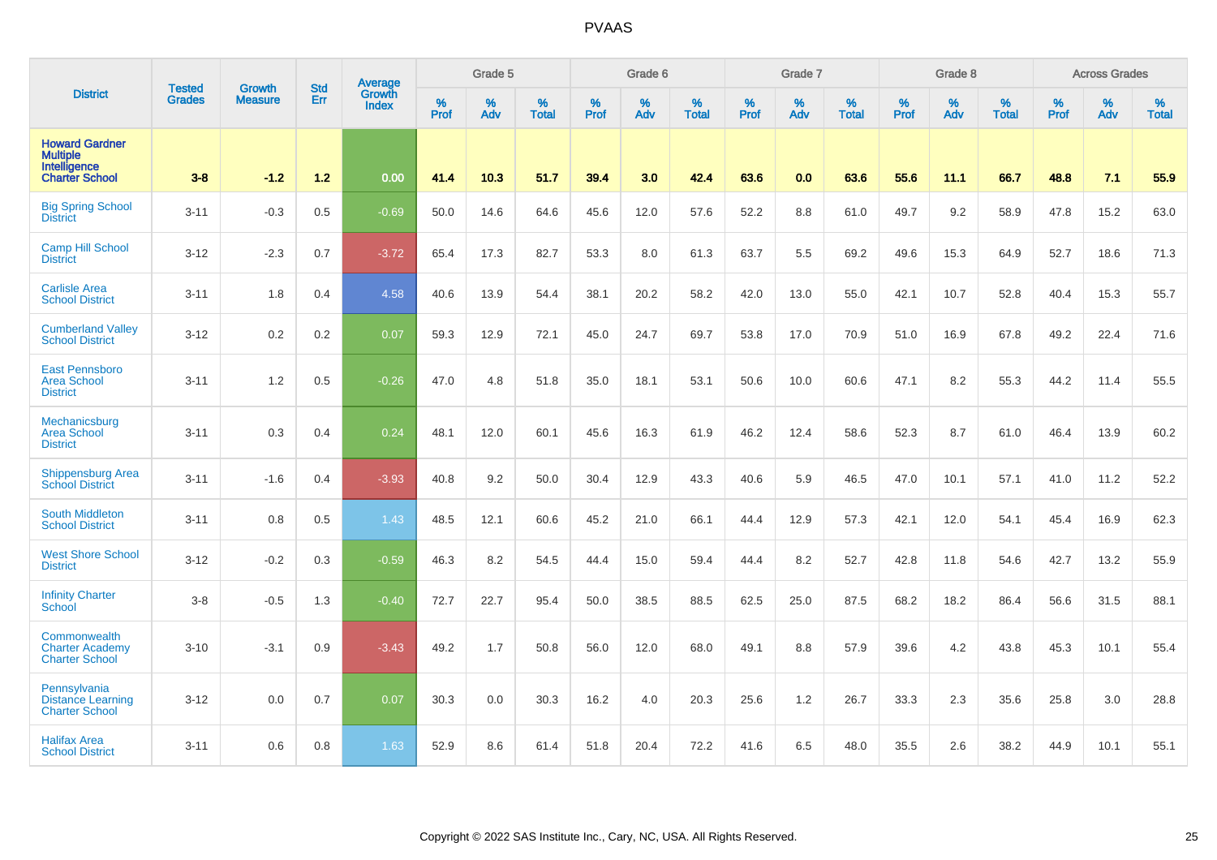# PVAAS

| District | Tested Grades | Growth Measure | Std Err | Average Growth Index | Grade 5 | | | Grade 6 | | | Grade 7 | | | Grade 8 | | | Across Grades | | |
|---|---|---|---|---|---|---|---|---|---|---|---|---|---|---|---|---|---|---|---|
| | | | | | % Prof | % Adv | % Total | % Prof | % Adv | % Total | % Prof | % Adv | % Total | % Prof | % Adv | % Total | % Prof | % Adv | % Total |
| **Howard Gardner Multiple Intelligence Charter School** | **3-8** | **-1.2** | **1.2** | **0.00** | **41.4** | **10.3** | **51.7** | **39.4** | **3.0** | **42.4** | **63.6** | **0.0** | **63.6** | **55.6** | **11.1** | **66.7** | **48.8** | **7.1** | **55.9** |
| Big Spring School District | 3-11 | -0.3 | 0.5 | -0.69 | 50.0 | 14.6 | 64.6 | 45.6 | 12.0 | 57.6 | 52.2 | 8.8 | 61.0 | 49.7 | 9.2 | 58.9 | 47.8 | 15.2 | 63.0 |
| Camp Hill School District | 3-12 | -2.3 | 0.7 | -3.72 | 65.4 | 17.3 | 82.7 | 53.3 | 8.0 | 61.3 | 63.7 | 5.5 | 69.2 | 49.6 | 15.3 | 64.9 | 52.7 | 18.6 | 71.3 |
| Carlisle Area School District | 3-11 | 1.8 | 0.4 | 4.58 | 40.6 | 13.9 | 54.4 | 38.1 | 20.2 | 58.2 | 42.0 | 13.0 | 55.0 | 42.1 | 10.7 | 52.8 | 40.4 | 15.3 | 55.7 |
| Cumberland Valley School District | 3-12 | 0.2 | 0.2 | 0.07 | 59.3 | 12.9 | 72.1 | 45.0 | 24.7 | 69.7 | 53.8 | 17.0 | 70.9 | 51.0 | 16.9 | 67.8 | 49.2 | 22.4 | 71.6 |
| East Pennsboro Area School District | 3-11 | 1.2 | 0.5 | -0.26 | 47.0 | 4.8 | 51.8 | 35.0 | 18.1 | 53.1 | 50.6 | 10.0 | 60.6 | 47.1 | 8.2 | 55.3 | 44.2 | 11.4 | 55.5 |
| Mechanicsburg Area School District | 3-11 | 0.3 | 0.4 | 0.24 | 48.1 | 12.0 | 60.1 | 45.6 | 16.3 | 61.9 | 46.2 | 12.4 | 58.6 | 52.3 | 8.7 | 61.0 | 46.4 | 13.9 | 60.2 |
| Shippensburg Area School District | 3-11 | -1.6 | 0.4 | -3.93 | 40.8 | 9.2 | 50.0 | 30.4 | 12.9 | 43.3 | 40.6 | 5.9 | 46.5 | 47.0 | 10.1 | 57.1 | 41.0 | 11.2 | 52.2 |
| South Middleton School District | 3-11 | 0.8 | 0.5 | 1.43 | 48.5 | 12.1 | 60.6 | 45.2 | 21.0 | 66.1 | 44.4 | 12.9 | 57.3 | 42.1 | 12.0 | 54.1 | 45.4 | 16.9 | 62.3 |
| West Shore School District | 3-12 | -0.2 | 0.3 | -0.59 | 46.3 | 8.2 | 54.5 | 44.4 | 15.0 | 59.4 | 44.4 | 8.2 | 52.7 | 42.8 | 11.8 | 54.6 | 42.7 | 13.2 | 55.9 |
| Infinity Charter School | 3-8 | -0.5 | 1.3 | -0.40 | 72.7 | 22.7 | 95.4 | 50.0 | 38.5 | 88.5 | 62.5 | 25.0 | 87.5 | 68.2 | 18.2 | 86.4 | 56.6 | 31.5 | 88.1 |
| Commonwealth Charter Academy Charter School | 3-10 | -3.1 | 0.9 | -3.43 | 49.2 | 1.7 | 50.8 | 56.0 | 12.0 | 68.0 | 49.1 | 8.8 | 57.9 | 39.6 | 4.2 | 43.8 | 45.3 | 10.1 | 55.4 |
| Pennsylvania Distance Learning Charter School | 3-12 | 0.0 | 0.7 | 0.07 | 30.3 | 0.0 | 30.3 | 16.2 | 4.0 | 20.3 | 25.6 | 1.2 | 26.7 | 33.3 | 2.3 | 35.6 | 25.8 | 3.0 | 28.8 |
| Halifax Area School District | 3-11 | 0.6 | 0.8 | 1.63 | 52.9 | 8.6 | 61.4 | 51.8 | 20.4 | 72.2 | 41.6 | 6.5 | 48.0 | 35.5 | 2.6 | 38.2 | 44.9 | 10.1 | 55.1 |

Copyright © 2022 SAS Institute Inc., Cary, NC, USA. All Rights Reserved.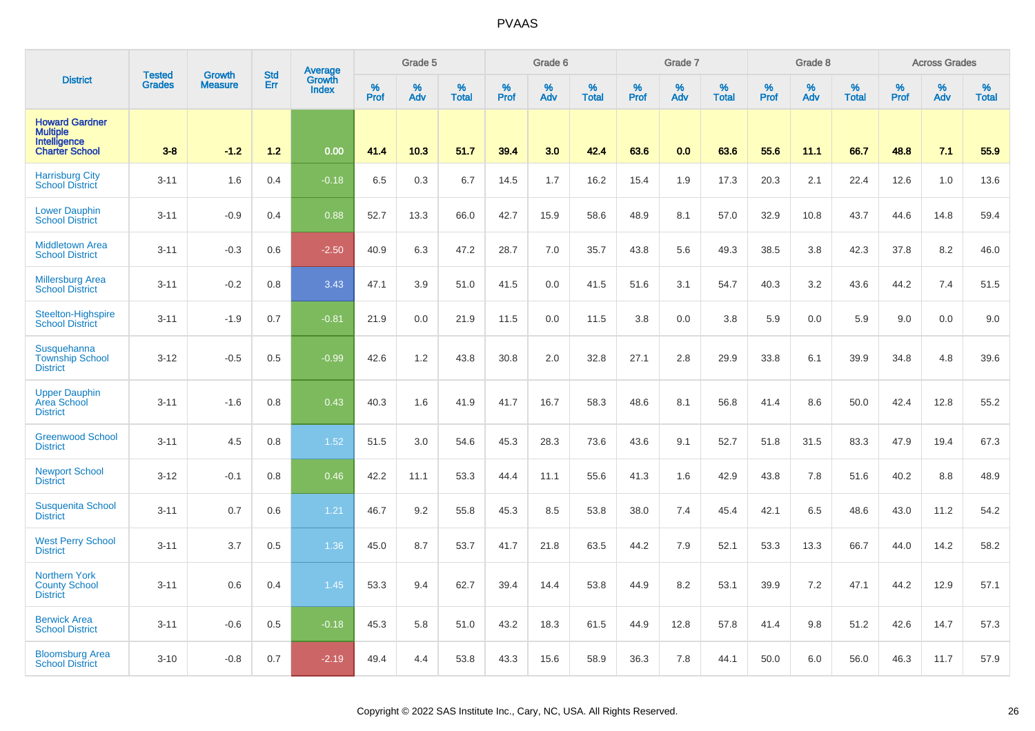# PVAAS

| District | Tested Grades | Growth Measure | Std Err | Average Growth Index | Grade 5 | | | Grade 6 | | | Grade 7 | | | Grade 8 | | | Across Grades | | |
|---|---|---|---|---|---|---|---|---|---|---|---|---|---|---|---|---|---|---|---|
| | | | | | % Prof | % Adv | % Total | % Prof | % Adv | % Total | % Prof | % Adv | % Total | % Prof | % Adv | % Total | % Prof | % Adv | % Total |
| **Howard Gardner Multiple Intelligence Charter School** | **3-8** | **-1.2** | **1.2** | **0.00** | **41.4** | **10.3** | **51.7** | **39.4** | **3.0** | **42.4** | **63.6** | **0.0** | **63.6** | **55.6** | **11.1** | **66.7** | **48.8** | **7.1** | **55.9** |
| Harrisburg City School District | 3-11 | 1.6 | 0.4 | -0.18 | 6.5 | 0.3 | 6.7 | 14.5 | 1.7 | 16.2 | 15.4 | 1.9 | 17.3 | 20.3 | 2.1 | 22.4 | 12.6 | 1.0 | 13.6 |
| Lower Dauphin School District | 3-11 | -0.9 | 0.4 | 0.88 | 52.7 | 13.3 | 66.0 | 42.7 | 15.9 | 58.6 | 48.9 | 8.1 | 57.0 | 32.9 | 10.8 | 43.7 | 44.6 | 14.8 | 59.4 |
| Middletown Area School District | 3-11 | -0.3 | 0.6 | -2.50 | 40.9 | 6.3 | 47.2 | 28.7 | 7.0 | 35.7 | 43.8 | 5.6 | 49.3 | 38.5 | 3.8 | 42.3 | 37.8 | 8.2 | 46.0 |
| Millersburg Area School District | 3-11 | -0.2 | 0.8 | 3.43 | 47.1 | 3.9 | 51.0 | 41.5 | 0.0 | 41.5 | 51.6 | 3.1 | 54.7 | 40.3 | 3.2 | 43.6 | 44.2 | 7.4 | 51.5 |
| Steelton-Highspire School District | 3-11 | -1.9 | 0.7 | -0.81 | 21.9 | 0.0 | 21.9 | 11.5 | 0.0 | 11.5 | 3.8 | 0.0 | 3.8 | 5.9 | 0.0 | 5.9 | 9.0 | 0.0 | 9.0 |
| Susquehanna Township School District | 3-12 | -0.5 | 0.5 | -0.99 | 42.6 | 1.2 | 43.8 | 30.8 | 2.0 | 32.8 | 27.1 | 2.8 | 29.9 | 33.8 | 6.1 | 39.9 | 34.8 | 4.8 | 39.6 |
| Upper Dauphin Area School District | 3-11 | -1.6 | 0.8 | 0.43 | 40.3 | 1.6 | 41.9 | 41.7 | 16.7 | 58.3 | 48.6 | 8.1 | 56.8 | 41.4 | 8.6 | 50.0 | 42.4 | 12.8 | 55.2 |
| Greenwood School District | 3-11 | 4.5 | 0.8 | 1.52 | 51.5 | 3.0 | 54.6 | 45.3 | 28.3 | 73.6 | 43.6 | 9.1 | 52.7 | 51.8 | 31.5 | 83.3 | 47.9 | 19.4 | 67.3 |
| Newport School District | 3-12 | -0.1 | 0.8 | 0.46 | 42.2 | 11.1 | 53.3 | 44.4 | 11.1 | 55.6 | 41.3 | 1.6 | 42.9 | 43.8 | 7.8 | 51.6 | 40.2 | 8.8 | 48.9 |
| Susquenita School District | 3-11 | 0.7 | 0.6 | 1.21 | 46.7 | 9.2 | 55.8 | 45.3 | 8.5 | 53.8 | 38.0 | 7.4 | 45.4 | 42.1 | 6.5 | 48.6 | 43.0 | 11.2 | 54.2 |
| West Perry School District | 3-11 | 3.7 | 0.5 | 1.36 | 45.0 | 8.7 | 53.7 | 41.7 | 21.8 | 63.5 | 44.2 | 7.9 | 52.1 | 53.3 | 13.3 | 66.7 | 44.0 | 14.2 | 58.2 |
| Northern York County School District | 3-11 | 0.6 | 0.4 | 1.45 | 53.3 | 9.4 | 62.7 | 39.4 | 14.4 | 53.8 | 44.9 | 8.2 | 53.1 | 39.9 | 7.2 | 47.1 | 44.2 | 12.9 | 57.1 |
| Berwick Area School District | 3-11 | -0.6 | 0.5 | -0.18 | 45.3 | 5.8 | 51.0 | 43.2 | 18.3 | 61.5 | 44.9 | 12.8 | 57.8 | 41.4 | 9.8 | 51.2 | 42.6 | 14.7 | 57.3 |
| Bloomsburg Area School District | 3-10 | -0.8 | 0.7 | -2.19 | 49.4 | 4.4 | 53.8 | 43.3 | 15.6 | 58.9 | 36.3 | 7.8 | 44.1 | 50.0 | 6.0 | 56.0 | 46.3 | 11.7 | 57.9 |

Copyright © 2022 SAS Institute Inc., Cary, NC, USA. All Rights Reserved.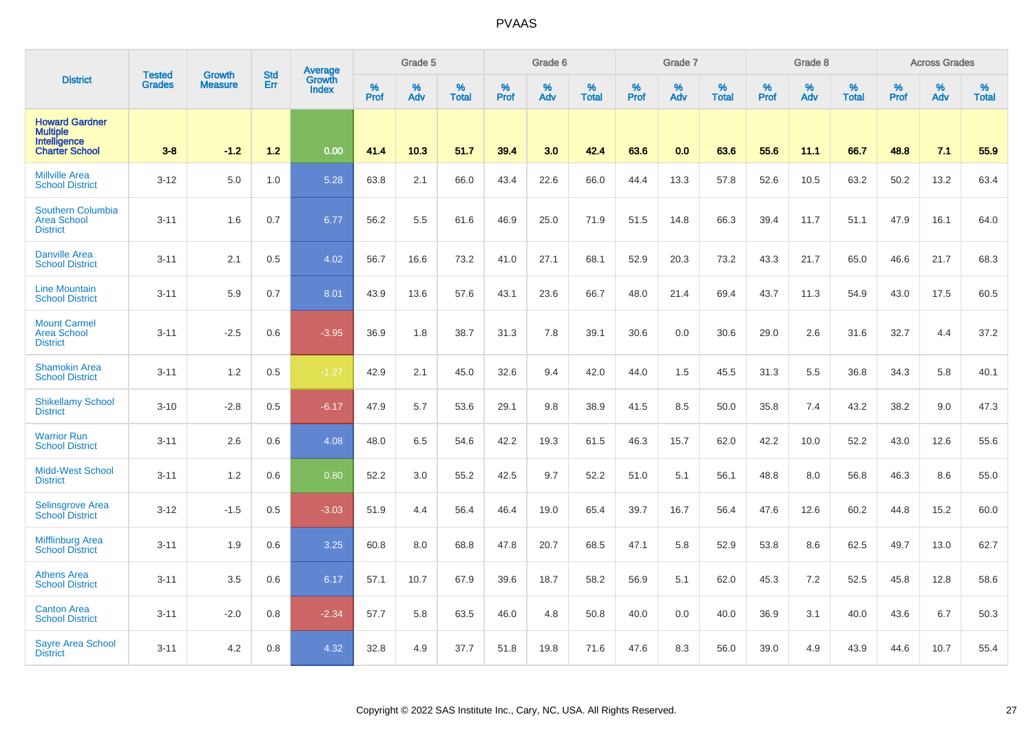# PVAAS

| District | Tested Grades | Growth Measure | Std Err | Average Growth Index | Grade 5 | | | Grade 6 | | | Grade 7 | | | Grade 8 | | | Across Grades | | |
|---|---|---|---|---|---|---|---|---|---|---|---|---|---|---|---|---|---|---|---|
| | | | | | % Prof | % Adv | % Total | % Prof | % Adv | % Total | % Prof | % Adv | % Total | % Prof | % Adv | % Total | % Prof | % Adv | % Total |
| **Howard Gardner Multiple Intelligence Charter School** | **3-8** | **-1.2** | **1.2** | **0.00** | **41.4** | **10.3** | **51.7** | **39.4** | **3.0** | **42.4** | **63.6** | **0.0** | **63.6** | **55.6** | **11.1** | **66.7** | **48.8** | **7.1** | **55.9** |
| Millville Area School District | 3-12 | 5.0 | 1.0 | 5.28 | 63.8 | 2.1 | 66.0 | 43.4 | 22.6 | 66.0 | 44.4 | 13.3 | 57.8 | 52.6 | 10.5 | 63.2 | 50.2 | 13.2 | 63.4 |
| Southern Columbia Area School District | 3-11 | 1.6 | 0.7 | 6.77 | 56.2 | 5.5 | 61.6 | 46.9 | 25.0 | 71.9 | 51.5 | 14.8 | 66.3 | 39.4 | 11.7 | 51.1 | 47.9 | 16.1 | 64.0 |
| Danville Area School District | 3-11 | 2.1 | 0.5 | 4.02 | 56.7 | 16.6 | 73.2 | 41.0 | 27.1 | 68.1 | 52.9 | 20.3 | 73.2 | 43.3 | 21.7 | 65.0 | 46.6 | 21.7 | 68.3 |
| Line Mountain School District | 3-11 | 5.9 | 0.7 | 8.01 | 43.9 | 13.6 | 57.6 | 43.1 | 23.6 | 66.7 | 48.0 | 21.4 | 69.4 | 43.7 | 11.3 | 54.9 | 43.0 | 17.5 | 60.5 |
| Mount Carmel Area School District | 3-11 | -2.5 | 0.6 | -3.95 | 36.9 | 1.8 | 38.7 | 31.3 | 7.8 | 39.1 | 30.6 | 0.0 | 30.6 | 29.0 | 2.6 | 31.6 | 32.7 | 4.4 | 37.2 |
| Shamokin Area School District | 3-11 | 1.2 | 0.5 | -1.27 | 42.9 | 2.1 | 45.0 | 32.6 | 9.4 | 42.0 | 44.0 | 1.5 | 45.5 | 31.3 | 5.5 | 36.8 | 34.3 | 5.8 | 40.1 |
| Shikellamy School District | 3-10 | -2.8 | 0.5 | -6.17 | 47.9 | 5.7 | 53.6 | 29.1 | 9.8 | 38.9 | 41.5 | 8.5 | 50.0 | 35.8 | 7.4 | 43.2 | 38.2 | 9.0 | 47.3 |
| Warrior Run School District | 3-11 | 2.6 | 0.6 | 4.08 | 48.0 | 6.5 | 54.6 | 42.2 | 19.3 | 61.5 | 46.3 | 15.7 | 62.0 | 42.2 | 10.0 | 52.2 | 43.0 | 12.6 | 55.6 |
| Midd-West School District | 3-11 | 1.2 | 0.6 | 0.80 | 52.2 | 3.0 | 55.2 | 42.5 | 9.7 | 52.2 | 51.0 | 5.1 | 56.1 | 48.8 | 8.0 | 56.8 | 46.3 | 8.6 | 55.0 |
| Selinsgrove Area School District | 3-12 | -1.5 | 0.5 | -3.03 | 51.9 | 4.4 | 56.4 | 46.4 | 19.0 | 65.4 | 39.7 | 16.7 | 56.4 | 47.6 | 12.6 | 60.2 | 44.8 | 15.2 | 60.0 |
| Mifflinburg Area School District | 3-11 | 1.9 | 0.6 | 3.25 | 60.8 | 8.0 | 68.8 | 47.8 | 20.7 | 68.5 | 47.1 | 5.8 | 52.9 | 53.8 | 8.6 | 62.5 | 49.7 | 13.0 | 62.7 |
| Athens Area School District | 3-11 | 3.5 | 0.6 | 6.17 | 57.1 | 10.7 | 67.9 | 39.6 | 18.7 | 58.2 | 56.9 | 5.1 | 62.0 | 45.3 | 7.2 | 52.5 | 45.8 | 12.8 | 58.6 |
| Canton Area School District | 3-11 | -2.0 | 0.8 | -2.34 | 57.7 | 5.8 | 63.5 | 46.0 | 4.8 | 50.8 | 40.0 | 0.0 | 40.0 | 36.9 | 3.1 | 40.0 | 43.6 | 6.7 | 50.3 |
| Sayre Area School District | 3-11 | 4.2 | 0.8 | 4.32 | 32.8 | 4.9 | 37.7 | 51.8 | 19.8 | 71.6 | 47.6 | 8.3 | 56.0 | 39.0 | 4.9 | 43.9 | 44.6 | 10.7 | 55.4 |

Copyright © 2022 SAS Institute Inc., Cary, NC, USA. All Rights Reserved.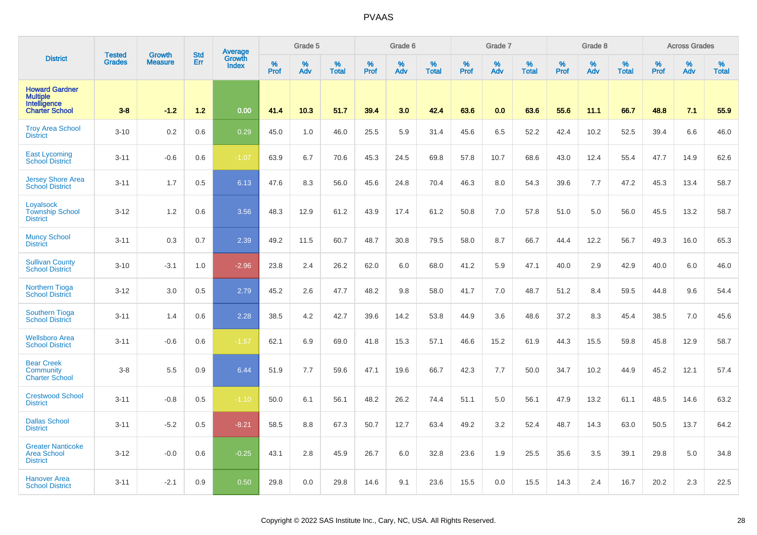# PVAAS

| District | Tested Grades | Growth Measure | Std Err | Average Growth Index | Grade 5 | | | Grade 6 | | | Grade 7 | | | Grade 8 | | | Across Grades | | |
|---|---|---|---|---|---|---|---|---|---|---|---|---|---|---|---|---|---|---|---|
| | | | | | % Prof | % Adv | % Total | % Prof | % Adv | % Total | % Prof | % Adv | % Total | % Prof | % Adv | % Total | % Prof | % Adv | % Total |
| **Howard Gardner Multiple Intelligence Charter School** | **3-8** | **-1.2** | **1.2** | **0.00** | **41.4** | **10.3** | **51.7** | **39.4** | **3.0** | **42.4** | **63.6** | **0.0** | **63.6** | **55.6** | **11.1** | **66.7** | **48.8** | **7.1** | **55.9** |
| Troy Area School District | 3-10 | 0.2 | 0.6 | 0.29 | 45.0 | 1.0 | 46.0 | 25.5 | 5.9 | 31.4 | 45.6 | 6.5 | 52.2 | 42.4 | 10.2 | 52.5 | 39.4 | 6.6 | 46.0 |
| East Lycoming School District | 3-11 | -0.6 | 0.6 | -1.07 | 63.9 | 6.7 | 70.6 | 45.3 | 24.5 | 69.8 | 57.8 | 10.7 | 68.6 | 43.0 | 12.4 | 55.4 | 47.7 | 14.9 | 62.6 |
| Jersey Shore Area School District | 3-11 | 1.7 | 0.5 | 6.13 | 47.6 | 8.3 | 56.0 | 45.6 | 24.8 | 70.4 | 46.3 | 8.0 | 54.3 | 39.6 | 7.7 | 47.2 | 45.3 | 13.4 | 58.7 |
| Loyalsock Township School District | 3-12 | 1.2 | 0.6 | 3.56 | 48.3 | 12.9 | 61.2 | 43.9 | 17.4 | 61.2 | 50.8 | 7.0 | 57.8 | 51.0 | 5.0 | 56.0 | 45.5 | 13.2 | 58.7 |
| Muncy School District | 3-11 | 0.3 | 0.7 | 2.39 | 49.2 | 11.5 | 60.7 | 48.7 | 30.8 | 79.5 | 58.0 | 8.7 | 66.7 | 44.4 | 12.2 | 56.7 | 49.3 | 16.0 | 65.3 |
| Sullivan County School District | 3-10 | -3.1 | 1.0 | -2.96 | 23.8 | 2.4 | 26.2 | 62.0 | 6.0 | 68.0 | 41.2 | 5.9 | 47.1 | 40.0 | 2.9 | 42.9 | 40.0 | 6.0 | 46.0 |
| Northern Tioga School District | 3-12 | 3.0 | 0.5 | 2.79 | 45.2 | 2.6 | 47.7 | 48.2 | 9.8 | 58.0 | 41.7 | 7.0 | 48.7 | 51.2 | 8.4 | 59.5 | 44.8 | 9.6 | 54.4 |
| Southern Tioga School District | 3-11 | 1.4 | 0.6 | 2.28 | 38.5 | 4.2 | 42.7 | 39.6 | 14.2 | 53.8 | 44.9 | 3.6 | 48.6 | 37.2 | 8.3 | 45.4 | 38.5 | 7.0 | 45.6 |
| Wellsboro Area School District | 3-11 | -0.6 | 0.6 | -1.57 | 62.1 | 6.9 | 69.0 | 41.8 | 15.3 | 57.1 | 46.6 | 15.2 | 61.9 | 44.3 | 15.5 | 59.8 | 45.8 | 12.9 | 58.7 |
| Bear Creek Community Charter School | 3-8 | 5.5 | 0.9 | 6.44 | 51.9 | 7.7 | 59.6 | 47.1 | 19.6 | 66.7 | 42.3 | 7.7 | 50.0 | 34.7 | 10.2 | 44.9 | 45.2 | 12.1 | 57.4 |
| Crestwood School District | 3-11 | -0.8 | 0.5 | -1.10 | 50.0 | 6.1 | 56.1 | 48.2 | 26.2 | 74.4 | 51.1 | 5.0 | 56.1 | 47.9 | 13.2 | 61.1 | 48.5 | 14.6 | 63.2 |
| Dallas School District | 3-11 | -5.2 | 0.5 | -8.21 | 58.5 | 8.8 | 67.3 | 50.7 | 12.7 | 63.4 | 49.2 | 3.2 | 52.4 | 48.7 | 14.3 | 63.0 | 50.5 | 13.7 | 64.2 |
| Greater Nanticoke Area School District | 3-12 | -0.0 | 0.6 | -0.25 | 43.1 | 2.8 | 45.9 | 26.7 | 6.0 | 32.8 | 23.6 | 1.9 | 25.5 | 35.6 | 3.5 | 39.1 | 29.8 | 5.0 | 34.8 |
| Hanover Area School District | 3-11 | -2.1 | 0.9 | 0.50 | 29.8 | 0.0 | 29.8 | 14.6 | 9.1 | 23.6 | 15.5 | 0.0 | 15.5 | 14.3 | 2.4 | 16.7 | 20.2 | 2.3 | 22.5 |

Copyright © 2022 SAS Institute Inc., Cary, NC, USA. All Rights Reserved.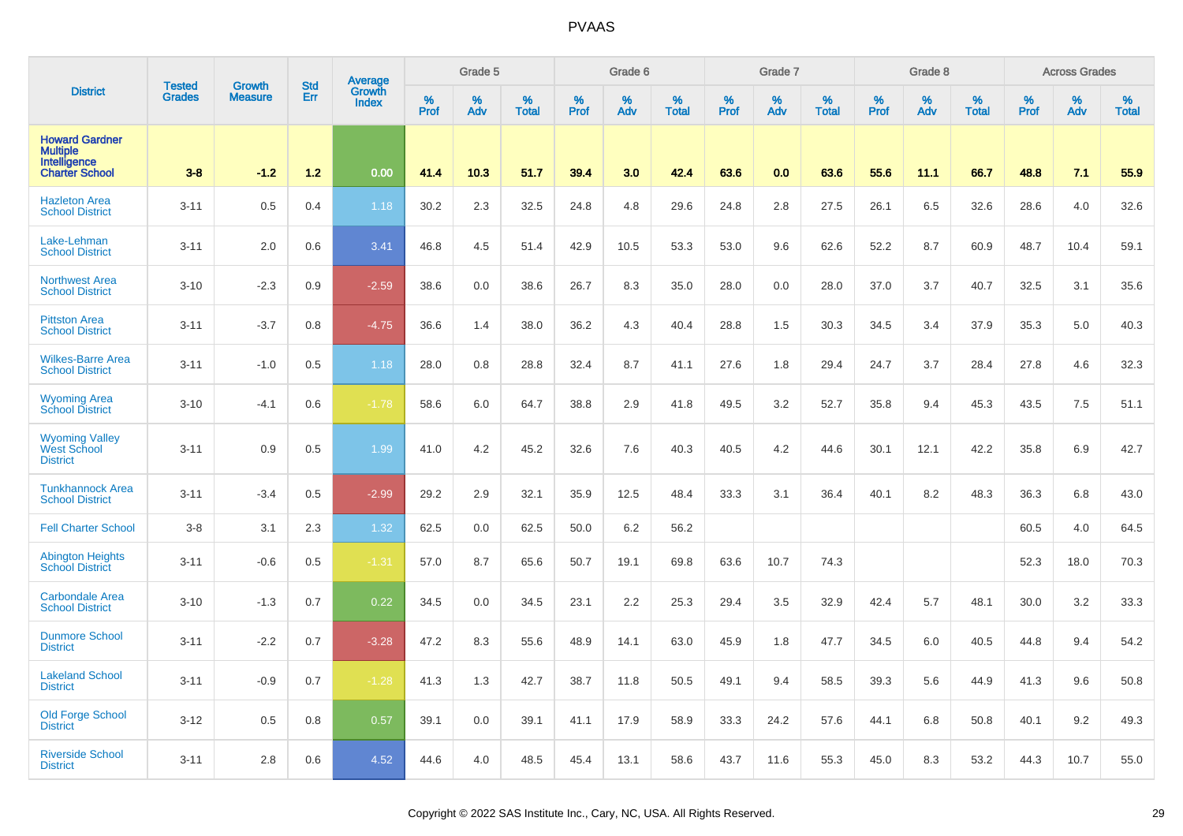# PVAAS

| District | Tested Grades | Growth Measure | Std Err | Average Growth Index | Grade 5 | | | Grade 6 | | | Grade 7 | | | Grade 8 | | | Across Grades | | |
|---|---|---|---|---|---|---|---|---|---|---|---|---|---|---|---|---|---|---|---|
| | | | | | % Prof | % Adv | % Total | % Prof | % Adv | % Total | % Prof | % Adv | % Total | % Prof | % Adv | % Total | % Prof | % Adv | % Total |
| **Howard Gardner Multiple Intelligence Charter School** | **3-8** | **-1.2** | **1.2** | **0.00** | **41.4** | **10.3** | **51.7** | **39.4** | **3.0** | **42.4** | **63.6** | **0.0** | **63.6** | **55.6** | **11.1** | **66.7** | **48.8** | **7.1** | **55.9** |
| Hazleton Area School District | 3-11 | 0.5 | 0.4 | 1.18 | 30.2 | 2.3 | 32.5 | 24.8 | 4.8 | 29.6 | 24.8 | 2.8 | 27.5 | 26.1 | 6.5 | 32.6 | 28.6 | 4.0 | 32.6 |
| Lake-Lehman School District | 3-11 | 2.0 | 0.6 | 3.41 | 46.8 | 4.5 | 51.4 | 42.9 | 10.5 | 53.3 | 53.0 | 9.6 | 62.6 | 52.2 | 8.7 | 60.9 | 48.7 | 10.4 | 59.1 |
| Northwest Area School District | 3-10 | -2.3 | 0.9 | -2.59 | 38.6 | 0.0 | 38.6 | 26.7 | 8.3 | 35.0 | 28.0 | 0.0 | 28.0 | 37.0 | 3.7 | 40.7 | 32.5 | 3.1 | 35.6 |
| Pittston Area School District | 3-11 | -3.7 | 0.8 | -4.75 | 36.6 | 1.4 | 38.0 | 36.2 | 4.3 | 40.4 | 28.8 | 1.5 | 30.3 | 34.5 | 3.4 | 37.9 | 35.3 | 5.0 | 40.3 |
| Wilkes-Barre Area School District | 3-11 | -1.0 | 0.5 | 1.18 | 28.0 | 0.8 | 28.8 | 32.4 | 8.7 | 41.1 | 27.6 | 1.8 | 29.4 | 24.7 | 3.7 | 28.4 | 27.8 | 4.6 | 32.3 |
| Wyoming Area School District | 3-10 | -4.1 | 0.6 | -1.78 | 58.6 | 6.0 | 64.7 | 38.8 | 2.9 | 41.8 | 49.5 | 3.2 | 52.7 | 35.8 | 9.4 | 45.3 | 43.5 | 7.5 | 51.1 |
| Wyoming Valley West School District | 3-11 | 0.9 | 0.5 | 1.99 | 41.0 | 4.2 | 45.2 | 32.6 | 7.6 | 40.3 | 40.5 | 4.2 | 44.6 | 30.1 | 12.1 | 42.2 | 35.8 | 6.9 | 42.7 |
| Tunkhannock Area School District | 3-11 | -3.4 | 0.5 | -2.99 | 29.2 | 2.9 | 32.1 | 35.9 | 12.5 | 48.4 | 33.3 | 3.1 | 36.4 | 40.1 | 8.2 | 48.3 | 36.3 | 6.8 | 43.0 |
| Fell Charter School | 3-8 | 3.1 | 2.3 | 1.32 | 62.5 | 0.0 | 62.5 | 50.0 | 6.2 | 56.2 | | | | | | | 60.5 | 4.0 | 64.5 |
| Abington Heights School District | 3-11 | -0.6 | 0.5 | -1.31 | 57.0 | 8.7 | 65.6 | 50.7 | 19.1 | 69.8 | 63.6 | 10.7 | 74.3 | | | | 52.3 | 18.0 | 70.3 |
| Carbondale Area School District | 3-10 | -1.3 | 0.7 | 0.22 | 34.5 | 0.0 | 34.5 | 23.1 | 2.2 | 25.3 | 29.4 | 3.5 | 32.9 | 42.4 | 5.7 | 48.1 | 30.0 | 3.2 | 33.3 |
| Dunmore School District | 3-11 | -2.2 | 0.7 | -3.28 | 47.2 | 8.3 | 55.6 | 48.9 | 14.1 | 63.0 | 45.9 | 1.8 | 47.7 | 34.5 | 6.0 | 40.5 | 44.8 | 9.4 | 54.2 |
| Lakeland School District | 3-11 | -0.9 | 0.7 | -1.28 | 41.3 | 1.3 | 42.7 | 38.7 | 11.8 | 50.5 | 49.1 | 9.4 | 58.5 | 39.3 | 5.6 | 44.9 | 41.3 | 9.6 | 50.8 |
| Old Forge School District | 3-12 | 0.5 | 0.8 | 0.57 | 39.1 | 0.0 | 39.1 | 41.1 | 17.9 | 58.9 | 33.3 | 24.2 | 57.6 | 44.1 | 6.8 | 50.8 | 40.1 | 9.2 | 49.3 |
| Riverside School District | 3-11 | 2.8 | 0.6 | 4.52 | 44.6 | 4.0 | 48.5 | 45.4 | 13.1 | 58.6 | 43.7 | 11.6 | 55.3 | 45.0 | 8.3 | 53.2 | 44.3 | 10.7 | 55.0 |

Copyright © 2022 SAS Institute Inc., Cary, NC, USA. All Rights Reserved.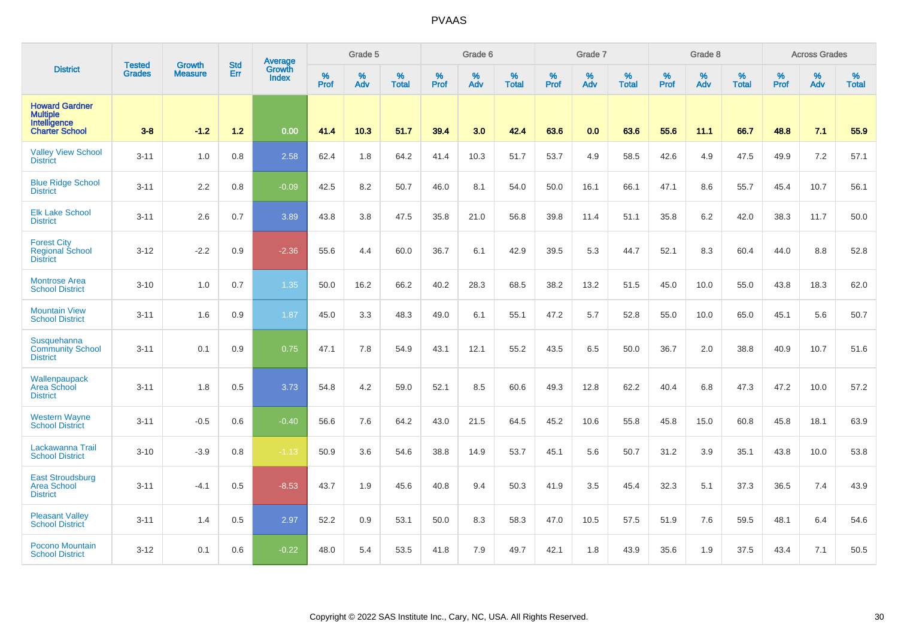# PVAAS

| District | Tested Grades | Growth Measure | Std Err | Average Growth Index | Grade 5 | | | Grade 6 | | | Grade 7 | | | Grade 8 | | | Across Grades | | |
|---|---|---|---|---|---|---|---|---|---|---|---|---|---|---|---|---|---|---|---|
| | | | | | % Prof | % Adv | % Total | % Prof | % Adv | % Total | % Prof | % Adv | % Total | % Prof | % Adv | % Total | % Prof | % Adv | % Total |
| **Howard Gardner Multiple Intelligence Charter School** | **3-8** | **-1.2** | **1.2** | **0.00** | **41.4** | **10.3** | **51.7** | **39.4** | **3.0** | **42.4** | **63.6** | **0.0** | **63.6** | **55.6** | **11.1** | **66.7** | **48.8** | **7.1** | **55.9** |
| Valley View School District | 3-11 | 1.0 | 0.8 | 2.58 | 62.4 | 1.8 | 64.2 | 41.4 | 10.3 | 51.7 | 53.7 | 4.9 | 58.5 | 42.6 | 4.9 | 47.5 | 49.9 | 7.2 | 57.1 |
| Blue Ridge School District | 3-11 | 2.2 | 0.8 | -0.09 | 42.5 | 8.2 | 50.7 | 46.0 | 8.1 | 54.0 | 50.0 | 16.1 | 66.1 | 47.1 | 8.6 | 55.7 | 45.4 | 10.7 | 56.1 |
| Elk Lake School District | 3-11 | 2.6 | 0.7 | 3.89 | 43.8 | 3.8 | 47.5 | 35.8 | 21.0 | 56.8 | 39.8 | 11.4 | 51.1 | 35.8 | 6.2 | 42.0 | 38.3 | 11.7 | 50.0 |
| Forest City Regional School District | 3-12 | -2.2 | 0.9 | -2.36 | 55.6 | 4.4 | 60.0 | 36.7 | 6.1 | 42.9 | 39.5 | 5.3 | 44.7 | 52.1 | 8.3 | 60.4 | 44.0 | 8.8 | 52.8 |
| Montrose Area School District | 3-10 | 1.0 | 0.7 | 1.35 | 50.0 | 16.2 | 66.2 | 40.2 | 28.3 | 68.5 | 38.2 | 13.2 | 51.5 | 45.0 | 10.0 | 55.0 | 43.8 | 18.3 | 62.0 |
| Mountain View School District | 3-11 | 1.6 | 0.9 | 1.87 | 45.0 | 3.3 | 48.3 | 49.0 | 6.1 | 55.1 | 47.2 | 5.7 | 52.8 | 55.0 | 10.0 | 65.0 | 45.1 | 5.6 | 50.7 |
| Susquehanna Community School District | 3-11 | 0.1 | 0.9 | 0.75 | 47.1 | 7.8 | 54.9 | 43.1 | 12.1 | 55.2 | 43.5 | 6.5 | 50.0 | 36.7 | 2.0 | 38.8 | 40.9 | 10.7 | 51.6 |
| Wallenpaupack Area School District | 3-11 | 1.8 | 0.5 | 3.73 | 54.8 | 4.2 | 59.0 | 52.1 | 8.5 | 60.6 | 49.3 | 12.8 | 62.2 | 40.4 | 6.8 | 47.3 | 47.2 | 10.0 | 57.2 |
| Western Wayne School District | 3-11 | -0.5 | 0.6 | -0.40 | 56.6 | 7.6 | 64.2 | 43.0 | 21.5 | 64.5 | 45.2 | 10.6 | 55.8 | 45.8 | 15.0 | 60.8 | 45.8 | 18.1 | 63.9 |
| Lackawanna Trail School District | 3-10 | -3.9 | 0.8 | -1.13 | 50.9 | 3.6 | 54.6 | 38.8 | 14.9 | 53.7 | 45.1 | 5.6 | 50.7 | 31.2 | 3.9 | 35.1 | 43.8 | 10.0 | 53.8 |
| East Stroudsburg Area School District | 3-11 | -4.1 | 0.5 | -8.53 | 43.7 | 1.9 | 45.6 | 40.8 | 9.4 | 50.3 | 41.9 | 3.5 | 45.4 | 32.3 | 5.1 | 37.3 | 36.5 | 7.4 | 43.9 |
| Pleasant Valley School District | 3-11 | 1.4 | 0.5 | 2.97 | 52.2 | 0.9 | 53.1 | 50.0 | 8.3 | 58.3 | 47.0 | 10.5 | 57.5 | 51.9 | 7.6 | 59.5 | 48.1 | 6.4 | 54.6 |
| Pocono Mountain School District | 3-12 | 0.1 | 0.6 | -0.22 | 48.0 | 5.4 | 53.5 | 41.8 | 7.9 | 49.7 | 42.1 | 1.8 | 43.9 | 35.6 | 1.9 | 37.5 | 43.4 | 7.1 | 50.5 |

Copyright © 2022 SAS Institute Inc., Cary, NC, USA. All Rights Reserved.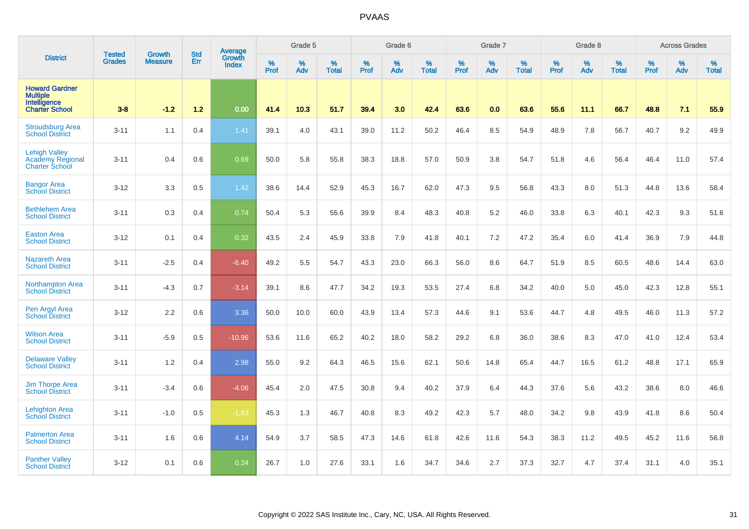# PVAAS

| District | Tested Grades | Growth Measure | Std Err | Average Growth Index | Grade 5 | | | Grade 6 | | | Grade 7 | | | Grade 8 | | | Across Grades | | |
|---|---|---|---|---|---|---|---|---|---|---|---|---|---|---|---|---|---|---|---|
| | | | | | % Prof | % Adv | % Total | % Prof | % Adv | % Total | % Prof | % Adv | % Total | % Prof | % Adv | % Total | % Prof | % Adv | % Total |
| **Howard Gardner Multiple Intelligence Charter School** | **3-8** | **-1.2** | **1.2** | **0.00** | **41.4** | **10.3** | **51.7** | **39.4** | **3.0** | **42.4** | **63.6** | **0.0** | **63.6** | **55.6** | **11.1** | **66.7** | **48.8** | **7.1** | **55.9** |
| Stroudsburg Area School District | 3-11 | 1.1 | 0.4 | 1.41 | 39.1 | 4.0 | 43.1 | 39.0 | 11.2 | 50.2 | 46.4 | 8.5 | 54.9 | 48.9 | 7.8 | 56.7 | 40.7 | 9.2 | 49.9 |
| Lehigh Valley Academy Regional Charter School | 3-11 | 0.4 | 0.6 | 0.69 | 50.0 | 5.8 | 55.8 | 38.3 | 18.8 | 57.0 | 50.9 | 3.8 | 54.7 | 51.8 | 4.6 | 56.4 | 46.4 | 11.0 | 57.4 |
| Bangor Area School District | 3-12 | 3.3 | 0.5 | 1.42 | 38.6 | 14.4 | 52.9 | 45.3 | 16.7 | 62.0 | 47.3 | 9.5 | 56.8 | 43.3 | 8.0 | 51.3 | 44.8 | 13.6 | 58.4 |
| Bethlehem Area School District | 3-11 | 0.3 | 0.4 | 0.74 | 50.4 | 5.3 | 55.6 | 39.9 | 8.4 | 48.3 | 40.8 | 5.2 | 46.0 | 33.8 | 6.3 | 40.1 | 42.3 | 9.3 | 51.6 |
| Easton Area School District | 3-12 | 0.1 | 0.4 | 0.32 | 43.5 | 2.4 | 45.9 | 33.8 | 7.9 | 41.8 | 40.1 | 7.2 | 47.2 | 35.4 | 6.0 | 41.4 | 36.9 | 7.9 | 44.8 |
| Nazareth Area School District | 3-11 | -2.5 | 0.4 | -6.40 | 49.2 | 5.5 | 54.7 | 43.3 | 23.0 | 66.3 | 56.0 | 8.6 | 64.7 | 51.9 | 8.5 | 60.5 | 48.6 | 14.4 | 63.0 |
| Northampton Area School District | 3-11 | -4.3 | 0.7 | -3.14 | 39.1 | 8.6 | 47.7 | 34.2 | 19.3 | 53.5 | 27.4 | 6.8 | 34.2 | 40.0 | 5.0 | 45.0 | 42.3 | 12.8 | 55.1 |
| Pen Argyl Area School District | 3-12 | 2.2 | 0.6 | 3.36 | 50.0 | 10.0 | 60.0 | 43.9 | 13.4 | 57.3 | 44.6 | 9.1 | 53.6 | 44.7 | 4.8 | 49.5 | 46.0 | 11.3 | 57.2 |
| Wilson Area School District | 3-11 | -5.9 | 0.5 | -10.96 | 53.6 | 11.6 | 65.2 | 40.2 | 18.0 | 58.2 | 29.2 | 6.8 | 36.0 | 38.6 | 8.3 | 47.0 | 41.0 | 12.4 | 53.4 |
| Delaware Valley School District | 3-11 | 1.2 | 0.4 | 2.98 | 55.0 | 9.2 | 64.3 | 46.5 | 15.6 | 62.1 | 50.6 | 14.8 | 65.4 | 44.7 | 16.5 | 61.2 | 48.8 | 17.1 | 65.9 |
| Jim Thorpe Area School District | 3-11 | -3.4 | 0.6 | -4.06 | 45.4 | 2.0 | 47.5 | 30.8 | 9.4 | 40.2 | 37.9 | 6.4 | 44.3 | 37.6 | 5.6 | 43.2 | 38.6 | 8.0 | 46.6 |
| Lehighton Area School District | 3-11 | -1.0 | 0.5 | -1.83 | 45.3 | 1.3 | 46.7 | 40.8 | 8.3 | 49.2 | 42.3 | 5.7 | 48.0 | 34.2 | 9.8 | 43.9 | 41.8 | 8.6 | 50.4 |
| Palmerton Area School District | 3-11 | 1.6 | 0.6 | 4.14 | 54.9 | 3.7 | 58.5 | 47.3 | 14.6 | 61.8 | 42.6 | 11.6 | 54.3 | 38.3 | 11.2 | 49.5 | 45.2 | 11.6 | 56.8 |
| Panther Valley School District | 3-12 | 0.1 | 0.6 | 0.24 | 26.7 | 1.0 | 27.6 | 33.1 | 1.6 | 34.7 | 34.6 | 2.7 | 37.3 | 32.7 | 4.7 | 37.4 | 31.1 | 4.0 | 35.1 |

Copyright © 2022 SAS Institute Inc., Cary, NC, USA. All Rights Reserved.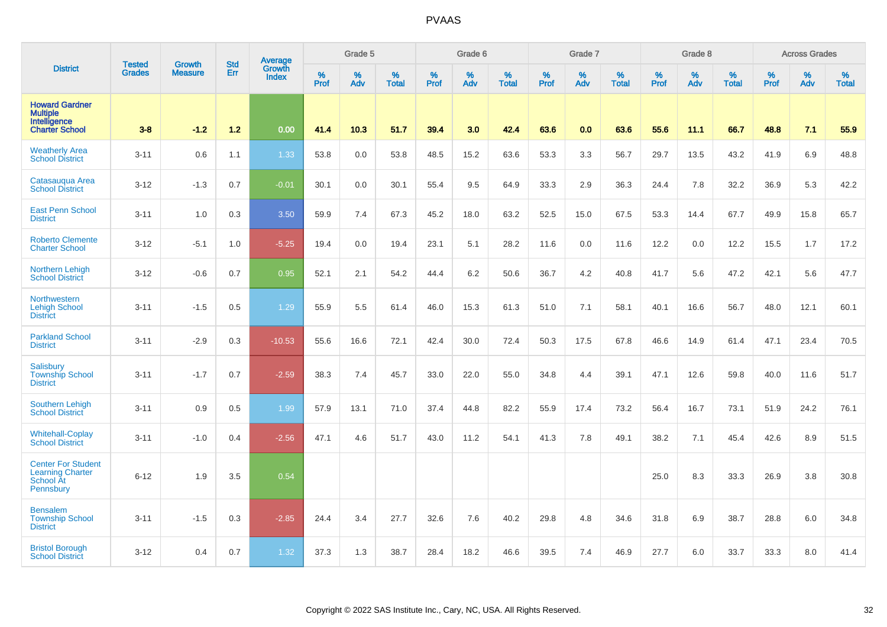| District | Tested Grades | Growth Measure | Std Err | Average Growth Index | Grade 5 | | | Grade 6 | | | Grade 7 | | | Grade 8 | | | Across Grades | | |
|---|---|---|---|---|---|---|---|---|---|---|---|---|---|---|---|---|---|---|---|
| | | | | | % Prof | % Adv | % Total | % Prof | % Adv | % Total | % Prof | % Adv | % Total | % Prof | % Adv | % Total | % Prof | % Adv | % Total |
| **Howard Gardner Multiple Intelligence Charter School** | **3-8** | **-1.2** | **1.2** | **0.00** | **41.4** | **10.3** | **51.7** | **39.4** | **3.0** | **42.4** | **63.6** | **0.0** | **63.6** | **55.6** | **11.1** | **66.7** | **48.8** | **7.1** | **55.9** |
| Weatherly Area School District | 3-11 | 0.6 | 1.1 | 1.33 | 53.8 | 0.0 | 53.8 | 48.5 | 15.2 | 63.6 | 53.3 | 3.3 | 56.7 | 29.7 | 13.5 | 43.2 | 41.9 | 6.9 | 48.8 |
| Catasauqua Area School District | 3-12 | -1.3 | 0.7 | -0.01 | 30.1 | 0.0 | 30.1 | 55.4 | 9.5 | 64.9 | 33.3 | 2.9 | 36.3 | 24.4 | 7.8 | 32.2 | 36.9 | 5.3 | 42.2 |
| East Penn School District | 3-11 | 1.0 | 0.3 | 3.50 | 59.9 | 7.4 | 67.3 | 45.2 | 18.0 | 63.2 | 52.5 | 15.0 | 67.5 | 53.3 | 14.4 | 67.7 | 49.9 | 15.8 | 65.7 |
| Roberto Clemente Charter School | 3-12 | -5.1 | 1.0 | -5.25 | 19.4 | 0.0 | 19.4 | 23.1 | 5.1 | 28.2 | 11.6 | 0.0 | 11.6 | 12.2 | 0.0 | 12.2 | 15.5 | 1.7 | 17.2 |
| Northern Lehigh School District | 3-12 | -0.6 | 0.7 | 0.95 | 52.1 | 2.1 | 54.2 | 44.4 | 6.2 | 50.6 | 36.7 | 4.2 | 40.8 | 41.7 | 5.6 | 47.2 | 42.1 | 5.6 | 47.7 |
| Northwestern Lehigh School District | 3-11 | -1.5 | 0.5 | 1.29 | 55.9 | 5.5 | 61.4 | 46.0 | 15.3 | 61.3 | 51.0 | 7.1 | 58.1 | 40.1 | 16.6 | 56.7 | 48.0 | 12.1 | 60.1 |
| Parkland School District | 3-11 | -2.9 | 0.3 | -10.53 | 55.6 | 16.6 | 72.1 | 42.4 | 30.0 | 72.4 | 50.3 | 17.5 | 67.8 | 46.6 | 14.9 | 61.4 | 47.1 | 23.4 | 70.5 |
| Salisbury Township School District | 3-11 | -1.7 | 0.7 | -2.59 | 38.3 | 7.4 | 45.7 | 33.0 | 22.0 | 55.0 | 34.8 | 4.4 | 39.1 | 47.1 | 12.6 | 59.8 | 40.0 | 11.6 | 51.7 |
| Southern Lehigh School District | 3-11 | 0.9 | 0.5 | 1.99 | 57.9 | 13.1 | 71.0 | 37.4 | 44.8 | 82.2 | 55.9 | 17.4 | 73.2 | 56.4 | 16.7 | 73.1 | 51.9 | 24.2 | 76.1 |
| Whitehall-Coplay School District | 3-11 | -1.0 | 0.4 | -2.56 | 47.1 | 4.6 | 51.7 | 43.0 | 11.2 | 54.1 | 41.3 | 7.8 | 49.1 | 38.2 | 7.1 | 45.4 | 42.6 | 8.9 | 51.5 |
| Center For Student Learning Charter School At Pennsbury | 6-12 | 1.9 | 3.5 | 0.54 | | | | | | | | | | 25.0 | 8.3 | 33.3 | 26.9 | 3.8 | 30.8 |
| Bensalem Township School District | 3-11 | -1.5 | 0.3 | -2.85 | 24.4 | 3.4 | 27.7 | 32.6 | 7.6 | 40.2 | 29.8 | 4.8 | 34.6 | 31.8 | 6.9 | 38.7 | 28.8 | 6.0 | 34.8 |
| Bristol Borough School District | 3-12 | 0.4 | 0.7 | 1.32 | 37.3 | 1.3 | 38.7 | 28.4 | 18.2 | 46.6 | 39.5 | 7.4 | 46.9 | 27.7 | 6.0 | 33.7 | 33.3 | 8.0 | 41.4 |

Copyright © 2022 SAS Institute Inc., Cary, NC, USA. All Rights Reserved.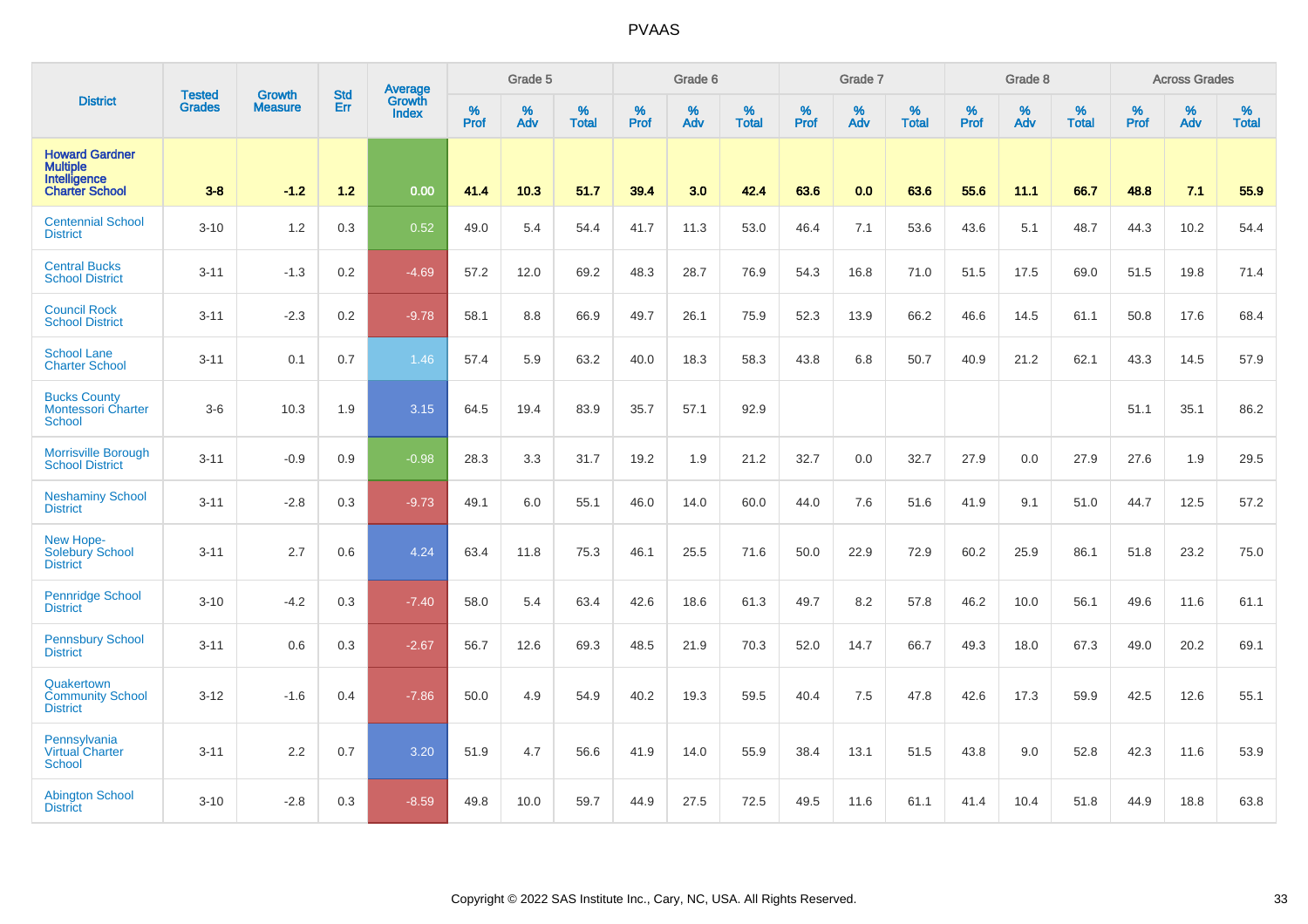# PVAAS

| District | Tested Grades | Growth Measure | Std Err | Average Growth Index | Grade 5 | | | Grade 6 | | | Grade 7 | | | Grade 8 | | | Across Grades | | |
|---|---|---|---|---|---|---|---|---|---|---|---|---|---|---|---|---|---|---|---|
| | | | | | % Prof | % Adv | % Total | % Prof | % Adv | % Total | % Prof | % Adv | % Total | % Prof | % Adv | % Total | % Prof | % Adv | % Total |
| **Howard Gardner Multiple Intelligence Charter School** | **3-8** | **-1.2** | **1.2** | **0.00** | **41.4** | **10.3** | **51.7** | **39.4** | **3.0** | **42.4** | **63.6** | **0.0** | **63.6** | **55.6** | **11.1** | **66.7** | **48.8** | **7.1** | **55.9** |
| Centennial School District | 3-10 | 1.2 | 0.3 | 0.52 | 49.0 | 5.4 | 54.4 | 41.7 | 11.3 | 53.0 | 46.4 | 7.1 | 53.6 | 43.6 | 5.1 | 48.7 | 44.3 | 10.2 | 54.4 |
| Central Bucks School District | 3-11 | -1.3 | 0.2 | -4.69 | 57.2 | 12.0 | 69.2 | 48.3 | 28.7 | 76.9 | 54.3 | 16.8 | 71.0 | 51.5 | 17.5 | 69.0 | 51.5 | 19.8 | 71.4 |
| Council Rock School District | 3-11 | -2.3 | 0.2 | -9.78 | 58.1 | 8.8 | 66.9 | 49.7 | 26.1 | 75.9 | 52.3 | 13.9 | 66.2 | 46.6 | 14.5 | 61.1 | 50.8 | 17.6 | 68.4 |
| School Lane Charter School | 3-11 | 0.1 | 0.7 | 1.46 | 57.4 | 5.9 | 63.2 | 40.0 | 18.3 | 58.3 | 43.8 | 6.8 | 50.7 | 40.9 | 21.2 | 62.1 | 43.3 | 14.5 | 57.9 |
| Bucks County Montessori Charter School | 3-6 | 10.3 | 1.9 | 3.15 | 64.5 | 19.4 | 83.9 | 35.7 | 57.1 | 92.9 | | | | | | | 51.1 | 35.1 | 86.2 |
| Morrisville Borough School District | 3-11 | -0.9 | 0.9 | -0.98 | 28.3 | 3.3 | 31.7 | 19.2 | 1.9 | 21.2 | 32.7 | 0.0 | 32.7 | 27.9 | 0.0 | 27.9 | 27.6 | 1.9 | 29.5 |
| Neshaminy School District | 3-11 | -2.8 | 0.3 | -9.73 | 49.1 | 6.0 | 55.1 | 46.0 | 14.0 | 60.0 | 44.0 | 7.6 | 51.6 | 41.9 | 9.1 | 51.0 | 44.7 | 12.5 | 57.2 |
| New Hope-Solebury School District | 3-11 | 2.7 | 0.6 | 4.24 | 63.4 | 11.8 | 75.3 | 46.1 | 25.5 | 71.6 | 50.0 | 22.9 | 72.9 | 60.2 | 25.9 | 86.1 | 51.8 | 23.2 | 75.0 |
| Pennridge School District | 3-10 | -4.2 | 0.3 | -7.40 | 58.0 | 5.4 | 63.4 | 42.6 | 18.6 | 61.3 | 49.7 | 8.2 | 57.8 | 46.2 | 10.0 | 56.1 | 49.6 | 11.6 | 61.1 |
| Pennsbury School District | 3-11 | 0.6 | 0.3 | -2.67 | 56.7 | 12.6 | 69.3 | 48.5 | 21.9 | 70.3 | 52.0 | 14.7 | 66.7 | 49.3 | 18.0 | 67.3 | 49.0 | 20.2 | 69.1 |
| Quakertown Community School District | 3-12 | -1.6 | 0.4 | -7.86 | 50.0 | 4.9 | 54.9 | 40.2 | 19.3 | 59.5 | 40.4 | 7.5 | 47.8 | 42.6 | 17.3 | 59.9 | 42.5 | 12.6 | 55.1 |
| Pennsylvania Virtual Charter School | 3-11 | 2.2 | 0.7 | 3.20 | 51.9 | 4.7 | 56.6 | 41.9 | 14.0 | 55.9 | 38.4 | 13.1 | 51.5 | 43.8 | 9.0 | 52.8 | 42.3 | 11.6 | 53.9 |
| Abington School District | 3-10 | -2.8 | 0.3 | -8.59 | 49.8 | 10.0 | 59.7 | 44.9 | 27.5 | 72.5 | 49.5 | 11.6 | 61.1 | 41.4 | 10.4 | 51.8 | 44.9 | 18.8 | 63.8 |

Copyright © 2022 SAS Institute Inc., Cary, NC, USA. All Rights Reserved.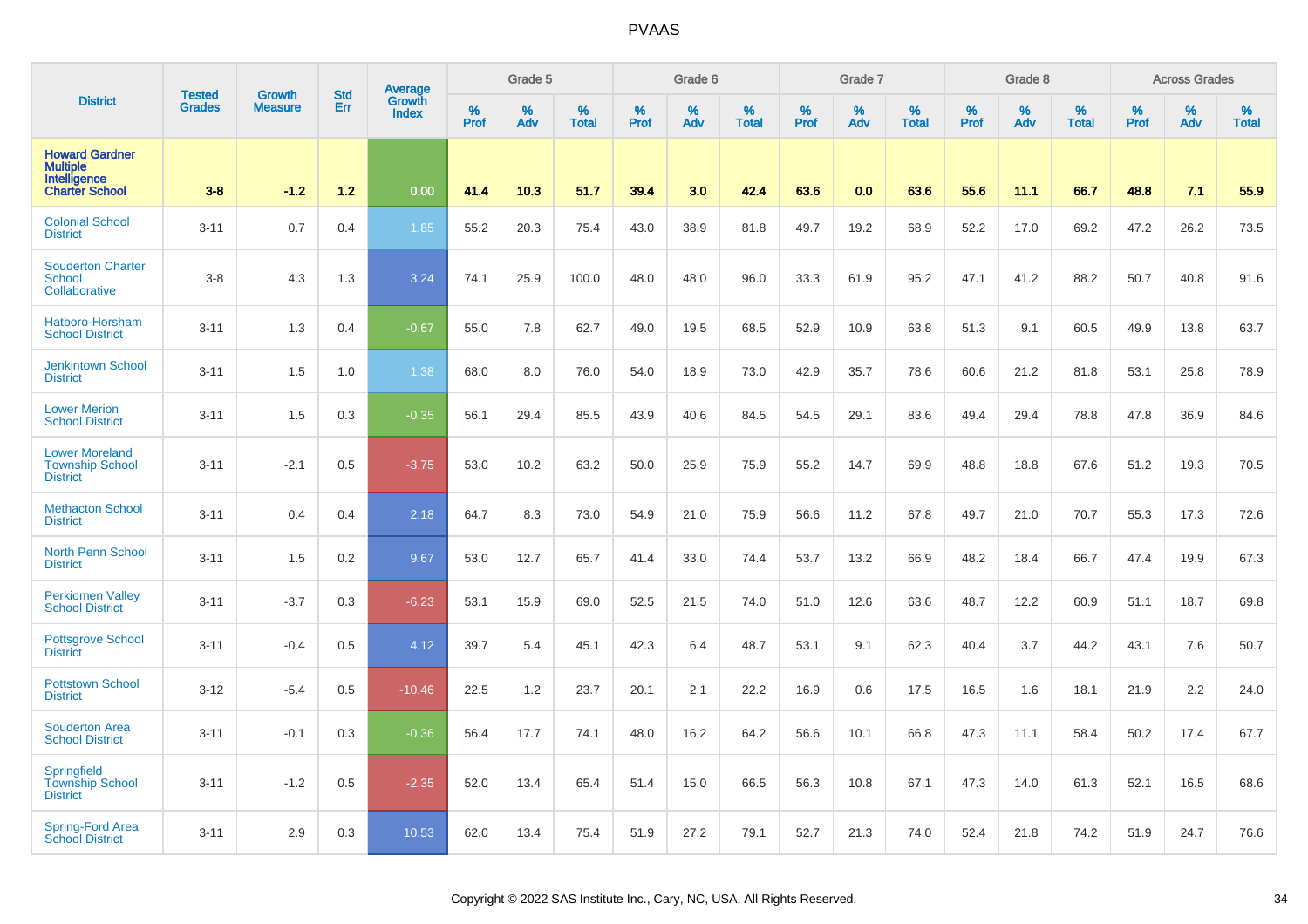| District | Tested Grades | Growth Measure | Std Err | Average Growth Index | Grade 5 | | | Grade 6 | | | Grade 7 | | | Grade 8 | | | Across Grades | | |
|---|---|---|---|---|---|---|---|---|---|---|---|---|---|---|---|---|---|---|---|
| | | | | | % Prof | % Adv | % Total | % Prof | % Adv | % Total | % Prof | % Adv | % Total | % Prof | % Adv | % Total | % Prof | % Adv | % Total |
| **Howard Gardner Multiple Intelligence Charter School** | **3-8** | **-1.2** | **1.2** | **0.00** | **41.4** | **10.3** | **51.7** | **39.4** | **3.0** | **42.4** | **63.6** | **0.0** | **63.6** | **55.6** | **11.1** | **66.7** | **48.8** | **7.1** | **55.9** |
| Colonial School District | 3-11 | 0.7 | 0.4 | 1.85 | 55.2 | 20.3 | 75.4 | 43.0 | 38.9 | 81.8 | 49.7 | 19.2 | 68.9 | 52.2 | 17.0 | 69.2 | 47.2 | 26.2 | 73.5 |
| Souderton Charter School Collaborative | 3-8 | 4.3 | 1.3 | 3.24 | 74.1 | 25.9 | 100.0 | 48.0 | 48.0 | 96.0 | 33.3 | 61.9 | 95.2 | 47.1 | 41.2 | 88.2 | 50.7 | 40.8 | 91.6 |
| Hatboro-Horsham School District | 3-11 | 1.3 | 0.4 | -0.67 | 55.0 | 7.8 | 62.7 | 49.0 | 19.5 | 68.5 | 52.9 | 10.9 | 63.8 | 51.3 | 9.1 | 60.5 | 49.9 | 13.8 | 63.7 |
| Jenkintown School District | 3-11 | 1.5 | 1.0 | 1.38 | 68.0 | 8.0 | 76.0 | 54.0 | 18.9 | 73.0 | 42.9 | 35.7 | 78.6 | 60.6 | 21.2 | 81.8 | 53.1 | 25.8 | 78.9 |
| Lower Merion School District | 3-11 | 1.5 | 0.3 | -0.35 | 56.1 | 29.4 | 85.5 | 43.9 | 40.6 | 84.5 | 54.5 | 29.1 | 83.6 | 49.4 | 29.4 | 78.8 | 47.8 | 36.9 | 84.6 |
| Lower Moreland Township School District | 3-11 | -2.1 | 0.5 | -3.75 | 53.0 | 10.2 | 63.2 | 50.0 | 25.9 | 75.9 | 55.2 | 14.7 | 69.9 | 48.8 | 18.8 | 67.6 | 51.2 | 19.3 | 70.5 |
| Methacton School District | 3-11 | 0.4 | 0.4 | 2.18 | 64.7 | 8.3 | 73.0 | 54.9 | 21.0 | 75.9 | 56.6 | 11.2 | 67.8 | 49.7 | 21.0 | 70.7 | 55.3 | 17.3 | 72.6 |
| North Penn School District | 3-11 | 1.5 | 0.2 | 9.67 | 53.0 | 12.7 | 65.7 | 41.4 | 33.0 | 74.4 | 53.7 | 13.2 | 66.9 | 48.2 | 18.4 | 66.7 | 47.4 | 19.9 | 67.3 |
| Perkiomen Valley School District | 3-11 | -3.7 | 0.3 | -6.23 | 53.1 | 15.9 | 69.0 | 52.5 | 21.5 | 74.0 | 51.0 | 12.6 | 63.6 | 48.7 | 12.2 | 60.9 | 51.1 | 18.7 | 69.8 |
| Pottsgrove School District | 3-11 | -0.4 | 0.5 | 4.12 | 39.7 | 5.4 | 45.1 | 42.3 | 6.4 | 48.7 | 53.1 | 9.1 | 62.3 | 40.4 | 3.7 | 44.2 | 43.1 | 7.6 | 50.7 |
| Pottstown School District | 3-12 | -5.4 | 0.5 | -10.46 | 22.5 | 1.2 | 23.7 | 20.1 | 2.1 | 22.2 | 16.9 | 0.6 | 17.5 | 16.5 | 1.6 | 18.1 | 21.9 | 2.2 | 24.0 |
| Souderton Area School District | 3-11 | -0.1 | 0.3 | -0.36 | 56.4 | 17.7 | 74.1 | 48.0 | 16.2 | 64.2 | 56.6 | 10.1 | 66.8 | 47.3 | 11.1 | 58.4 | 50.2 | 17.4 | 67.7 |
| Springfield Township School District | 3-11 | -1.2 | 0.5 | -2.35 | 52.0 | 13.4 | 65.4 | 51.4 | 15.0 | 66.5 | 56.3 | 10.8 | 67.1 | 47.3 | 14.0 | 61.3 | 52.1 | 16.5 | 68.6 |
| Spring-Ford Area School District | 3-11 | 2.9 | 0.3 | 10.53 | 62.0 | 13.4 | 75.4 | 51.9 | 27.2 | 79.1 | 52.7 | 21.3 | 74.0 | 52.4 | 21.8 | 74.2 | 51.9 | 24.7 | 76.6 |

Copyright © 2022 SAS Institute Inc., Cary, NC, USA. All Rights Reserved.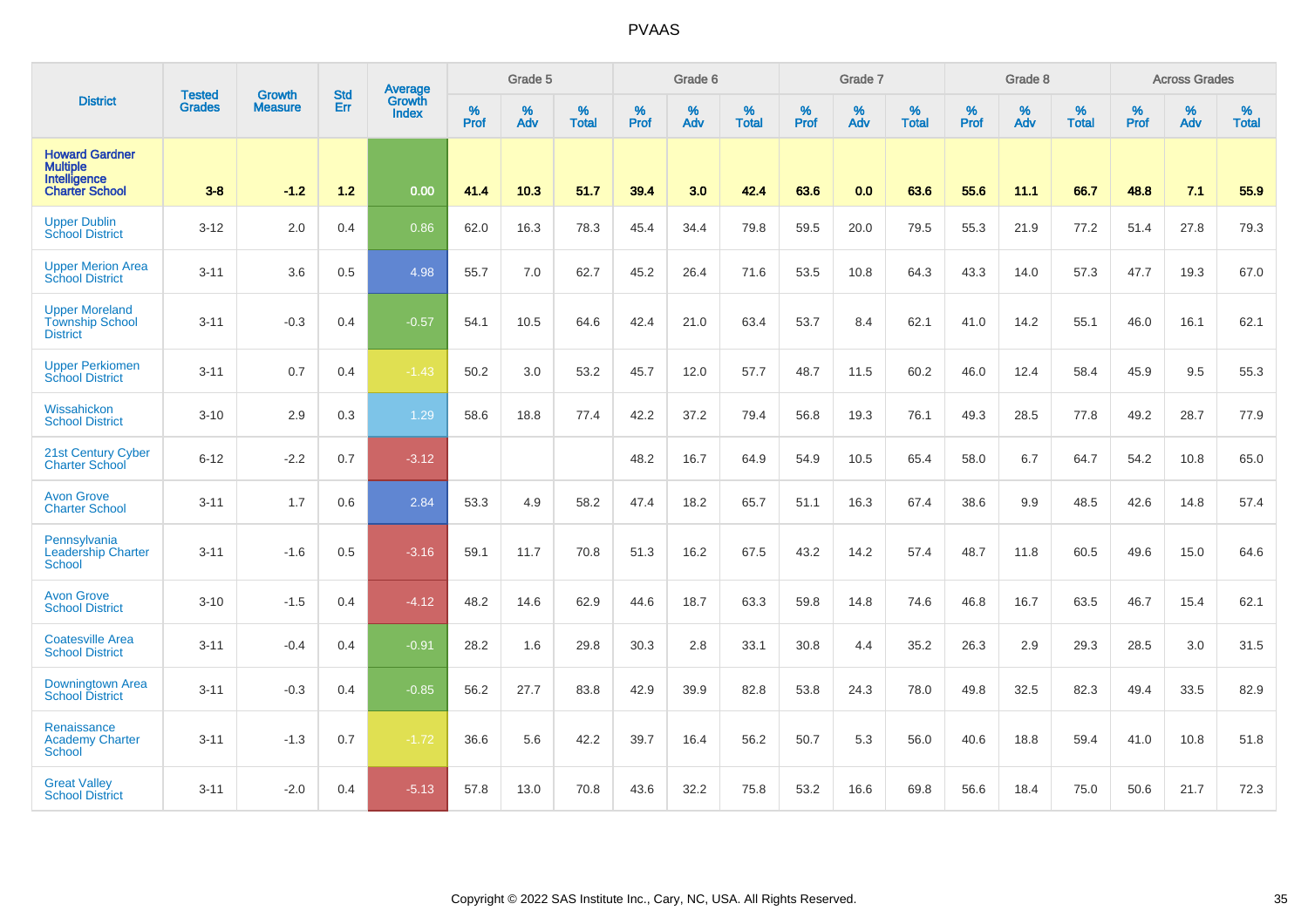# PVAAS

| District | Tested Grades | Growth Measure | Std Err | Average Growth Index | Grade 5 | | | Grade 6 | | | Grade 7 | | | Grade 8 | | | Across Grades | | |
|---|---|---|---|---|---|---|---|---|---|---|---|---|---|---|---|---|---|---|---|
| | | | | | % Prof | % Adv | % Total | % Prof | % Adv | % Total | % Prof | % Adv | % Total | % Prof | % Adv | % Total | % Prof | % Adv | % Total |
| **Howard Gardner Multiple Intelligence Charter School** | **3-8** | **-1.2** | **1.2** | **0.00** | **41.4** | **10.3** | **51.7** | **39.4** | **3.0** | **42.4** | **63.6** | **0.0** | **63.6** | **55.6** | **11.1** | **66.7** | **48.8** | **7.1** | **55.9** |
| Upper Dublin School District | 3-12 | 2.0 | 0.4 | 0.86 | 62.0 | 16.3 | 78.3 | 45.4 | 34.4 | 79.8 | 59.5 | 20.0 | 79.5 | 55.3 | 21.9 | 77.2 | 51.4 | 27.8 | 79.3 |
| Upper Merion Area School District | 3-11 | 3.6 | 0.5 | 4.98 | 55.7 | 7.0 | 62.7 | 45.2 | 26.4 | 71.6 | 53.5 | 10.8 | 64.3 | 43.3 | 14.0 | 57.3 | 47.7 | 19.3 | 67.0 |
| Upper Moreland Township School District | 3-11 | -0.3 | 0.4 | -0.57 | 54.1 | 10.5 | 64.6 | 42.4 | 21.0 | 63.4 | 53.7 | 8.4 | 62.1 | 41.0 | 14.2 | 55.1 | 46.0 | 16.1 | 62.1 |
| Upper Perkiomen School District | 3-11 | 0.7 | 0.4 | -1.43 | 50.2 | 3.0 | 53.2 | 45.7 | 12.0 | 57.7 | 48.7 | 11.5 | 60.2 | 46.0 | 12.4 | 58.4 | 45.9 | 9.5 | 55.3 |
| Wissahickon School District | 3-10 | 2.9 | 0.3 | 1.29 | 58.6 | 18.8 | 77.4 | 42.2 | 37.2 | 79.4 | 56.8 | 19.3 | 76.1 | 49.3 | 28.5 | 77.8 | 49.2 | 28.7 | 77.9 |
| 21st Century Cyber Charter School | 6-12 | -2.2 | 0.7 | -3.12 | | | | 48.2 | 16.7 | 64.9 | 54.9 | 10.5 | 65.4 | 58.0 | 6.7 | 64.7 | 54.2 | 10.8 | 65.0 |
| Avon Grove Charter School | 3-11 | 1.7 | 0.6 | 2.84 | 53.3 | 4.9 | 58.2 | 47.4 | 18.2 | 65.7 | 51.1 | 16.3 | 67.4 | 38.6 | 9.9 | 48.5 | 42.6 | 14.8 | 57.4 |
| Pennsylvania Leadership Charter School | 3-11 | -1.6 | 0.5 | -3.16 | 59.1 | 11.7 | 70.8 | 51.3 | 16.2 | 67.5 | 43.2 | 14.2 | 57.4 | 48.7 | 11.8 | 60.5 | 49.6 | 15.0 | 64.6 |
| Avon Grove School District | 3-10 | -1.5 | 0.4 | -4.12 | 48.2 | 14.6 | 62.9 | 44.6 | 18.7 | 63.3 | 59.8 | 14.8 | 74.6 | 46.8 | 16.7 | 63.5 | 46.7 | 15.4 | 62.1 |
| Coatesville Area School District | 3-11 | -0.4 | 0.4 | -0.91 | 28.2 | 1.6 | 29.8 | 30.3 | 2.8 | 33.1 | 30.8 | 4.4 | 35.2 | 26.3 | 2.9 | 29.3 | 28.5 | 3.0 | 31.5 |
| Downingtown Area School District | 3-11 | -0.3 | 0.4 | -0.85 | 56.2 | 27.7 | 83.8 | 42.9 | 39.9 | 82.8 | 53.8 | 24.3 | 78.0 | 49.8 | 32.5 | 82.3 | 49.4 | 33.5 | 82.9 |
| Renaissance Academy Charter School | 3-11 | -1.3 | 0.7 | -1.72 | 36.6 | 5.6 | 42.2 | 39.7 | 16.4 | 56.2 | 50.7 | 5.3 | 56.0 | 40.6 | 18.8 | 59.4 | 41.0 | 10.8 | 51.8 |
| Great Valley School District | 3-11 | -2.0 | 0.4 | -5.13 | 57.8 | 13.0 | 70.8 | 43.6 | 32.2 | 75.8 | 53.2 | 16.6 | 69.8 | 56.6 | 18.4 | 75.0 | 50.6 | 21.7 | 72.3 |

Copyright © 2022 SAS Institute Inc., Cary, NC, USA. All Rights Reserved.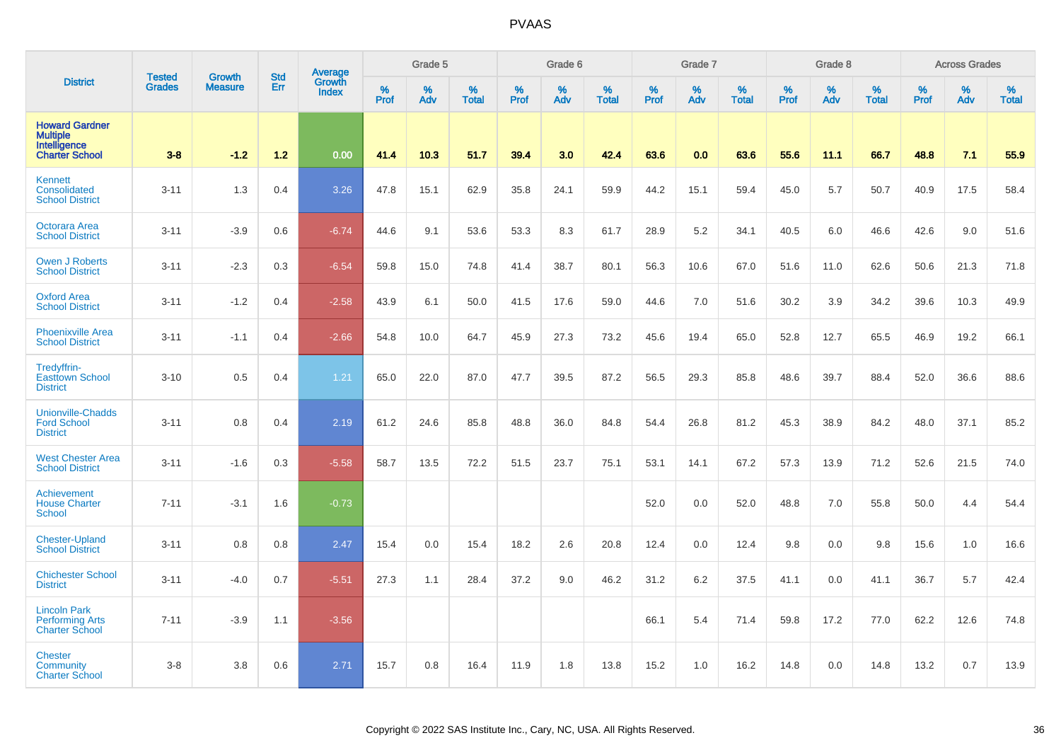| District | Tested Grades | Growth Measure | Std Err | Average Growth Index | Grade 5 | | | Grade 6 | | | Grade 7 | | | Grade 8 | | | Across Grades | | |
|---|---|---|---|---|---|---|---|---|---|---|---|---|---|---|---|---|---|---|---|
| | | | | | % Prof | % Adv | % Total | % Prof | % Adv | % Total | % Prof | % Adv | % Total | % Prof | % Adv | % Total | % Prof | % Adv | % Total |
| **Howard Gardner Multiple Intelligence Charter School** | **3-8** | **-1.2** | **1.2** | **0.00** | **41.4** | **10.3** | **51.7** | **39.4** | **3.0** | **42.4** | **63.6** | **0.0** | **63.6** | **55.6** | **11.1** | **66.7** | **48.8** | **7.1** | **55.9** |
| Kennett Consolidated School District | 3-11 | 1.3 | 0.4 | 3.26 | 47.8 | 15.1 | 62.9 | 35.8 | 24.1 | 59.9 | 44.2 | 15.1 | 59.4 | 45.0 | 5.7 | 50.7 | 40.9 | 17.5 | 58.4 |
| Octorara Area School District | 3-11 | -3.9 | 0.6 | -6.74 | 44.6 | 9.1 | 53.6 | 53.3 | 8.3 | 61.7 | 28.9 | 5.2 | 34.1 | 40.5 | 6.0 | 46.6 | 42.6 | 9.0 | 51.6 |
| Owen J Roberts School District | 3-11 | -2.3 | 0.3 | -6.54 | 59.8 | 15.0 | 74.8 | 41.4 | 38.7 | 80.1 | 56.3 | 10.6 | 67.0 | 51.6 | 11.0 | 62.6 | 50.6 | 21.3 | 71.8 |
| Oxford Area School District | 3-11 | -1.2 | 0.4 | -2.58 | 43.9 | 6.1 | 50.0 | 41.5 | 17.6 | 59.0 | 44.6 | 7.0 | 51.6 | 30.2 | 3.9 | 34.2 | 39.6 | 10.3 | 49.9 |
| Phoenixville Area School District | 3-11 | -1.1 | 0.4 | -2.66 | 54.8 | 10.0 | 64.7 | 45.9 | 27.3 | 73.2 | 45.6 | 19.4 | 65.0 | 52.8 | 12.7 | 65.5 | 46.9 | 19.2 | 66.1 |
| Tredyffrin-Easttown School District | 3-10 | 0.5 | 0.4 | 1.21 | 65.0 | 22.0 | 87.0 | 47.7 | 39.5 | 87.2 | 56.5 | 29.3 | 85.8 | 48.6 | 39.7 | 88.4 | 52.0 | 36.6 | 88.6 |
| Unionville-Chadds Ford School District | 3-11 | 0.8 | 0.4 | 2.19 | 61.2 | 24.6 | 85.8 | 48.8 | 36.0 | 84.8 | 54.4 | 26.8 | 81.2 | 45.3 | 38.9 | 84.2 | 48.0 | 37.1 | 85.2 |
| West Chester Area School District | 3-11 | -1.6 | 0.3 | -5.58 | 58.7 | 13.5 | 72.2 | 51.5 | 23.7 | 75.1 | 53.1 | 14.1 | 67.2 | 57.3 | 13.9 | 71.2 | 52.6 | 21.5 | 74.0 |
| Achievement House Charter School | 7-11 | -3.1 | 1.6 | -0.73 | | | | | | | 52.0 | 0.0 | 52.0 | 48.8 | 7.0 | 55.8 | 50.0 | 4.4 | 54.4 |
| Chester-Upland School District | 3-11 | 0.8 | 0.8 | 2.47 | 15.4 | 0.0 | 15.4 | 18.2 | 2.6 | 20.8 | 12.4 | 0.0 | 12.4 | 9.8 | 0.0 | 9.8 | 15.6 | 1.0 | 16.6 |
| Chichester School District | 3-11 | -4.0 | 0.7 | -5.51 | 27.3 | 1.1 | 28.4 | 37.2 | 9.0 | 46.2 | 31.2 | 6.2 | 37.5 | 41.1 | 0.0 | 41.1 | 36.7 | 5.7 | 42.4 |
| Lincoln Park Performing Arts Charter School | 7-11 | -3.9 | 1.1 | -3.56 | | | | | | | 66.1 | 5.4 | 71.4 | 59.8 | 17.2 | 77.0 | 62.2 | 12.6 | 74.8 |
| Chester Community Charter School | 3-8 | 3.8 | 0.6 | 2.71 | 15.7 | 0.8 | 16.4 | 11.9 | 1.8 | 13.8 | 15.2 | 1.0 | 16.2 | 14.8 | 0.0 | 14.8 | 13.2 | 0.7 | 13.9 |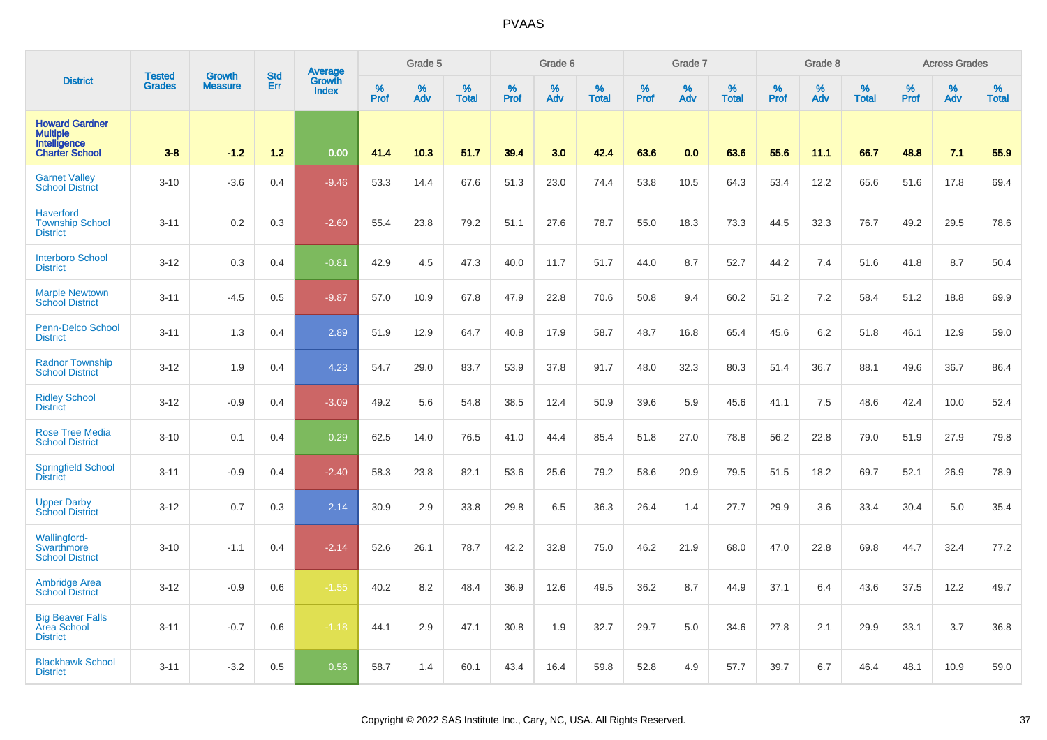# PVAAS

| District | Tested Grades | Growth Measure | Std Err | Average Growth Index | Grade 5 | | | Grade 6 | | | Grade 7 | | | Grade 8 | | | Across Grades | | |
|---|---|---|---|---|---|---|---|---|---|---|---|---|---|---|---|---|---|---|---|
| | | | | | % Prof | % Adv | % Total | % Prof | % Adv | % Total | % Prof | % Adv | % Total | % Prof | % Adv | % Total | % Prof | % Adv | % Total |
| **Howard Gardner Multiple Intelligence Charter School** | **3-8** | **-1.2** | **1.2** | **0.00** | **41.4** | **10.3** | **51.7** | **39.4** | **3.0** | **42.4** | **63.6** | **0.0** | **63.6** | **55.6** | **11.1** | **66.7** | **48.8** | **7.1** | **55.9** |
| Garnet Valley School District | 3-10 | -3.6 | 0.4 | -9.46 | 53.3 | 14.4 | 67.6 | 51.3 | 23.0 | 74.4 | 53.8 | 10.5 | 64.3 | 53.4 | 12.2 | 65.6 | 51.6 | 17.8 | 69.4 |
| Haverford Township School District | 3-11 | 0.2 | 0.3 | -2.60 | 55.4 | 23.8 | 79.2 | 51.1 | 27.6 | 78.7 | 55.0 | 18.3 | 73.3 | 44.5 | 32.3 | 76.7 | 49.2 | 29.5 | 78.6 |
| Interboro School District | 3-12 | 0.3 | 0.4 | -0.81 | 42.9 | 4.5 | 47.3 | 40.0 | 11.7 | 51.7 | 44.0 | 8.7 | 52.7 | 44.2 | 7.4 | 51.6 | 41.8 | 8.7 | 50.4 |
| Marple Newtown School District | 3-11 | -4.5 | 0.5 | -9.87 | 57.0 | 10.9 | 67.8 | 47.9 | 22.8 | 70.6 | 50.8 | 9.4 | 60.2 | 51.2 | 7.2 | 58.4 | 51.2 | 18.8 | 69.9 |
| Penn-Delco School District | 3-11 | 1.3 | 0.4 | 2.89 | 51.9 | 12.9 | 64.7 | 40.8 | 17.9 | 58.7 | 48.7 | 16.8 | 65.4 | 45.6 | 6.2 | 51.8 | 46.1 | 12.9 | 59.0 |
| Radnor Township School District | 3-12 | 1.9 | 0.4 | 4.23 | 54.7 | 29.0 | 83.7 | 53.9 | 37.8 | 91.7 | 48.0 | 32.3 | 80.3 | 51.4 | 36.7 | 88.1 | 49.6 | 36.7 | 86.4 |
| Ridley School District | 3-12 | -0.9 | 0.4 | -3.09 | 49.2 | 5.6 | 54.8 | 38.5 | 12.4 | 50.9 | 39.6 | 5.9 | 45.6 | 41.1 | 7.5 | 48.6 | 42.4 | 10.0 | 52.4 |
| Rose Tree Media School District | 3-10 | 0.1 | 0.4 | 0.29 | 62.5 | 14.0 | 76.5 | 41.0 | 44.4 | 85.4 | 51.8 | 27.0 | 78.8 | 56.2 | 22.8 | 79.0 | 51.9 | 27.9 | 79.8 |
| Springfield School District | 3-11 | -0.9 | 0.4 | -2.40 | 58.3 | 23.8 | 82.1 | 53.6 | 25.6 | 79.2 | 58.6 | 20.9 | 79.5 | 51.5 | 18.2 | 69.7 | 52.1 | 26.9 | 78.9 |
| Upper Darby School District | 3-12 | 0.7 | 0.3 | 2.14 | 30.9 | 2.9 | 33.8 | 29.8 | 6.5 | 36.3 | 26.4 | 1.4 | 27.7 | 29.9 | 3.6 | 33.4 | 30.4 | 5.0 | 35.4 |
| Wallingford-Swarthmore School District | 3-10 | -1.1 | 0.4 | -2.14 | 52.6 | 26.1 | 78.7 | 42.2 | 32.8 | 75.0 | 46.2 | 21.9 | 68.0 | 47.0 | 22.8 | 69.8 | 44.7 | 32.4 | 77.2 |
| Ambridge Area School District | 3-12 | -0.9 | 0.6 | -1.55 | 40.2 | 8.2 | 48.4 | 36.9 | 12.6 | 49.5 | 36.2 | 8.7 | 44.9 | 37.1 | 6.4 | 43.6 | 37.5 | 12.2 | 49.7 |
| Big Beaver Falls Area School District | 3-11 | -0.7 | 0.6 | -1.18 | 44.1 | 2.9 | 47.1 | 30.8 | 1.9 | 32.7 | 29.7 | 5.0 | 34.6 | 27.8 | 2.1 | 29.9 | 33.1 | 3.7 | 36.8 |
| Blackhawk School District | 3-11 | -3.2 | 0.5 | 0.56 | 58.7 | 1.4 | 60.1 | 43.4 | 16.4 | 59.8 | 52.8 | 4.9 | 57.7 | 39.7 | 6.7 | 46.4 | 48.1 | 10.9 | 59.0 |

Copyright © 2022 SAS Institute Inc., Cary, NC, USA. All Rights Reserved.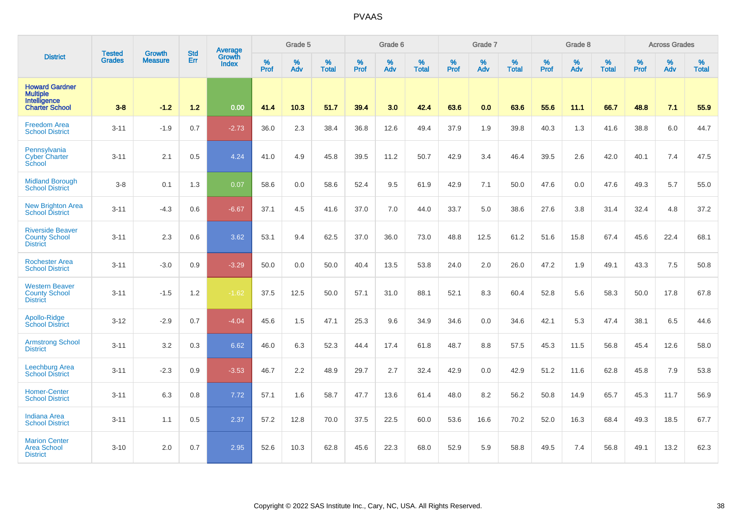# PVAAS

| District | Tested Grades | Growth Measure | Std Err | Average Growth Index | Grade 5 | | | Grade 6 | | | Grade 7 | | | Grade 8 | | | Across Grades | | |
|---|---|---|---|---|---|---|---|---|---|---|---|---|---|---|---|---|---|---|---|
| | | | | | % Prof | % Adv | % Total | % Prof | % Adv | % Total | % Prof | % Adv | % Total | % Prof | % Adv | % Total | % Prof | % Adv | % Total |
| **Howard Gardner Multiple Intelligence Charter School** | **3-8** | **-1.2** | **1.2** | **0.00** | **41.4** | **10.3** | **51.7** | **39.4** | **3.0** | **42.4** | **63.6** | **0.0** | **63.6** | **55.6** | **11.1** | **66.7** | **48.8** | **7.1** | **55.9** |
| Freedom Area School District | 3-11 | -1.9 | 0.7 | -2.73 | 36.0 | 2.3 | 38.4 | 36.8 | 12.6 | 49.4 | 37.9 | 1.9 | 39.8 | 40.3 | 1.3 | 41.6 | 38.8 | 6.0 | 44.7 |
| Pennsylvania Cyber Charter School | 3-11 | 2.1 | 0.5 | 4.24 | 41.0 | 4.9 | 45.8 | 39.5 | 11.2 | 50.7 | 42.9 | 3.4 | 46.4 | 39.5 | 2.6 | 42.0 | 40.1 | 7.4 | 47.5 |
| Midland Borough School District | 3-8 | 0.1 | 1.3 | 0.07 | 58.6 | 0.0 | 58.6 | 52.4 | 9.5 | 61.9 | 42.9 | 7.1 | 50.0 | 47.6 | 0.0 | 47.6 | 49.3 | 5.7 | 55.0 |
| New Brighton Area School District | 3-11 | -4.3 | 0.6 | -6.67 | 37.1 | 4.5 | 41.6 | 37.0 | 7.0 | 44.0 | 33.7 | 5.0 | 38.6 | 27.6 | 3.8 | 31.4 | 32.4 | 4.8 | 37.2 |
| Riverside Beaver County School District | 3-11 | 2.3 | 0.6 | 3.62 | 53.1 | 9.4 | 62.5 | 37.0 | 36.0 | 73.0 | 48.8 | 12.5 | 61.2 | 51.6 | 15.8 | 67.4 | 45.6 | 22.4 | 68.1 |
| Rochester Area School District | 3-11 | -3.0 | 0.9 | -3.29 | 50.0 | 0.0 | 50.0 | 40.4 | 13.5 | 53.8 | 24.0 | 2.0 | 26.0 | 47.2 | 1.9 | 49.1 | 43.3 | 7.5 | 50.8 |
| Western Beaver County School District | 3-11 | -1.5 | 1.2 | -1.62 | 37.5 | 12.5 | 50.0 | 57.1 | 31.0 | 88.1 | 52.1 | 8.3 | 60.4 | 52.8 | 5.6 | 58.3 | 50.0 | 17.8 | 67.8 |
| Apollo-Ridge School District | 3-12 | -2.9 | 0.7 | -4.04 | 45.6 | 1.5 | 47.1 | 25.3 | 9.6 | 34.9 | 34.6 | 0.0 | 34.6 | 42.1 | 5.3 | 47.4 | 38.1 | 6.5 | 44.6 |
| Armstrong School District | 3-11 | 3.2 | 0.3 | 6.62 | 46.0 | 6.3 | 52.3 | 44.4 | 17.4 | 61.8 | 48.7 | 8.8 | 57.5 | 45.3 | 11.5 | 56.8 | 45.4 | 12.6 | 58.0 |
| Leechburg Area School District | 3-11 | -2.3 | 0.9 | -3.53 | 46.7 | 2.2 | 48.9 | 29.7 | 2.7 | 32.4 | 42.9 | 0.0 | 42.9 | 51.2 | 11.6 | 62.8 | 45.8 | 7.9 | 53.8 |
| Homer-Center School District | 3-11 | 6.3 | 0.8 | 7.72 | 57.1 | 1.6 | 58.7 | 47.7 | 13.6 | 61.4 | 48.0 | 8.2 | 56.2 | 50.8 | 14.9 | 65.7 | 45.3 | 11.7 | 56.9 |
| Indiana Area School District | 3-11 | 1.1 | 0.5 | 2.37 | 57.2 | 12.8 | 70.0 | 37.5 | 22.5 | 60.0 | 53.6 | 16.6 | 70.2 | 52.0 | 16.3 | 68.4 | 49.3 | 18.5 | 67.7 |
| Marion Center Area School District | 3-10 | 2.0 | 0.7 | 2.95 | 52.6 | 10.3 | 62.8 | 45.6 | 22.3 | 68.0 | 52.9 | 5.9 | 58.8 | 49.5 | 7.4 | 56.8 | 49.1 | 13.2 | 62.3 |

Copyright © 2022 SAS Institute Inc., Cary, NC, USA. All Rights Reserved.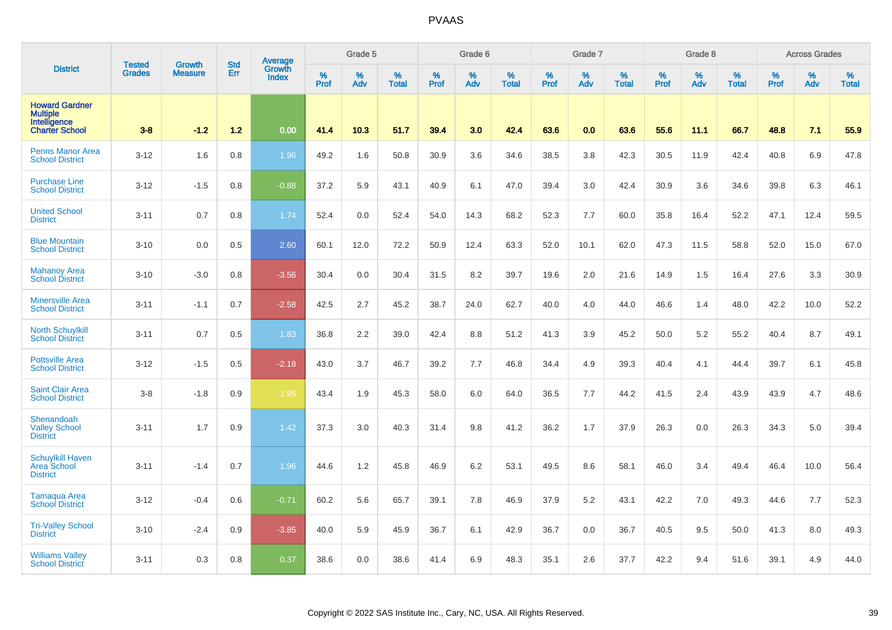# PVAAS

| District | Tested Grades | Growth Measure | Std Err | Average Growth Index | Grade 5 | | | Grade 6 | | | Grade 7 | | | Grade 8 | | | Across Grades | | |
|---|---|---|---|---|---|---|---|---|---|---|---|---|---|---|---|---|---|---|---|
| | | | | | % Prof | % Adv | % Total | % Prof | % Adv | % Total | % Prof | % Adv | % Total | % Prof | % Adv | % Total | % Prof | % Adv | % Total |
| **Howard Gardner Multiple Intelligence Charter School** | **3-8** | **-1.2** | **1.2** | **0.00** | **41.4** | **10.3** | **51.7** | **39.4** | **3.0** | **42.4** | **63.6** | **0.0** | **63.6** | **55.6** | **11.1** | **66.7** | **48.8** | **7.1** | **55.9** |
| Penns Manor Area School District | 3-12 | 1.6 | 0.8 | 1.96 | 49.2 | 1.6 | 50.8 | 30.9 | 3.6 | 34.6 | 38.5 | 3.8 | 42.3 | 30.5 | 11.9 | 42.4 | 40.8 | 6.9 | 47.8 |
| Purchase Line School District | 3-12 | -1.5 | 0.8 | -0.88 | 37.2 | 5.9 | 43.1 | 40.9 | 6.1 | 47.0 | 39.4 | 3.0 | 42.4 | 30.9 | 3.6 | 34.6 | 39.8 | 6.3 | 46.1 |
| United School District | 3-11 | 0.7 | 0.8 | 1.74 | 52.4 | 0.0 | 52.4 | 54.0 | 14.3 | 68.2 | 52.3 | 7.7 | 60.0 | 35.8 | 16.4 | 52.2 | 47.1 | 12.4 | 59.5 |
| Blue Mountain School District | 3-10 | 0.0 | 0.5 | 2.60 | 60.1 | 12.0 | 72.2 | 50.9 | 12.4 | 63.3 | 52.0 | 10.1 | 62.0 | 47.3 | 11.5 | 58.8 | 52.0 | 15.0 | 67.0 |
| Mahanoy Area School District | 3-10 | -3.0 | 0.8 | -3.56 | 30.4 | 0.0 | 30.4 | 31.5 | 8.2 | 39.7 | 19.6 | 2.0 | 21.6 | 14.9 | 1.5 | 16.4 | 27.6 | 3.3 | 30.9 |
| Minersville Area School District | 3-11 | -1.1 | 0.7 | -2.58 | 42.5 | 2.7 | 45.2 | 38.7 | 24.0 | 62.7 | 40.0 | 4.0 | 44.0 | 46.6 | 1.4 | 48.0 | 42.2 | 10.0 | 52.2 |
| North Schuylkill School District | 3-11 | 0.7 | 0.5 | 1.83 | 36.8 | 2.2 | 39.0 | 42.4 | 8.8 | 51.2 | 41.3 | 3.9 | 45.2 | 50.0 | 5.2 | 55.2 | 40.4 | 8.7 | 49.1 |
| Pottsville Area School District | 3-12 | -1.5 | 0.5 | -2.18 | 43.0 | 3.7 | 46.7 | 39.2 | 7.7 | 46.8 | 34.4 | 4.9 | 39.3 | 40.4 | 4.1 | 44.4 | 39.7 | 6.1 | 45.8 |
| Saint Clair Area School District | 3-8 | -1.8 | 0.9 | -1.95 | 43.4 | 1.9 | 45.3 | 58.0 | 6.0 | 64.0 | 36.5 | 7.7 | 44.2 | 41.5 | 2.4 | 43.9 | 43.9 | 4.7 | 48.6 |
| Shenandoah Valley School District | 3-11 | 1.7 | 0.9 | 1.42 | 37.3 | 3.0 | 40.3 | 31.4 | 9.8 | 41.2 | 36.2 | 1.7 | 37.9 | 26.3 | 0.0 | 26.3 | 34.3 | 5.0 | 39.4 |
| Schuylkill Haven Area School District | 3-11 | -1.4 | 0.7 | 1.96 | 44.6 | 1.2 | 45.8 | 46.9 | 6.2 | 53.1 | 49.5 | 8.6 | 58.1 | 46.0 | 3.4 | 49.4 | 46.4 | 10.0 | 56.4 |
| Tamaqua Area School District | 3-12 | -0.4 | 0.6 | -0.71 | 60.2 | 5.6 | 65.7 | 39.1 | 7.8 | 46.9 | 37.9 | 5.2 | 43.1 | 42.2 | 7.0 | 49.3 | 44.6 | 7.7 | 52.3 |
| Tri-Valley School District | 3-10 | -2.4 | 0.9 | -3.85 | 40.0 | 5.9 | 45.9 | 36.7 | 6.1 | 42.9 | 36.7 | 0.0 | 36.7 | 40.5 | 9.5 | 50.0 | 41.3 | 8.0 | 49.3 |
| Williams Valley School District | 3-11 | 0.3 | 0.8 | 0.37 | 38.6 | 0.0 | 38.6 | 41.4 | 6.9 | 48.3 | 35.1 | 2.6 | 37.7 | 42.2 | 9.4 | 51.6 | 39.1 | 4.9 | 44.0 |

Copyright © 2022 SAS Institute Inc., Cary, NC, USA. All Rights Reserved.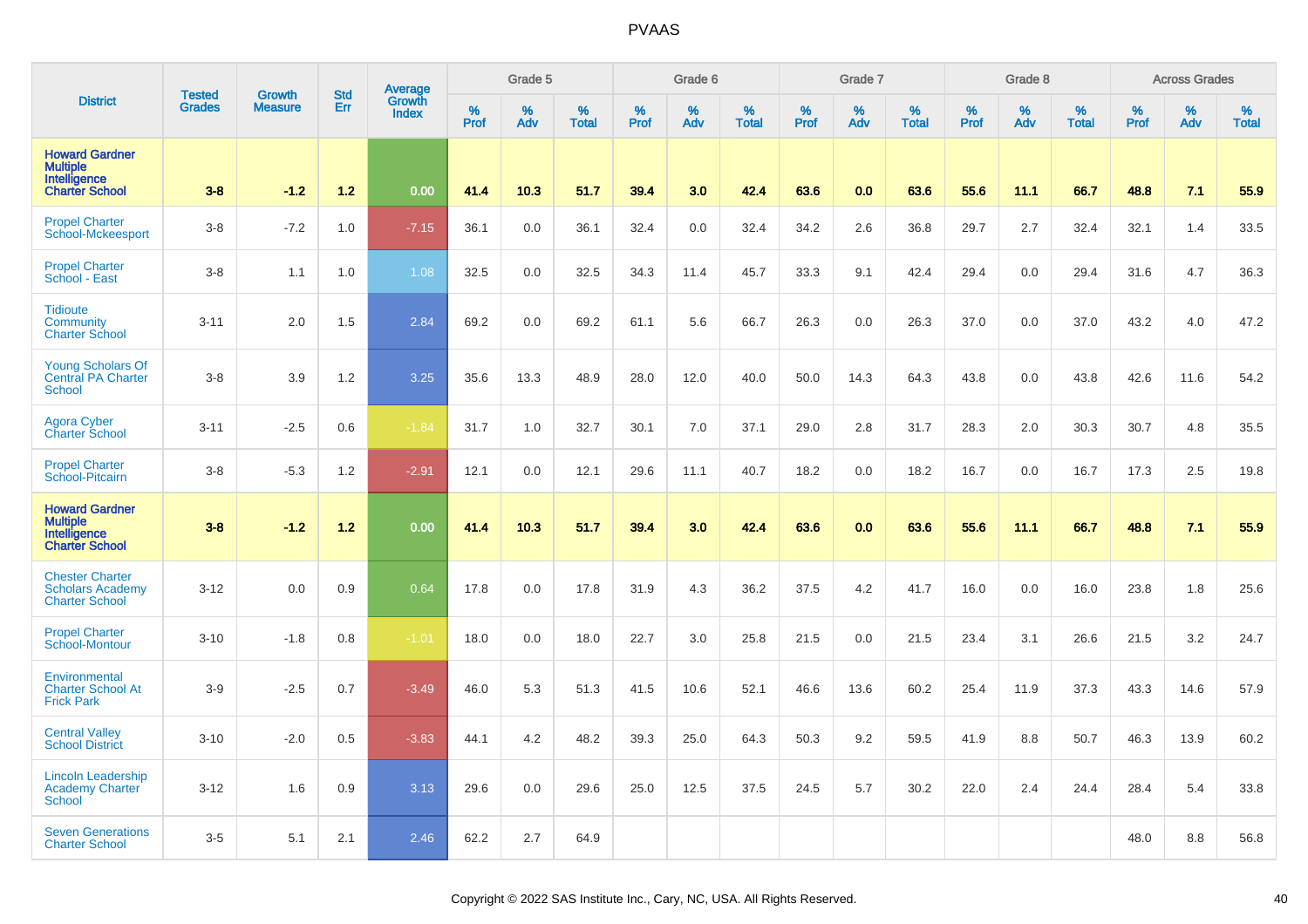| District | Tested Grades | Growth Measure | Std Err | Average Growth Index | Grade 5 | | | Grade 6 | | | Grade 7 | | | Grade 8 | | | Across Grades | | |
|---|---|---|---|---|---|---|---|---|---|---|---|---|---|---|---|---|---|---|---|
| | | | | | % Prof | % Adv | % Total | % Prof | % Adv | % Total | % Prof | % Adv | % Total | % Prof | % Adv | % Total | % Prof | % Adv | % Total |
| **Howard Gardner Multiple Intelligence Charter School** | **3-8** | **-1.2** | **1.2** | **0.00** | **41.4** | **10.3** | **51.7** | **39.4** | **3.0** | **42.4** | **63.6** | **0.0** | **63.6** | **55.6** | **11.1** | **66.7** | **48.8** | **7.1** | **55.9** |
| Propel Charter School-Mckeesport | 3-8 | -7.2 | 1.0 | -7.15 | 36.1 | 0.0 | 36.1 | 32.4 | 0.0 | 32.4 | 34.2 | 2.6 | 36.8 | 29.7 | 2.7 | 32.4 | 32.1 | 1.4 | 33.5 |
| Propel Charter School - East | 3-8 | 1.1 | 1.0 | 1.08 | 32.5 | 0.0 | 32.5 | 34.3 | 11.4 | 45.7 | 33.3 | 9.1 | 42.4 | 29.4 | 0.0 | 29.4 | 31.6 | 4.7 | 36.3 |
| Tidioute Community Charter School | 3-11 | 2.0 | 1.5 | 2.84 | 69.2 | 0.0 | 69.2 | 61.1 | 5.6 | 66.7 | 26.3 | 0.0 | 26.3 | 37.0 | 0.0 | 37.0 | 43.2 | 4.0 | 47.2 |
| Young Scholars Of Central PA Charter School | 3-8 | 3.9 | 1.2 | 3.25 | 35.6 | 13.3 | 48.9 | 28.0 | 12.0 | 40.0 | 50.0 | 14.3 | 64.3 | 43.8 | 0.0 | 43.8 | 42.6 | 11.6 | 54.2 |
| Agora Cyber Charter School | 3-11 | -2.5 | 0.6 | -1.84 | 31.7 | 1.0 | 32.7 | 30.1 | 7.0 | 37.1 | 29.0 | 2.8 | 31.7 | 28.3 | 2.0 | 30.3 | 30.7 | 4.8 | 35.5 |
| Propel Charter School-Pitcairn | 3-8 | -5.3 | 1.2 | -2.91 | 12.1 | 0.0 | 12.1 | 29.6 | 11.1 | 40.7 | 18.2 | 0.0 | 18.2 | 16.7 | 0.0 | 16.7 | 17.3 | 2.5 | 19.8 |
| **Howard Gardner Multiple Intelligence Charter School** | **3-8** | **-1.2** | **1.2** | **0.00** | **41.4** | **10.3** | **51.7** | **39.4** | **3.0** | **42.4** | **63.6** | **0.0** | **63.6** | **55.6** | **11.1** | **66.7** | **48.8** | **7.1** | **55.9** |
| Chester Charter Scholars Academy Charter School | 3-12 | 0.0 | 0.9 | 0.64 | 17.8 | 0.0 | 17.8 | 31.9 | 4.3 | 36.2 | 37.5 | 4.2 | 41.7 | 16.0 | 0.0 | 16.0 | 23.8 | 1.8 | 25.6 |
| Propel Charter School-Montour | 3-10 | -1.8 | 0.8 | -1.01 | 18.0 | 0.0 | 18.0 | 22.7 | 3.0 | 25.8 | 21.5 | 0.0 | 21.5 | 23.4 | 3.1 | 26.6 | 21.5 | 3.2 | 24.7 |
| Environmental Charter School At Frick Park | 3-9 | -2.5 | 0.7 | -3.49 | 46.0 | 5.3 | 51.3 | 41.5 | 10.6 | 52.1 | 46.6 | 13.6 | 60.2 | 25.4 | 11.9 | 37.3 | 43.3 | 14.6 | 57.9 |
| Central Valley School District | 3-10 | -2.0 | 0.5 | -3.83 | 44.1 | 4.2 | 48.2 | 39.3 | 25.0 | 64.3 | 50.3 | 9.2 | 59.5 | 41.9 | 8.8 | 50.7 | 46.3 | 13.9 | 60.2 |
| Lincoln Leadership Academy Charter School | 3-12 | 1.6 | 0.9 | 3.13 | 29.6 | 0.0 | 29.6 | 25.0 | 12.5 | 37.5 | 24.5 | 5.7 | 30.2 | 22.0 | 2.4 | 24.4 | 28.4 | 5.4 | 33.8 |
| Seven Generations Charter School | 3-5 | 5.1 | 2.1 | 2.46 | 62.2 | 2.7 | 64.9 | | | | | | | | | | 48.0 | 8.8 | 56.8 |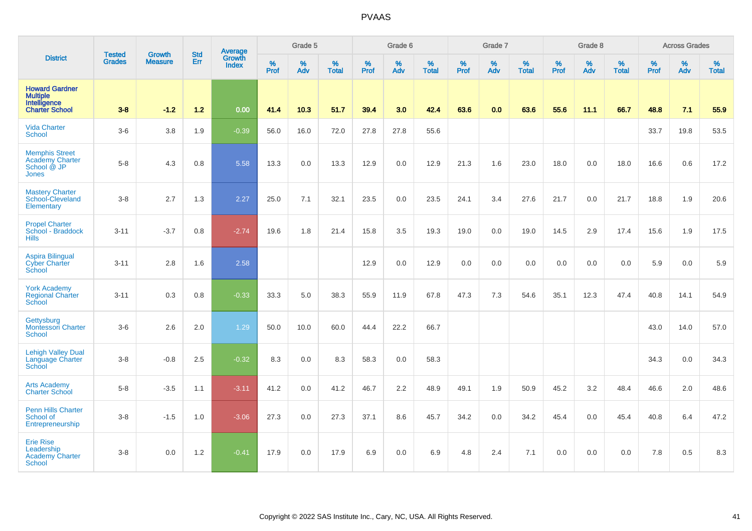# PVAAS

| District | Tested Grades | Growth Measure | Std Err | Average Growth Index | Grade 5 | | | Grade 6 | | | Grade 7 | | | Grade 8 | | | Across Grades | | |
|---|---|---|---|---|---|---|---|---|---|---|---|---|---|---|---|---|---|---|---|
| | | | | | % Prof | % Adv | % Total | % Prof | % Adv | % Total | % Prof | % Adv | % Total | % Prof | % Adv | % Total | % Prof | % Adv | % Total |
| **Howard Gardner Multiple Intelligence Charter School** | **3-8** | **-1.2** | **1.2** | **0.00** | **41.4** | **10.3** | **51.7** | **39.4** | **3.0** | **42.4** | **63.6** | **0.0** | **63.6** | **55.6** | **11.1** | **66.7** | **48.8** | **7.1** | **55.9** |
| Vida Charter School | 3-6 | 3.8 | 1.9 | -0.39 | 56.0 | 16.0 | 72.0 | 27.8 | 27.8 | 55.6 | | | | | | | 33.7 | 19.8 | 53.5 |
| Memphis Street Academy Charter School @ JP Jones | 5-8 | 4.3 | 0.8 | 5.58 | 13.3 | 0.0 | 13.3 | 12.9 | 0.0 | 12.9 | 21.3 | 1.6 | 23.0 | 18.0 | 0.0 | 18.0 | 16.6 | 0.6 | 17.2 |
| Mastery Charter School-Cleveland Elementary | 3-8 | 2.7 | 1.3 | 2.27 | 25.0 | 7.1 | 32.1 | 23.5 | 0.0 | 23.5 | 24.1 | 3.4 | 27.6 | 21.7 | 0.0 | 21.7 | 18.8 | 1.9 | 20.6 |
| Propel Charter School - Braddock Hills | 3-11 | -3.7 | 0.8 | -2.74 | 19.6 | 1.8 | 21.4 | 15.8 | 3.5 | 19.3 | 19.0 | 0.0 | 19.0 | 14.5 | 2.9 | 17.4 | 15.6 | 1.9 | 17.5 |
| Aspira Bilingual Cyber Charter School | 3-11 | 2.8 | 1.6 | 2.58 | | | | 12.9 | 0.0 | 12.9 | 0.0 | 0.0 | 0.0 | 0.0 | 0.0 | 0.0 | 5.9 | 0.0 | 5.9 |
| York Academy Regional Charter School | 3-11 | 0.3 | 0.8 | -0.33 | 33.3 | 5.0 | 38.3 | 55.9 | 11.9 | 67.8 | 47.3 | 7.3 | 54.6 | 35.1 | 12.3 | 47.4 | 40.8 | 14.1 | 54.9 |
| Gettysburg Montessori Charter School | 3-6 | 2.6 | 2.0 | 1.29 | 50.0 | 10.0 | 60.0 | 44.4 | 22.2 | 66.7 | | | | | | | 43.0 | 14.0 | 57.0 |
| Lehigh Valley Dual Language Charter School | 3-8 | -0.8 | 2.5 | -0.32 | 8.3 | 0.0 | 8.3 | 58.3 | 0.0 | 58.3 | | | | | | | 34.3 | 0.0 | 34.3 |
| Arts Academy Charter School | 5-8 | -3.5 | 1.1 | -3.11 | 41.2 | 0.0 | 41.2 | 46.7 | 2.2 | 48.9 | 49.1 | 1.9 | 50.9 | 45.2 | 3.2 | 48.4 | 46.6 | 2.0 | 48.6 |
| Penn Hills Charter School of Entrepreneurship | 3-8 | -1.5 | 1.0 | -3.06 | 27.3 | 0.0 | 27.3 | 37.1 | 8.6 | 45.7 | 34.2 | 0.0 | 34.2 | 45.4 | 0.0 | 45.4 | 40.8 | 6.4 | 47.2 |
| Erie Rise Leadership Academy Charter School | 3-8 | 0.0 | 1.2 | -0.41 | 17.9 | 0.0 | 17.9 | 6.9 | 0.0 | 6.9 | 4.8 | 2.4 | 7.1 | 0.0 | 0.0 | 0.0 | 7.8 | 0.5 | 8.3 |

Copyright © 2022 SAS Institute Inc., Cary, NC, USA. All Rights Reserved.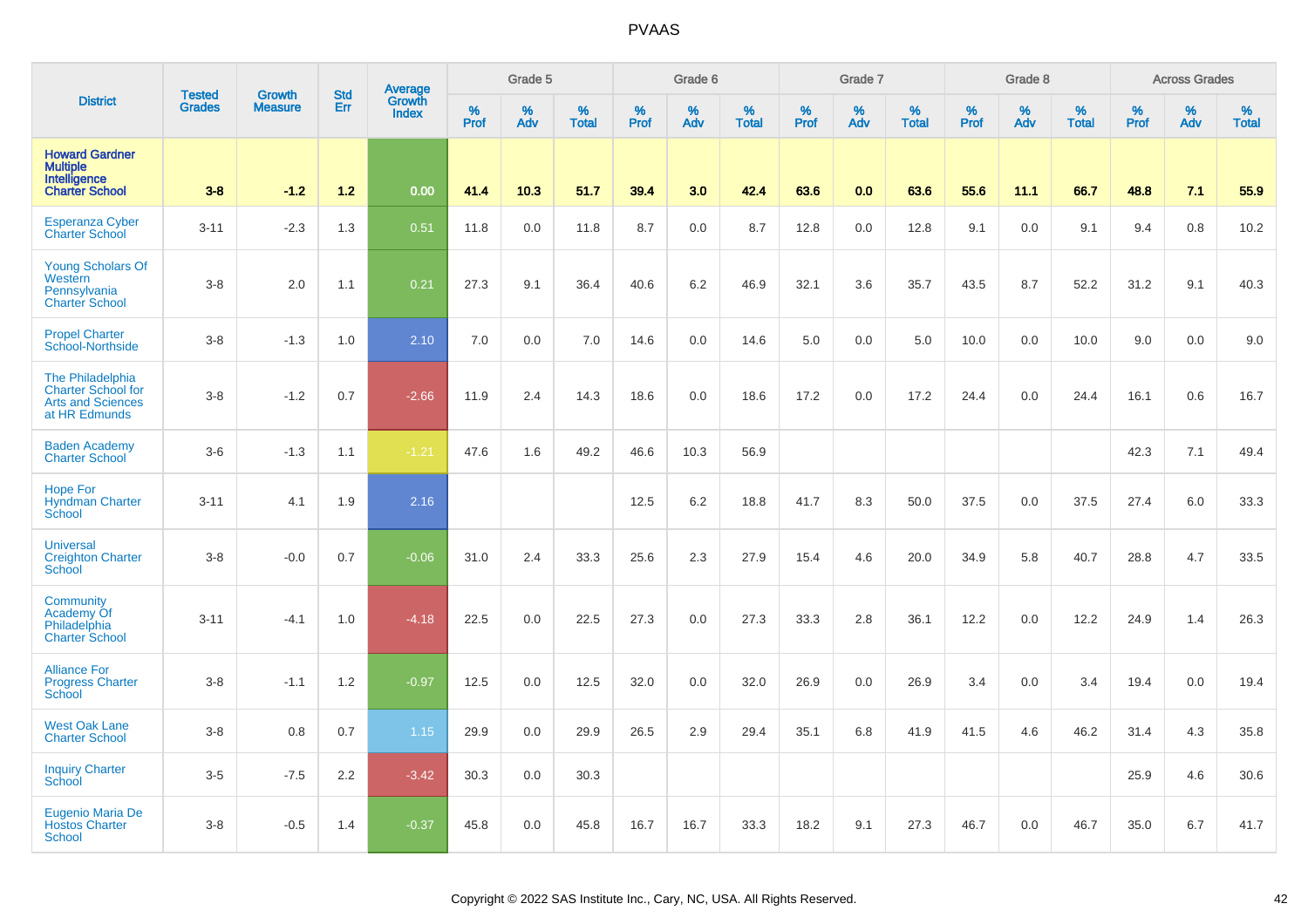# PVAAS

| District | Tested Grades | Growth Measure | Std Err | Average Growth Index | Grade 5 | | | Grade 6 | | | Grade 7 | | | Grade 8 | | | Across Grades | | |
|---|---|---|---|---|---|---|---|---|---|---|---|---|---|---|---|---|---|---|---|
| | | | | | % Prof | % Adv | % Total | % Prof | % Adv | % Total | % Prof | % Adv | % Total | % Prof | % Adv | % Total | % Prof | % Adv | % Total |
| **Howard Gardner Multiple Intelligence Charter School** | **3-8** | **-1.2** | **1.2** | **0.00** | **41.4** | **10.3** | **51.7** | **39.4** | **3.0** | **42.4** | **63.6** | **0.0** | **63.6** | **55.6** | **11.1** | **66.7** | **48.8** | **7.1** | **55.9** |
| Esperanza Cyber Charter School | 3-11 | -2.3 | 1.3 | 0.51 | 11.8 | 0.0 | 11.8 | 8.7 | 0.0 | 8.7 | 12.8 | 0.0 | 12.8 | 9.1 | 0.0 | 9.1 | 9.4 | 0.8 | 10.2 |
| Young Scholars Of Western Pennsylvania Charter School | 3-8 | 2.0 | 1.1 | 0.21 | 27.3 | 9.1 | 36.4 | 40.6 | 6.2 | 46.9 | 32.1 | 3.6 | 35.7 | 43.5 | 8.7 | 52.2 | 31.2 | 9.1 | 40.3 |
| Propel Charter School-Northside | 3-8 | -1.3 | 1.0 | 2.10 | 7.0 | 0.0 | 7.0 | 14.6 | 0.0 | 14.6 | 5.0 | 0.0 | 5.0 | 10.0 | 0.0 | 10.0 | 9.0 | 0.0 | 9.0 |
| The Philadelphia Charter School for Arts and Sciences at HR Edmunds | 3-8 | -1.2 | 0.7 | -2.66 | 11.9 | 2.4 | 14.3 | 18.6 | 0.0 | 18.6 | 17.2 | 0.0 | 17.2 | 24.4 | 0.0 | 24.4 | 16.1 | 0.6 | 16.7 |
| Baden Academy Charter School | 3-6 | -1.3 | 1.1 | -1.21 | 47.6 | 1.6 | 49.2 | 46.6 | 10.3 | 56.9 | | | | | | | 42.3 | 7.1 | 49.4 |
| Hope For Hyndman Charter School | 3-11 | 4.1 | 1.9 | 2.16 | | | | 12.5 | 6.2 | 18.8 | 41.7 | 8.3 | 50.0 | 37.5 | 0.0 | 37.5 | 27.4 | 6.0 | 33.3 |
| Universal Creighton Charter School | 3-8 | -0.0 | 0.7 | -0.06 | 31.0 | 2.4 | 33.3 | 25.6 | 2.3 | 27.9 | 15.4 | 4.6 | 20.0 | 34.9 | 5.8 | 40.7 | 28.8 | 4.7 | 33.5 |
| Community Academy Of Philadelphia Charter School | 3-11 | -4.1 | 1.0 | -4.18 | 22.5 | 0.0 | 22.5 | 27.3 | 0.0 | 27.3 | 33.3 | 2.8 | 36.1 | 12.2 | 0.0 | 12.2 | 24.9 | 1.4 | 26.3 |
| Alliance For Progress Charter School | 3-8 | -1.1 | 1.2 | -0.97 | 12.5 | 0.0 | 12.5 | 32.0 | 0.0 | 32.0 | 26.9 | 0.0 | 26.9 | 3.4 | 0.0 | 3.4 | 19.4 | 0.0 | 19.4 |
| West Oak Lane Charter School | 3-8 | 0.8 | 0.7 | 1.15 | 29.9 | 0.0 | 29.9 | 26.5 | 2.9 | 29.4 | 35.1 | 6.8 | 41.9 | 41.5 | 4.6 | 46.2 | 31.4 | 4.3 | 35.8 |
| Inquiry Charter School | 3-5 | -7.5 | 2.2 | -3.42 | 30.3 | 0.0 | 30.3 | | | | | | | | | | 25.9 | 4.6 | 30.6 |
| Eugenio Maria De Hostos Charter School | 3-8 | -0.5 | 1.4 | -0.37 | 45.8 | 0.0 | 45.8 | 16.7 | 16.7 | 33.3 | 18.2 | 9.1 | 27.3 | 46.7 | 0.0 | 46.7 | 35.0 | 6.7 | 41.7 |

Copyright © 2022 SAS Institute Inc., Cary, NC, USA. All Rights Reserved.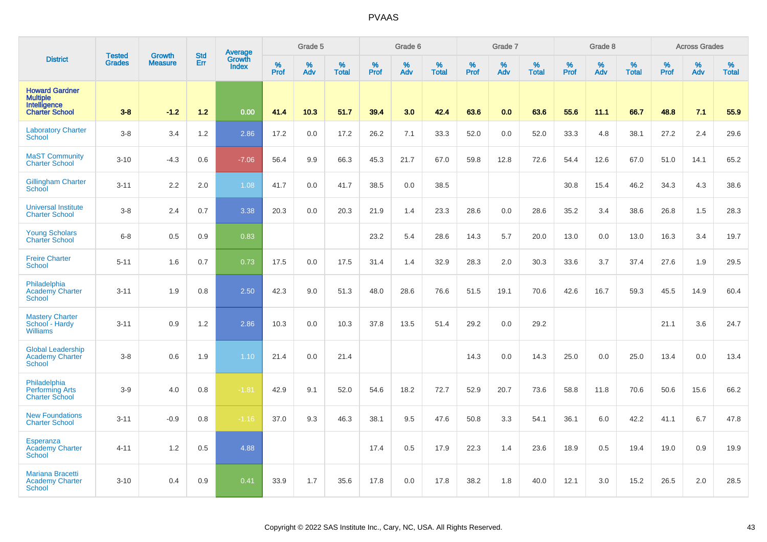| District | Tested Grades | Growth Measure | Std Err | Average Growth Index | Grade 5 | | | Grade 6 | | | Grade 7 | | | Grade 8 | | | Across Grades | | |
|---|---|---|---|---|---|---|---|---|---|---|---|---|---|---|---|---|---|---|---|
| | | | | | % Prof | % Adv | % Total | % Prof | % Adv | % Total | % Prof | % Adv | % Total | % Prof | % Adv | % Total | % Prof | % Adv | % Total |
| **Howard Gardner Multiple Intelligence Charter School** | **3-8** | **-1.2** | **1.2** | **0.00** | **41.4** | **10.3** | **51.7** | **39.4** | **3.0** | **42.4** | **63.6** | **0.0** | **63.6** | **55.6** | **11.1** | **66.7** | **48.8** | **7.1** | **55.9** |
| Laboratory Charter School | 3-8 | 3.4 | 1.2 | 2.86 | 17.2 | 0.0 | 17.2 | 26.2 | 7.1 | 33.3 | 52.0 | 0.0 | 52.0 | 33.3 | 4.8 | 38.1 | 27.2 | 2.4 | 29.6 |
| MaST Community Charter School | 3-10 | -4.3 | 0.6 | -7.06 | 56.4 | 9.9 | 66.3 | 45.3 | 21.7 | 67.0 | 59.8 | 12.8 | 72.6 | 54.4 | 12.6 | 67.0 | 51.0 | 14.1 | 65.2 |
| Gillingham Charter School | 3-11 | 2.2 | 2.0 | 1.08 | 41.7 | 0.0 | 41.7 | 38.5 | 0.0 | 38.5 | | | | 30.8 | 15.4 | 46.2 | 34.3 | 4.3 | 38.6 |
| Universal Institute Charter School | 3-8 | 2.4 | 0.7 | 3.38 | 20.3 | 0.0 | 20.3 | 21.9 | 1.4 | 23.3 | 28.6 | 0.0 | 28.6 | 35.2 | 3.4 | 38.6 | 26.8 | 1.5 | 28.3 |
| Young Scholars Charter School | 6-8 | 0.5 | 0.9 | 0.83 | | | | 23.2 | 5.4 | 28.6 | 14.3 | 5.7 | 20.0 | 13.0 | 0.0 | 13.0 | 16.3 | 3.4 | 19.7 |
| Freire Charter School | 5-11 | 1.6 | 0.7 | 0.73 | 17.5 | 0.0 | 17.5 | 31.4 | 1.4 | 32.9 | 28.3 | 2.0 | 30.3 | 33.6 | 3.7 | 37.4 | 27.6 | 1.9 | 29.5 |
| Philadelphia Academy Charter School | 3-11 | 1.9 | 0.8 | 2.50 | 42.3 | 9.0 | 51.3 | 48.0 | 28.6 | 76.6 | 51.5 | 19.1 | 70.6 | 42.6 | 16.7 | 59.3 | 45.5 | 14.9 | 60.4 |
| Mastery Charter School - Hardy Williams | 3-11 | 0.9 | 1.2 | 2.86 | 10.3 | 0.0 | 10.3 | 37.8 | 13.5 | 51.4 | 29.2 | 0.0 | 29.2 | | | | 21.1 | 3.6 | 24.7 |
| Global Leadership Academy Charter School | 3-8 | 0.6 | 1.9 | 1.10 | 21.4 | 0.0 | 21.4 | | | | 14.3 | 0.0 | 14.3 | 25.0 | 0.0 | 25.0 | 13.4 | 0.0 | 13.4 |
| Philadelphia Performing Arts Charter School | 3-9 | 4.0 | 0.8 | -1.81 | 42.9 | 9.1 | 52.0 | 54.6 | 18.2 | 72.7 | 52.9 | 20.7 | 73.6 | 58.8 | 11.8 | 70.6 | 50.6 | 15.6 | 66.2 |
| New Foundations Charter School | 3-11 | -0.9 | 0.8 | -1.16 | 37.0 | 9.3 | 46.3 | 38.1 | 9.5 | 47.6 | 50.8 | 3.3 | 54.1 | 36.1 | 6.0 | 42.2 | 41.1 | 6.7 | 47.8 |
| Esperanza Academy Charter School | 4-11 | 1.2 | 0.5 | 4.88 | | | | 17.4 | 0.5 | 17.9 | 22.3 | 1.4 | 23.6 | 18.9 | 0.5 | 19.4 | 19.0 | 0.9 | 19.9 |
| Mariana Bracetti Academy Charter School | 3-10 | 0.4 | 0.9 | 0.41 | 33.9 | 1.7 | 35.6 | 17.8 | 0.0 | 17.8 | 38.2 | 1.8 | 40.0 | 12.1 | 3.0 | 15.2 | 26.5 | 2.0 | 28.5 |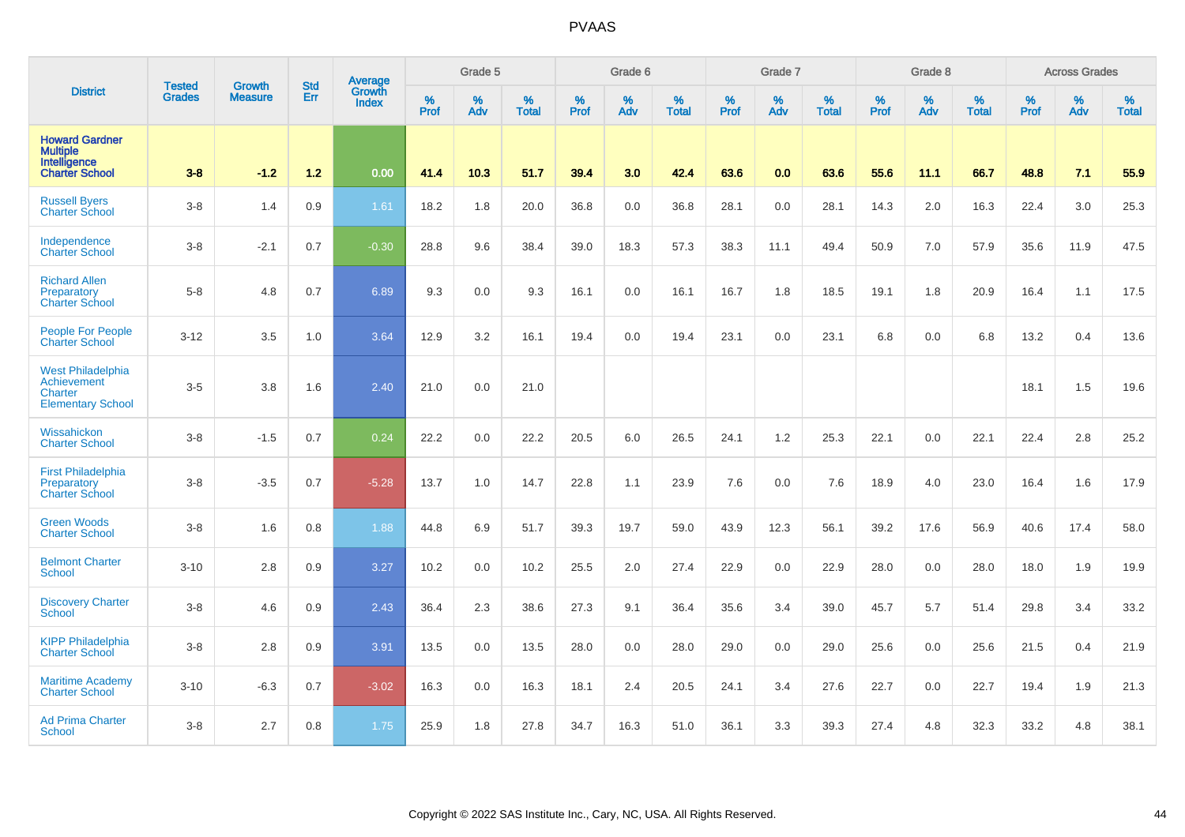## PVAAS

| District | Tested Grades | Growth Measure | Std Err | Average Growth Index | Grade 5 | | | Grade 6 | | | Grade 7 | | | Grade 8 | | | Across Grades | | |
|---|---|---|---|---|---|---|---|---|---|---|---|---|---|---|---|---|---|---|---|
| | | | | | % Prof | % Adv | % Total | % Prof | % Adv | % Total | % Prof | % Adv | % Total | % Prof | % Adv | % Total | % Prof | % Adv | % Total |
| **Howard Gardner Multiple Intelligence Charter School** | **3-8** | **-1.2** | **1.2** | **0.00** | **41.4** | **10.3** | **51.7** | **39.4** | **3.0** | **42.4** | **63.6** | **0.0** | **63.6** | **55.6** | **11.1** | **66.7** | **48.8** | **7.1** | **55.9** |
| Russell Byers Charter School | 3-8 | 1.4 | 0.9 | 1.61 | 18.2 | 1.8 | 20.0 | 36.8 | 0.0 | 36.8 | 28.1 | 0.0 | 28.1 | 14.3 | 2.0 | 16.3 | 22.4 | 3.0 | 25.3 |
| Independence Charter School | 3-8 | -2.1 | 0.7 | -0.30 | 28.8 | 9.6 | 38.4 | 39.0 | 18.3 | 57.3 | 38.3 | 11.1 | 49.4 | 50.9 | 7.0 | 57.9 | 35.6 | 11.9 | 47.5 |
| Richard Allen Preparatory Charter School | 5-8 | 4.8 | 0.7 | 6.89 | 9.3 | 0.0 | 9.3 | 16.1 | 0.0 | 16.1 | 16.7 | 1.8 | 18.5 | 19.1 | 1.8 | 20.9 | 16.4 | 1.1 | 17.5 |
| People For People Charter School | 3-12 | 3.5 | 1.0 | 3.64 | 12.9 | 3.2 | 16.1 | 19.4 | 0.0 | 19.4 | 23.1 | 0.0 | 23.1 | 6.8 | 0.0 | 6.8 | 13.2 | 0.4 | 13.6 |
| West Philadelphia Achievement Charter Elementary School | 3-5 | 3.8 | 1.6 | 2.40 | 21.0 | 0.0 | 21.0 | | | | | | | | | | 18.1 | 1.5 | 19.6 |
| Wissahickon Charter School | 3-8 | -1.5 | 0.7 | 0.24 | 22.2 | 0.0 | 22.2 | 20.5 | 6.0 | 26.5 | 24.1 | 1.2 | 25.3 | 22.1 | 0.0 | 22.1 | 22.4 | 2.8 | 25.2 |
| First Philadelphia Preparatory Charter School | 3-8 | -3.5 | 0.7 | -5.28 | 13.7 | 1.0 | 14.7 | 22.8 | 1.1 | 23.9 | 7.6 | 0.0 | 7.6 | 18.9 | 4.0 | 23.0 | 16.4 | 1.6 | 17.9 |
| Green Woods Charter School | 3-8 | 1.6 | 0.8 | 1.88 | 44.8 | 6.9 | 51.7 | 39.3 | 19.7 | 59.0 | 43.9 | 12.3 | 56.1 | 39.2 | 17.6 | 56.9 | 40.6 | 17.4 | 58.0 |
| Belmont Charter School | 3-10 | 2.8 | 0.9 | 3.27 | 10.2 | 0.0 | 10.2 | 25.5 | 2.0 | 27.4 | 22.9 | 0.0 | 22.9 | 28.0 | 0.0 | 28.0 | 18.0 | 1.9 | 19.9 |
| Discovery Charter School | 3-8 | 4.6 | 0.9 | 2.43 | 36.4 | 2.3 | 38.6 | 27.3 | 9.1 | 36.4 | 35.6 | 3.4 | 39.0 | 45.7 | 5.7 | 51.4 | 29.8 | 3.4 | 33.2 |
| KIPP Philadelphia Charter School | 3-8 | 2.8 | 0.9 | 3.91 | 13.5 | 0.0 | 13.5 | 28.0 | 0.0 | 28.0 | 29.0 | 0.0 | 29.0 | 25.6 | 0.0 | 25.6 | 21.5 | 0.4 | 21.9 |
| Maritime Academy Charter School | 3-10 | -6.3 | 0.7 | -3.02 | 16.3 | 0.0 | 16.3 | 18.1 | 2.4 | 20.5 | 24.1 | 3.4 | 27.6 | 22.7 | 0.0 | 22.7 | 19.4 | 1.9 | 21.3 |
| Ad Prima Charter School | 3-8 | 2.7 | 0.8 | 1.75 | 25.9 | 1.8 | 27.8 | 34.7 | 16.3 | 51.0 | 36.1 | 3.3 | 39.3 | 27.4 | 4.8 | 32.3 | 33.2 | 4.8 | 38.1 |

Copyright © 2022 SAS Institute Inc., Cary, NC, USA. All Rights Reserved.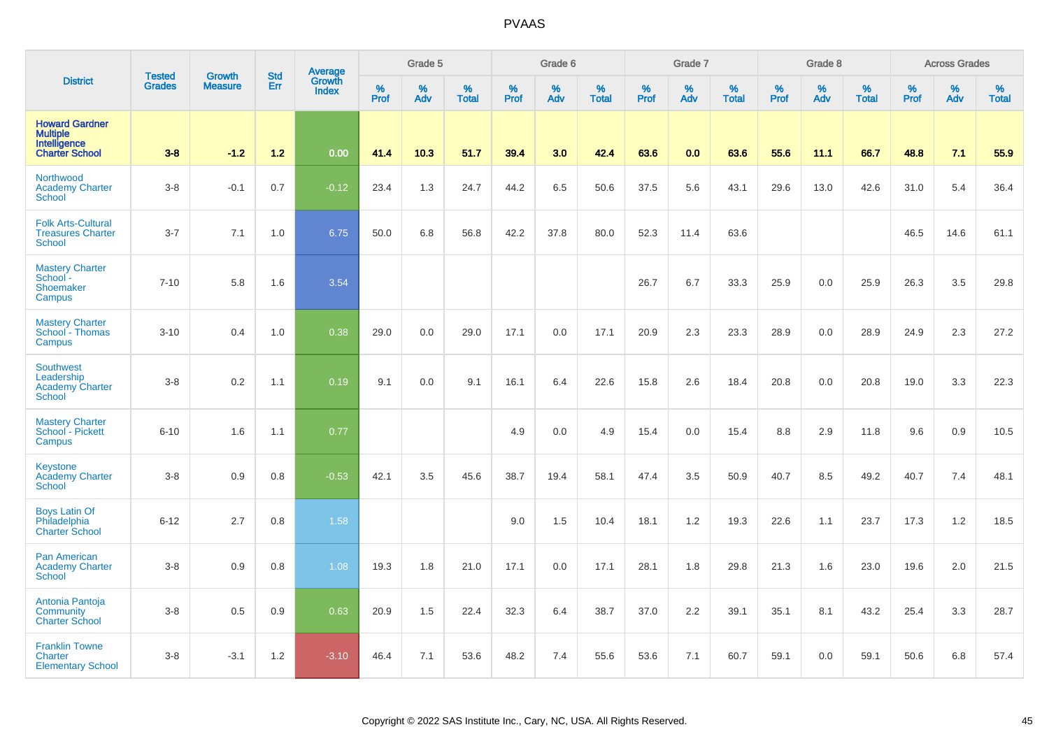# PVAAS

| District | Tested Grades | Growth Measure | Std Err | Average Growth Index | Grade 5 | | | Grade 6 | | | Grade 7 | | | Grade 8 | | | Across Grades | | |
|---|---|---|---|---|---|---|---|---|---|---|---|---|---|---|---|---|---|---|---|
| | | | | | % Prof | % Adv | % Total | % Prof | % Adv | % Total | % Prof | % Adv | % Total | % Prof | % Adv | % Total | % Prof | % Adv | % Total |
| **Howard Gardner Multiple Intelligence Charter School** | **3-8** | **-1.2** | **1.2** | **0.00** | **41.4** | **10.3** | **51.7** | **39.4** | **3.0** | **42.4** | **63.6** | **0.0** | **63.6** | **55.6** | **11.1** | **66.7** | **48.8** | **7.1** | **55.9** |
| Northwood Academy Charter School | 3-8 | -0.1 | 0.7 | -0.12 | 23.4 | 1.3 | 24.7 | 44.2 | 6.5 | 50.6 | 37.5 | 5.6 | 43.1 | 29.6 | 13.0 | 42.6 | 31.0 | 5.4 | 36.4 |
| Folk Arts-Cultural Treasures Charter School | 3-7 | 7.1 | 1.0 | 6.75 | 50.0 | 6.8 | 56.8 | 42.2 | 37.8 | 80.0 | 52.3 | 11.4 | 63.6 | | | | 46.5 | 14.6 | 61.1 |
| Mastery Charter School - Shoemaker Campus | 7-10 | 5.8 | 1.6 | 3.54 | | | | | | | 26.7 | 6.7 | 33.3 | 25.9 | 0.0 | 25.9 | 26.3 | 3.5 | 29.8 |
| Mastery Charter School - Thomas Campus | 3-10 | 0.4 | 1.0 | 0.38 | 29.0 | 0.0 | 29.0 | 17.1 | 0.0 | 17.1 | 20.9 | 2.3 | 23.3 | 28.9 | 0.0 | 28.9 | 24.9 | 2.3 | 27.2 |
| Southwest Leadership Academy Charter School | 3-8 | 0.2 | 1.1 | 0.19 | 9.1 | 0.0 | 9.1 | 16.1 | 6.4 | 22.6 | 15.8 | 2.6 | 18.4 | 20.8 | 0.0 | 20.8 | 19.0 | 3.3 | 22.3 |
| Mastery Charter School - Pickett Campus | 6-10 | 1.6 | 1.1 | 0.77 | | | | 4.9 | 0.0 | 4.9 | 15.4 | 0.0 | 15.4 | 8.8 | 2.9 | 11.8 | 9.6 | 0.9 | 10.5 |
| Keystone Academy Charter School | 3-8 | 0.9 | 0.8 | -0.53 | 42.1 | 3.5 | 45.6 | 38.7 | 19.4 | 58.1 | 47.4 | 3.5 | 50.9 | 40.7 | 8.5 | 49.2 | 40.7 | 7.4 | 48.1 |
| Boys Latin Of Philadelphia Charter School | 6-12 | 2.7 | 0.8 | 1.58 | | | | 9.0 | 1.5 | 10.4 | 18.1 | 1.2 | 19.3 | 22.6 | 1.1 | 23.7 | 17.3 | 1.2 | 18.5 |
| Pan American Academy Charter School | 3-8 | 0.9 | 0.8 | 1.08 | 19.3 | 1.8 | 21.0 | 17.1 | 0.0 | 17.1 | 28.1 | 1.8 | 29.8 | 21.3 | 1.6 | 23.0 | 19.6 | 2.0 | 21.5 |
| Antonia Pantoja Community Charter School | 3-8 | 0.5 | 0.9 | 0.63 | 20.9 | 1.5 | 22.4 | 32.3 | 6.4 | 38.7 | 37.0 | 2.2 | 39.1 | 35.1 | 8.1 | 43.2 | 25.4 | 3.3 | 28.7 |
| Franklin Towne Charter Elementary School | 3-8 | -3.1 | 1.2 | -3.10 | 46.4 | 7.1 | 53.6 | 48.2 | 7.4 | 55.6 | 53.6 | 7.1 | 60.7 | 59.1 | 0.0 | 59.1 | 50.6 | 6.8 | 57.4 |

Copyright © 2022 SAS Institute Inc., Cary, NC, USA. All Rights Reserved.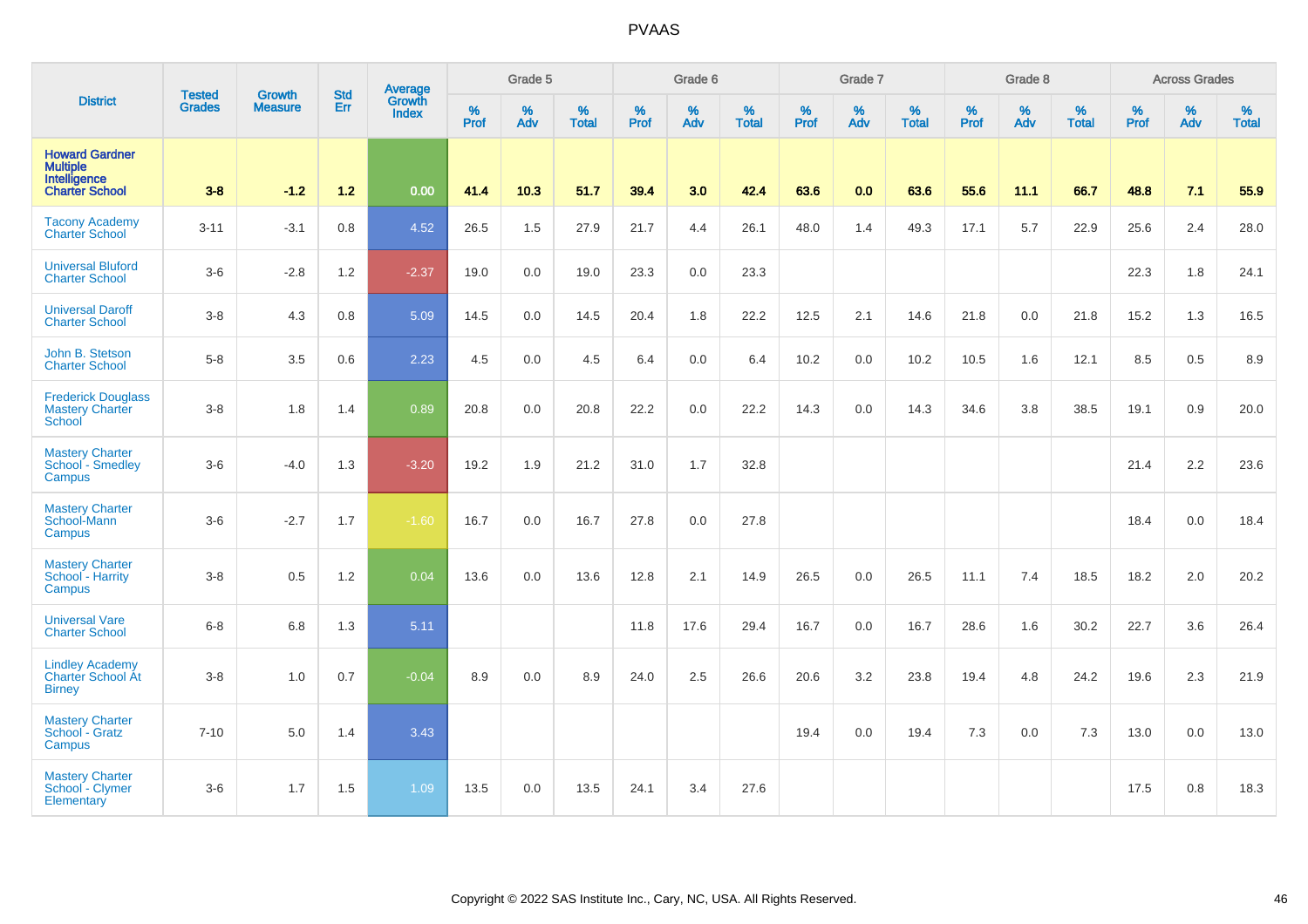# PVAAS

| District | Tested Grades | Growth Measure | Std Err | Average Growth Index | Grade 5 | | | Grade 6 | | | Grade 7 | | | Grade 8 | | | Across Grades | | |
|---|---|---|---|---|---|---|---|---|---|---|---|---|---|---|---|---|---|---|---|
| | | | | | % Prof | % Adv | % Total | % Prof | % Adv | % Total | % Prof | % Adv | % Total | % Prof | % Adv | % Total | % Prof | % Adv | % Total |
| **Howard Gardner Multiple Intelligence Charter School** | **3-8** | **-1.2** | **1.2** | **0.00** | **41.4** | **10.3** | **51.7** | **39.4** | **3.0** | **42.4** | **63.6** | **0.0** | **63.6** | **55.6** | **11.1** | **66.7** | **48.8** | **7.1** | **55.9** |
| Tacony Academy Charter School | 3-11 | -3.1 | 0.8 | 4.52 | 26.5 | 1.5 | 27.9 | 21.7 | 4.4 | 26.1 | 48.0 | 1.4 | 49.3 | 17.1 | 5.7 | 22.9 | 25.6 | 2.4 | 28.0 |
| Universal Bluford Charter School | 3-6 | -2.8 | 1.2 | -2.37 | 19.0 | 0.0 | 19.0 | 23.3 | 0.0 | 23.3 | | | | | | | 22.3 | 1.8 | 24.1 |
| Universal Daroff Charter School | 3-8 | 4.3 | 0.8 | 5.09 | 14.5 | 0.0 | 14.5 | 20.4 | 1.8 | 22.2 | 12.5 | 2.1 | 14.6 | 21.8 | 0.0 | 21.8 | 15.2 | 1.3 | 16.5 |
| John B. Stetson Charter School | 5-8 | 3.5 | 0.6 | 2.23 | 4.5 | 0.0 | 4.5 | 6.4 | 0.0 | 6.4 | 10.2 | 0.0 | 10.2 | 10.5 | 1.6 | 12.1 | 8.5 | 0.5 | 8.9 |
| Frederick Douglass Mastery Charter School | 3-8 | 1.8 | 1.4 | 0.89 | 20.8 | 0.0 | 20.8 | 22.2 | 0.0 | 22.2 | 14.3 | 0.0 | 14.3 | 34.6 | 3.8 | 38.5 | 19.1 | 0.9 | 20.0 |
| Mastery Charter School - Smedley Campus | 3-6 | -4.0 | 1.3 | -3.20 | 19.2 | 1.9 | 21.2 | 31.0 | 1.7 | 32.8 | | | | | | | 21.4 | 2.2 | 23.6 |
| Mastery Charter School-Mann Campus | 3-6 | -2.7 | 1.7 | -1.60 | 16.7 | 0.0 | 16.7 | 27.8 | 0.0 | 27.8 | | | | | | | 18.4 | 0.0 | 18.4 |
| Mastery Charter School - Harrity Campus | 3-8 | 0.5 | 1.2 | 0.04 | 13.6 | 0.0 | 13.6 | 12.8 | 2.1 | 14.9 | 26.5 | 0.0 | 26.5 | 11.1 | 7.4 | 18.5 | 18.2 | 2.0 | 20.2 |
| Universal Vare Charter School | 6-8 | 6.8 | 1.3 | 5.11 | | | | 11.8 | 17.6 | 29.4 | 16.7 | 0.0 | 16.7 | 28.6 | 1.6 | 30.2 | 22.7 | 3.6 | 26.4 |
| Lindley Academy Charter School At Birney | 3-8 | 1.0 | 0.7 | -0.04 | 8.9 | 0.0 | 8.9 | 24.0 | 2.5 | 26.6 | 20.6 | 3.2 | 23.8 | 19.4 | 4.8 | 24.2 | 19.6 | 2.3 | 21.9 |
| Mastery Charter School - Gratz Campus | 7-10 | 5.0 | 1.4 | 3.43 | | | | | | | 19.4 | 0.0 | 19.4 | 7.3 | 0.0 | 7.3 | 13.0 | 0.0 | 13.0 |
| Mastery Charter School - Clymer Elementary | 3-6 | 1.7 | 1.5 | 1.09 | 13.5 | 0.0 | 13.5 | 24.1 | 3.4 | 27.6 | | | | | | | 17.5 | 0.8 | 18.3 |

Copyright © 2022 SAS Institute Inc., Cary, NC, USA. All Rights Reserved.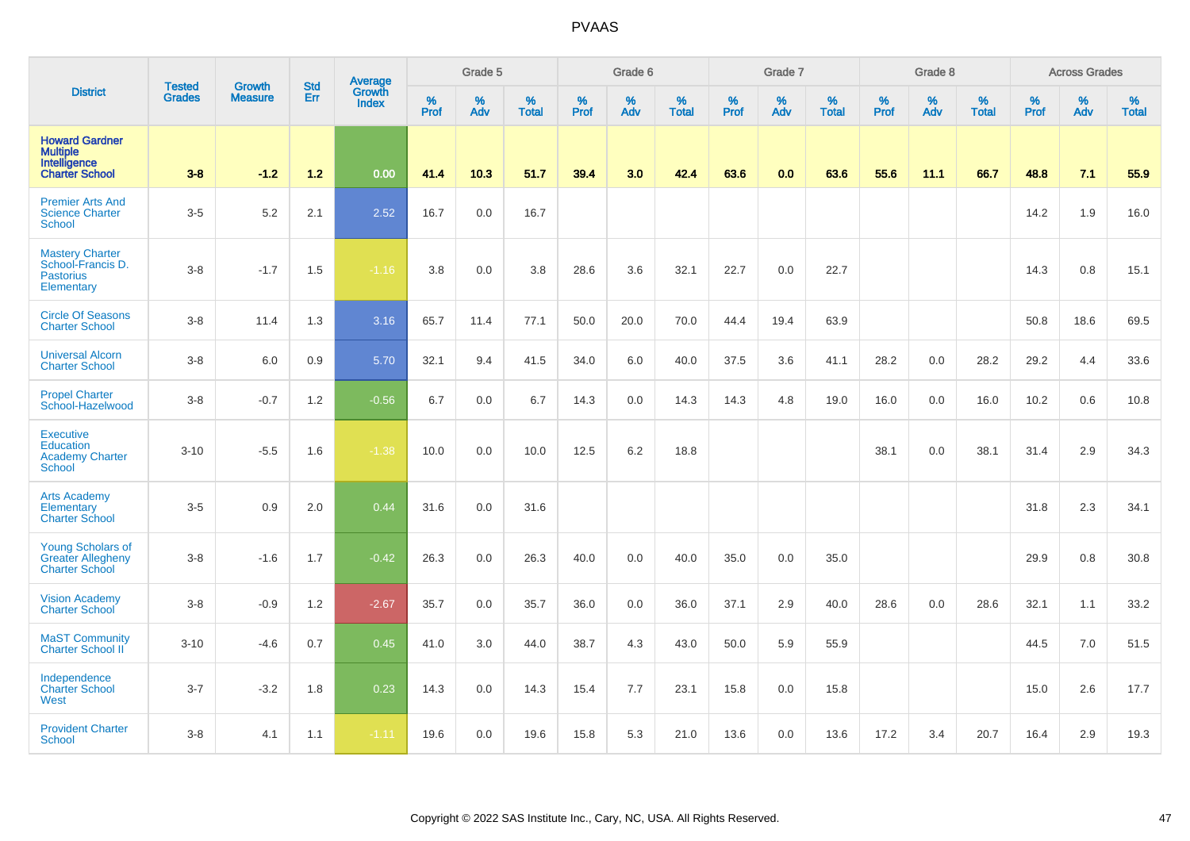# PVAAS

| District | Tested Grades | Growth Measure | Std Err | Average Growth Index | Grade 5 | | | Grade 6 | | | Grade 7 | | | Grade 8 | | | Across Grades | | |
|---|---|---|---|---|---|---|---|---|---|---|---|---|---|---|---|---|---|---|---|
| | | | | | % Prof | % Adv | % Total | % Prof | % Adv | % Total | % Prof | % Adv | % Total | % Prof | % Adv | % Total | % Prof | % Adv | % Total |
| **Howard Gardner Multiple Intelligence Charter School** | **3-8** | **-1.2** | **1.2** | **0.00** | **41.4** | **10.3** | **51.7** | **39.4** | **3.0** | **42.4** | **63.6** | **0.0** | **63.6** | **55.6** | **11.1** | **66.7** | **48.8** | **7.1** | **55.9** |
| Premier Arts And Science Charter School | 3-5 | 5.2 | 2.1 | 2.52 | 16.7 | 0.0 | 16.7 | | | | | | | | | | 14.2 | 1.9 | 16.0 |
| Mastery Charter School-Francis D. Pastorius Elementary | 3-8 | -1.7 | 1.5 | -1.16 | 3.8 | 0.0 | 3.8 | 28.6 | 3.6 | 32.1 | 22.7 | 0.0 | 22.7 | | | | 14.3 | 0.8 | 15.1 |
| Circle Of Seasons Charter School | 3-8 | 11.4 | 1.3 | 3.16 | 65.7 | 11.4 | 77.1 | 50.0 | 20.0 | 70.0 | 44.4 | 19.4 | 63.9 | | | | 50.8 | 18.6 | 69.5 |
| Universal Alcorn Charter School | 3-8 | 6.0 | 0.9 | 5.70 | 32.1 | 9.4 | 41.5 | 34.0 | 6.0 | 40.0 | 37.5 | 3.6 | 41.1 | 28.2 | 0.0 | 28.2 | 29.2 | 4.4 | 33.6 |
| Propel Charter School-Hazelwood | 3-8 | -0.7 | 1.2 | -0.56 | 6.7 | 0.0 | 6.7 | 14.3 | 0.0 | 14.3 | 14.3 | 4.8 | 19.0 | 16.0 | 0.0 | 16.0 | 10.2 | 0.6 | 10.8 |
| Executive Education Academy Charter School | 3-10 | -5.5 | 1.6 | -1.38 | 10.0 | 0.0 | 10.0 | 12.5 | 6.2 | 18.8 | | | | 38.1 | 0.0 | 38.1 | 31.4 | 2.9 | 34.3 |
| Arts Academy Elementary Charter School | 3-5 | 0.9 | 2.0 | 0.44 | 31.6 | 0.0 | 31.6 | | | | | | | | | | 31.8 | 2.3 | 34.1 |
| Young Scholars of Greater Allegheny Charter School | 3-8 | -1.6 | 1.7 | -0.42 | 26.3 | 0.0 | 26.3 | 40.0 | 0.0 | 40.0 | 35.0 | 0.0 | 35.0 | | | | 29.9 | 0.8 | 30.8 |
| Vision Academy Charter School | 3-8 | -0.9 | 1.2 | -2.67 | 35.7 | 0.0 | 35.7 | 36.0 | 0.0 | 36.0 | 37.1 | 2.9 | 40.0 | 28.6 | 0.0 | 28.6 | 32.1 | 1.1 | 33.2 |
| MaST Community Charter School II | 3-10 | -4.6 | 0.7 | 0.45 | 41.0 | 3.0 | 44.0 | 38.7 | 4.3 | 43.0 | 50.0 | 5.9 | 55.9 | | | | 44.5 | 7.0 | 51.5 |
| Independence Charter School West | 3-7 | -3.2 | 1.8 | 0.23 | 14.3 | 0.0 | 14.3 | 15.4 | 7.7 | 23.1 | 15.8 | 0.0 | 15.8 | | | | 15.0 | 2.6 | 17.7 |
| Provident Charter School | 3-8 | 4.1 | 1.1 | -1.11 | 19.6 | 0.0 | 19.6 | 15.8 | 5.3 | 21.0 | 13.6 | 0.0 | 13.6 | 17.2 | 3.4 | 20.7 | 16.4 | 2.9 | 19.3 |

Copyright © 2022 SAS Institute Inc., Cary, NC, USA. All Rights Reserved.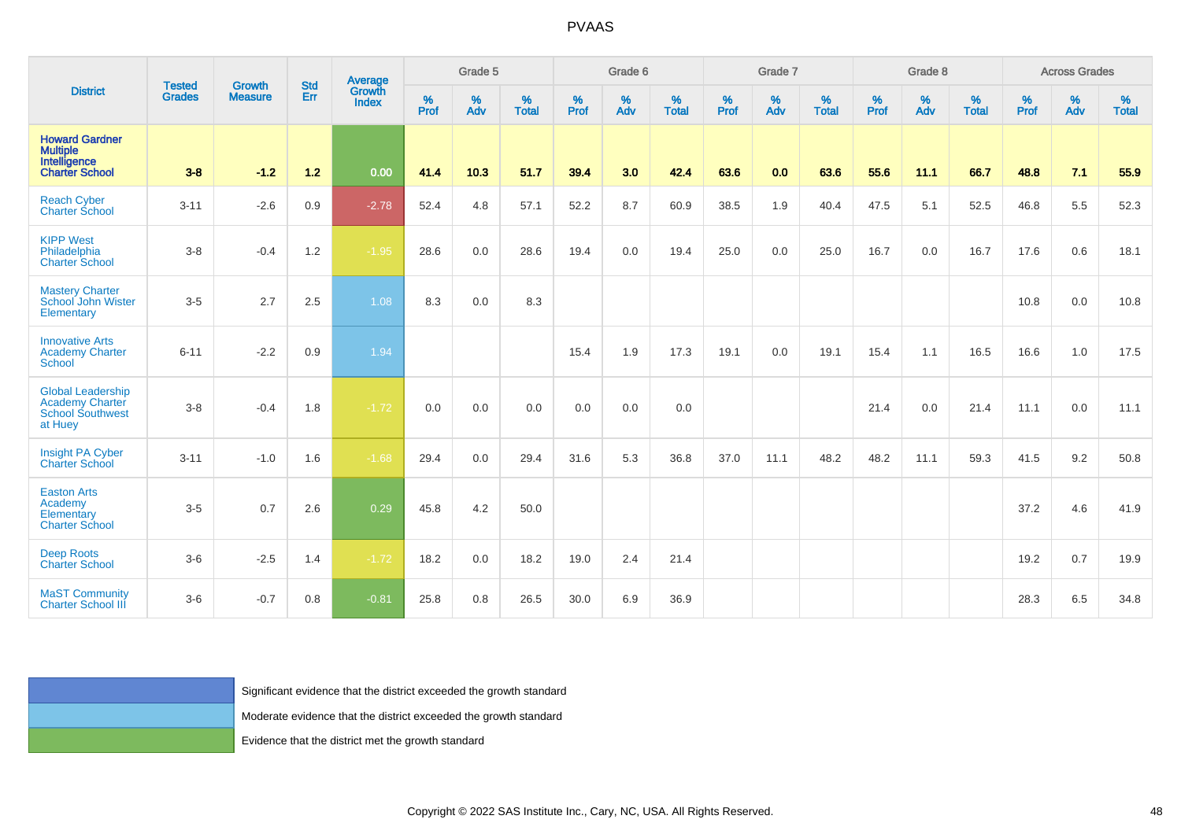# PVAAS

| District | Tested Grades | Growth Measure | Std Err | Average Growth Index | Grade 5 | | | Grade 6 | | | Grade 7 | | | Grade 8 | | | Across Grades | | |
|---|---|---|---|---|---|---|---|---|---|---|---|---|---|---|---|---|---|---|---|
| | | | | | % Prof | % Adv | % Total | % Prof | % Adv | % Total | % Prof | % Adv | % Total | % Prof | % Adv | % Total | % Prof | % Adv | % Total |
| **Howard Gardner Multiple Intelligence Charter School** | **3-8** | **-1.2** | **1.2** | **0.00** | **41.4** | **10.3** | **51.7** | **39.4** | **3.0** | **42.4** | **63.6** | **0.0** | **63.6** | **55.6** | **11.1** | **66.7** | **48.8** | **7.1** | **55.9** |
| Reach Cyber Charter School | 3-11 | -2.6 | 0.9 | -2.78 | 52.4 | 4.8 | 57.1 | 52.2 | 8.7 | 60.9 | 38.5 | 1.9 | 40.4 | 47.5 | 5.1 | 52.5 | 46.8 | 5.5 | 52.3 |
| KIPP West Philadelphia Charter School | 3-8 | -0.4 | 1.2 | -1.95 | 28.6 | 0.0 | 28.6 | 19.4 | 0.0 | 19.4 | 25.0 | 0.0 | 25.0 | 16.7 | 0.0 | 16.7 | 17.6 | 0.6 | 18.1 |
| Mastery Charter School John Wister Elementary | 3-5 | 2.7 | 2.5 | 1.08 | 8.3 | 0.0 | 8.3 | | | | | | | | | | 10.8 | 0.0 | 10.8 |
| Innovative Arts Academy Charter School | 6-11 | -2.2 | 0.9 | 1.94 | | | | 15.4 | 1.9 | 17.3 | 19.1 | 0.0 | 19.1 | 15.4 | 1.1 | 16.5 | 16.6 | 1.0 | 17.5 |
| Global Leadership Academy Charter School Southwest at Huey | 3-8 | -0.4 | 1.8 | -1.72 | 0.0 | 0.0 | 0.0 | 0.0 | 0.0 | 0.0 | | | | 21.4 | 0.0 | 21.4 | 11.1 | 0.0 | 11.1 |
| Insight PA Cyber Charter School | 3-11 | -1.0 | 1.6 | -1.68 | 29.4 | 0.0 | 29.4 | 31.6 | 5.3 | 36.8 | 37.0 | 11.1 | 48.2 | 48.2 | 11.1 | 59.3 | 41.5 | 9.2 | 50.8 |
| Easton Arts Academy Elementary Charter School | 3-5 | 0.7 | 2.6 | 0.29 | 45.8 | 4.2 | 50.0 | | | | | | | | | | 37.2 | 4.6 | 41.9 |
| Deep Roots Charter School | 3-6 | -2.5 | 1.4 | -1.72 | 18.2 | 0.0 | 18.2 | 19.0 | 2.4 | 21.4 | | | | | | | 19.2 | 0.7 | 19.9 |
| MaST Community Charter School III | 3-6 | -0.7 | 0.8 | -0.81 | 25.8 | 0.8 | 26.5 | 30.0 | 6.9 | 36.9 | | | | | | | 28.3 | 6.5 | 34.8 |

Significant evidence that the district exceeded the growth standard

Moderate evidence that the district exceeded the growth standard

Evidence that the district met the growth standard

Copyright © 2022 SAS Institute Inc., Cary, NC, USA. All Rights Reserved.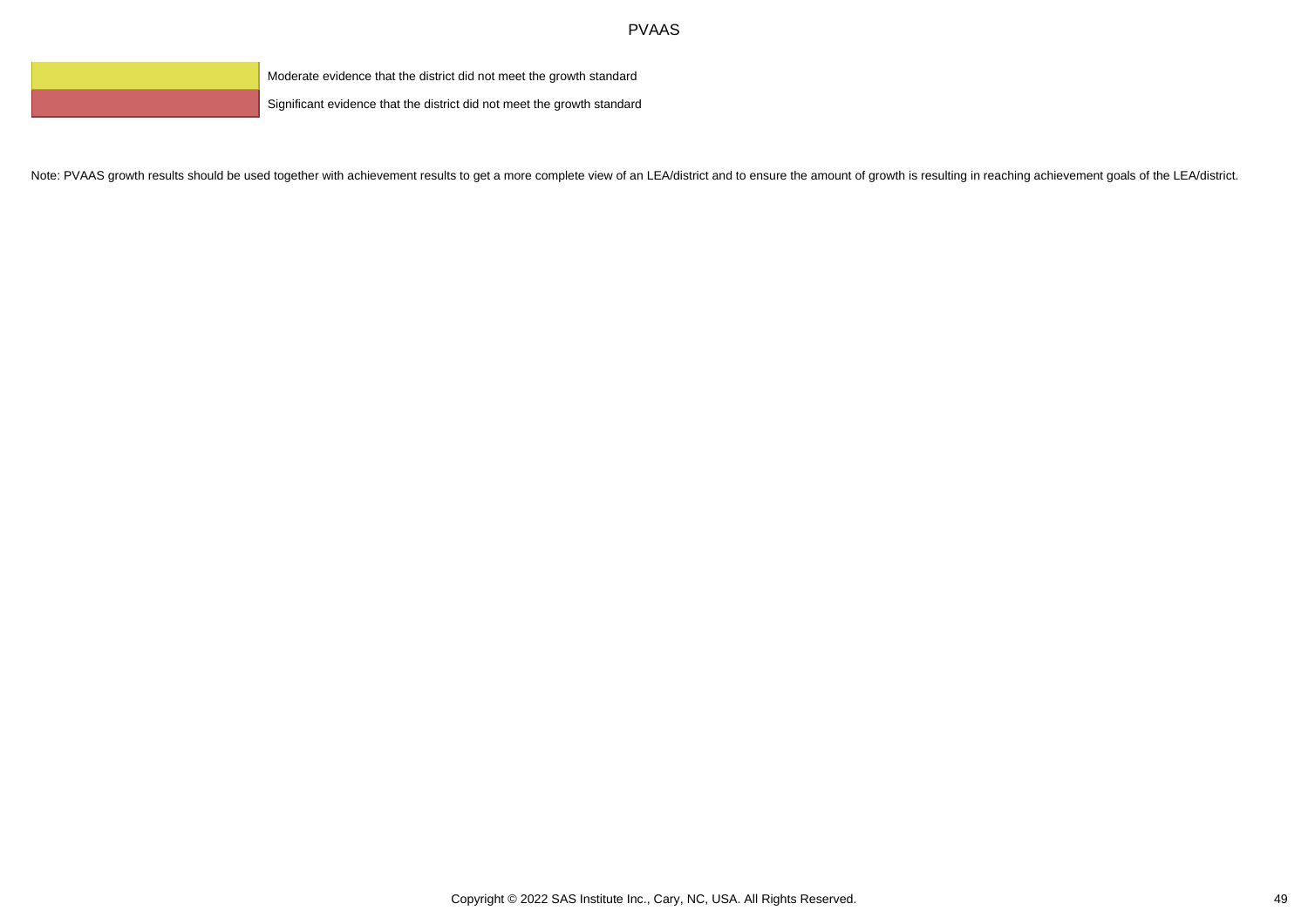Moderate evidence that the district did not meet the growth standard

Significant evidence that the district did not meet the growth standard

Note: PVAAS growth results should be used together with achievement results to get a more complete view of an LEA/district and to ensure the amount of growth is resulting in reaching achievement goals of the LEA/district.